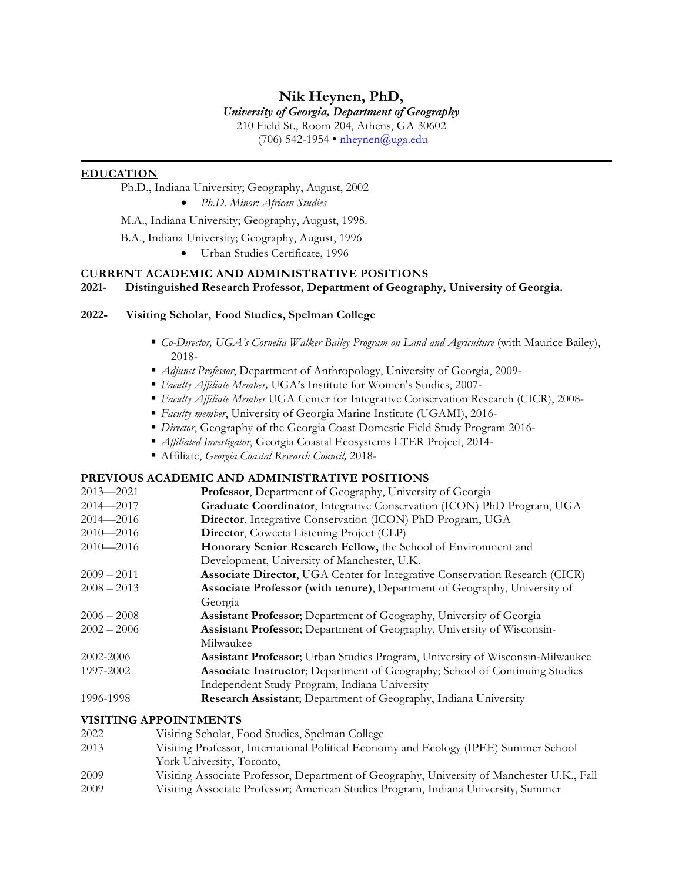# Nik Heynen, PhD,

***University of Georgia, Department of Geography***

210 Field St., Room 204, Athens, GA 30602

(706) 542-1954 • nheynen@uga.edu

---

## EDUCATION

Ph.D., Indiana University; Geography, August, 2002

- *Ph.D. Minor: African Studies*

M.A., Indiana University; Geography, August, 1998.

B.A., Indiana University; Geography, August, 1996

- Urban Studies Certificate, 1996

## CURRENT ACADEMIC AND ADMINISTRATIVE POSITIONS

**2021- Distinguished Research Professor, Department of Geography, University of Georgia.**

**2022- Visiting Scholar, Food Studies, Spelman College**

- *Co-Director, UGA's Cornelia Walker Bailey Program on Land and Agriculture* (with Maurice Bailey), 2018-
- *Adjunct Professor*, Department of Anthropology, University of Georgia, 2009-
- *Faculty Affiliate Member,* UGA's Institute for Women's Studies, 2007-
- *Faculty Affiliate Member* UGA Center for Integrative Conservation Research (CICR), 2008-
- *Faculty member*, University of Georgia Marine Institute (UGAMI), 2016-
- *Director*, Geography of the Georgia Coast Domestic Field Study Program 2016-
- *Affiliated Investigator*, Georgia Coastal Ecosystems LTER Project, 2014-
- Affiliate, *Georgia Coastal Research Council,* 2018-

## PREVIOUS ACADEMIC AND ADMINISTRATIVE POSITIONS

| | |
|---|---|
| 2013—2021 | **Professor**, Department of Geography, University of Georgia |
| 2014—2017 | **Graduate Coordinator**, Integrative Conservation (ICON) PhD Program, UGA |
| 2014—2016 | **Director**, Integrative Conservation (ICON) PhD Program, UGA |
| 2010—2016 | **Director**, Coweeta Listening Project (CLP) |
| 2010—2016 | **Honorary Senior Research Fellow,** the School of Environment and Development, University of Manchester, U.K. |
| 2009 – 2011 | **Associate Director**, UGA Center for Integrative Conservation Research (CICR) |
| 2008 – 2013 | **Associate Professor (with tenure)**, Department of Geography, University of Georgia |
| 2006 – 2008 | **Assistant Professor**; Department of Geography, University of Georgia |
| 2002 – 2006 | **Assistant Professor**; Department of Geography, University of Wisconsin-Milwaukee |
| 2002-2006 | **Assistant Professor**; Urban Studies Program, University of Wisconsin-Milwaukee |
| 1997-2002 | **Associate Instructor**; Department of Geography; School of Continuing Studies Independent Study Program, Indiana University |
| 1996-1998 | **Research Assistant**; Department of Geography, Indiana University |

## VISITING APPOINTMENTS

| | |
|---|---|
| 2022 | Visiting Scholar, Food Studies, Spelman College |
| 2013 | Visiting Professor, International Political Economy and Ecology (IPEE) Summer School York University, Toronto, |
| 2009 | Visiting Associate Professor, Department of Geography, University of Manchester U.K., Fall |
| 2009 | Visiting Associate Professor; American Studies Program, Indiana University, Summer |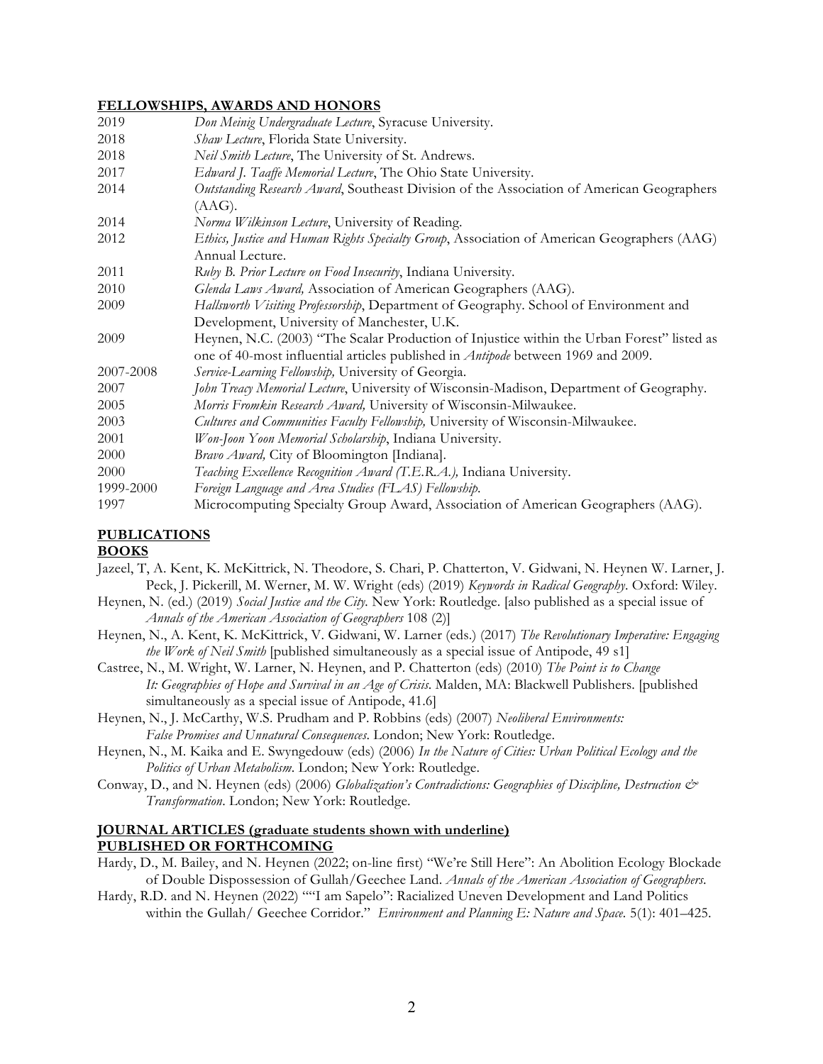## FELLOWSHIPS, AWARDS AND HONORS

| | |
|---|---|
| 2019 | *Don Meinig Undergraduate Lecture*, Syracuse University. |
| 2018 | *Shaw Lecture*, Florida State University. |
| 2018 | *Neil Smith Lecture*, The University of St. Andrews. |
| 2017 | *Edward J. Taaffe Memorial Lecture*, The Ohio State University. |
| 2014 | *Outstanding Research Award*, Southeast Division of the Association of American Geographers (AAG). |
| 2014 | *Norma Wilkinson Lecture*, University of Reading. |
| 2012 | *Ethics, Justice and Human Rights Specialty Group*, Association of American Geographers (AAG) Annual Lecture. |
| 2011 | *Ruby B. Prior Lecture on Food Insecurity*, Indiana University. |
| 2010 | *Glenda Laws Award,* Association of American Geographers (AAG). |
| 2009 | *Hallsworth Visiting Professorship*, Department of Geography. School of Environment and Development, University of Manchester, U.K. |
| 2009 | Heynen, N.C. (2003) "The Scalar Production of Injustice within the Urban Forest" listed as one of 40-most influential articles published in *Antipode* between 1969 and 2009. |
| 2007-2008 | *Service-Learning Fellowship,* University of Georgia. |
| 2007 | *John Treacy Memorial Lecture*, University of Wisconsin-Madison, Department of Geography. |
| 2005 | *Morris Fromkin Research Award,* University of Wisconsin-Milwaukee. |
| 2003 | *Cultures and Communities Faculty Fellowship,* University of Wisconsin-Milwaukee. |
| 2001 | *Won-Joon Yoon Memorial Scholarship*, Indiana University. |
| 2000 | *Bravo Award,* City of Bloomington [Indiana]. |
| 2000 | *Teaching Excellence Recognition Award (T.E.R.A.),* Indiana University. |
| 1999-2000 | *Foreign Language and Area Studies (FLAS) Fellowship.* |
| 1997 | Microcomputing Specialty Group Award, Association of American Geographers (AAG). |

## PUBLICATIONS

### BOOKS

Jazeel, T, A. Kent, K. McKittrick, N. Theodore, S. Chari, P. Chatterton, V. Gidwani, N. Heynen W. Larner, J. Peck, J. Pickerill, M. Werner, M. W. Wright (eds) (2019) *Keywords in Radical Geography*. Oxford: Wiley.

Heynen, N. (ed.) (2019) *Social Justice and the City*. New York: Routledge. [also published as a special issue of *Annals of the American Association of Geographers* 108 (2)]

Heynen, N., A. Kent, K. McKittrick, V. Gidwani, W. Larner (eds.) (2017) *The Revolutionary Imperative: Engaging the Work of Neil Smith* [published simultaneously as a special issue of Antipode, 49 s1]

Castree, N., M. Wright, W. Larner, N. Heynen, and P. Chatterton (eds) (2010) *The Point is to Change It: Geographies of Hope and Survival in an Age of Crisis*. Malden, MA: Blackwell Publishers. [published simultaneously as a special issue of Antipode, 41.6]

Heynen, N., J. McCarthy, W.S. Prudham and P. Robbins (eds) (2007) *Neoliberal Environments: False Promises and Unnatural Consequences*. London; New York: Routledge.

Heynen, N., M. Kaika and E. Swyngedouw (eds) (2006) *In the Nature of Cities: Urban Political Ecology and the Politics of Urban Metabolism*. London; New York: Routledge.

Conway, D., and N. Heynen (eds) (2006) *Globalization's Contradictions: Geographies of Discipline, Destruction & Transformation*. London; New York: Routledge.

### JOURNAL ARTICLES (graduate students shown with underline)

### PUBLISHED OR FORTHCOMING

Hardy, D., M. Bailey, and N. Heynen (2022; on-line first) "We're Still Here": An Abolition Ecology Blockade of Double Dispossession of Gullah/Geechee Land. *Annals of the American Association of Geographers.*

Hardy, R.D. and N. Heynen (2022) ""I am Sapelo": Racialized Uneven Development and Land Politics within the Gullah/ Geechee Corridor." *Environment and Planning E: Nature and Space.* 5(1): 401–425.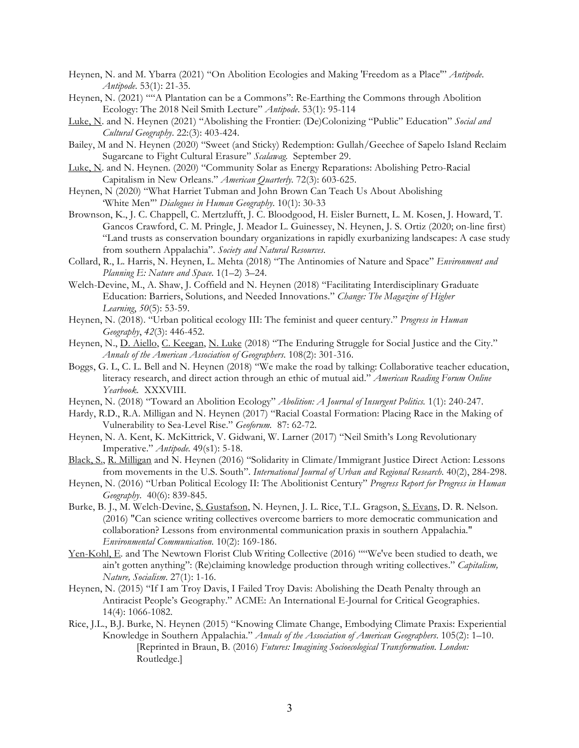Heynen, N. and M. Ybarra (2021) "On Abolition Ecologies and Making 'Freedom as a Place'" *Antipode*. *Antipode*. 53(1): 21-35.

Heynen, N. (2021) ""A Plantation can be a Commons": Re-Earthing the Commons through Abolition Ecology: The 2018 Neil Smith Lecture" *Antipode*. 53(1): 95-114

<u>Luke, N</u>. and N. Heynen (2021) "Abolishing the Frontier: (De)Colonizing "Public" Education" *Social and Cultural Geography*. 22:(3): 403-424.

Bailey, M and N. Heynen (2020) "Sweet (and Sticky) Redemption: Gullah/Geechee of Sapelo Island Reclaim Sugarcane to Fight Cultural Erasure" *Scalawag*. September 29.

<u>Luke, N</u>. and N. Heynen. (2020) "Community Solar as Energy Reparations: Abolishing Petro-Racial Capitalism in New Orleans." *American Quarterly*. 72(3): 603-625.

Heynen, N (2020) "What Harriet Tubman and John Brown Can Teach Us About Abolishing 'White Men'" *Dialogues in Human Geography*. 10(1): 30-33

Brownson, K., J. C. Chappell, C. Mertzlufft, J. C. Bloodgood, H. Eisler Burnett, L. M. Kosen, J. Howard, T. Gancos Crawford, C. M. Pringle, J. Meador L. Guinessey, N. Heynen, J. S. Ortiz (2020; on-line first) "Land trusts as conservation boundary organizations in rapidly exurbanizing landscapes: A case study from southern Appalachia". *Society and Natural Resources*.

Collard, R., L. Harris, N. Heynen, L. Mehta (2018) "The Antinomies of Nature and Space" *Environment and Planning E: Nature and Space*. 1(1–2) 3–24.

Welch-Devine, M., A. Shaw, J. Coffield and N. Heynen (2018) "Facilitating Interdisciplinary Graduate Education: Barriers, Solutions, and Needed Innovations." *Change: The Magazine of Higher Learning*, *50*(5): 53-59.

Heynen, N. (2018). "Urban political ecology III: The feminist and queer century." *Progress in Human Geography*, *42*(3): 446-452.

Heynen, N., <u>D. Aiello</u>, <u>C. Keegan</u>, <u>N. Luke</u> (2018) "The Enduring Struggle for Social Justice and the City." *Annals of the American Association of Geographers*. 108(2): 301-316.

Boggs, G. L, C. L. Bell and N. Heynen (2018) "We make the road by talking: Collaborative teacher education, literacy research, and direct action through an ethic of mutual aid." *American Reading Forum Online Yearbook.* XXXVIII.

Heynen, N. (2018) "Toward an Abolition Ecology" *Abolition: A Journal of Insurgent Politics.* 1(1): 240-247.

Hardy, R.D., R.A. Milligan and N. Heynen (2017) "Racial Coastal Formation: Placing Race in the Making of Vulnerability to Sea-Level Rise." *Geoforum.* 87: 62-72.

Heynen, N. A. Kent, K. McKittrick, V. Gidwani, W. Larner (2017) "Neil Smith's Long Revolutionary Imperative." *Antipode.* 49(s1): 5-18.

<u>Black, S.</u>, <u>R. Milligan</u> and N. Heynen (2016) "Solidarity in Climate/Immigrant Justice Direct Action: Lessons from movements in the U.S. South". *International Journal of Urban and Regional Research.* 40(2), 284-298.

Heynen, N. (2016) "Urban Political Ecology II: The Abolitionist Century" *Progress Report for Progress in Human Geography*. 40(6): 839-845.

Burke, B. J., M. Welch-Devine, <u>S. Gustafson</u>, N. Heynen, J. L. Rice, T.L. Gragson, <u>S. Evans</u>, D. R. Nelson. (2016) "Can science writing collectives overcome barriers to more democratic communication and collaboration? Lessons from environmental communication praxis in southern Appalachia." *Environmental Communication.* 10(2): 169-186.

<u>Yen-Kohl, E</u>. and The Newtown Florist Club Writing Collective (2016) ""We've been studied to death, we ain't gotten anything": (Re)claiming knowledge production through writing collectives." *Capitalism, Nature, Socialism*. 27(1): 1-16.

Heynen, N. (2015) "If I am Troy Davis, I Failed Troy Davis: Abolishing the Death Penalty through an Antiracist People's Geography." ACME: An International E-Journal for Critical Geographies. 14(4): 1066-1082.

Rice, J.L., B.J. Burke, N. Heynen (2015) "Knowing Climate Change, Embodying Climate Praxis: Experiential Knowledge in Southern Appalachia." *Annals of the Association of American Geographers*. 105(2): 1–10. [Reprinted in Braun, B. (2016) *Futures: Imagining Socioecological Transformation. London:* Routledge.]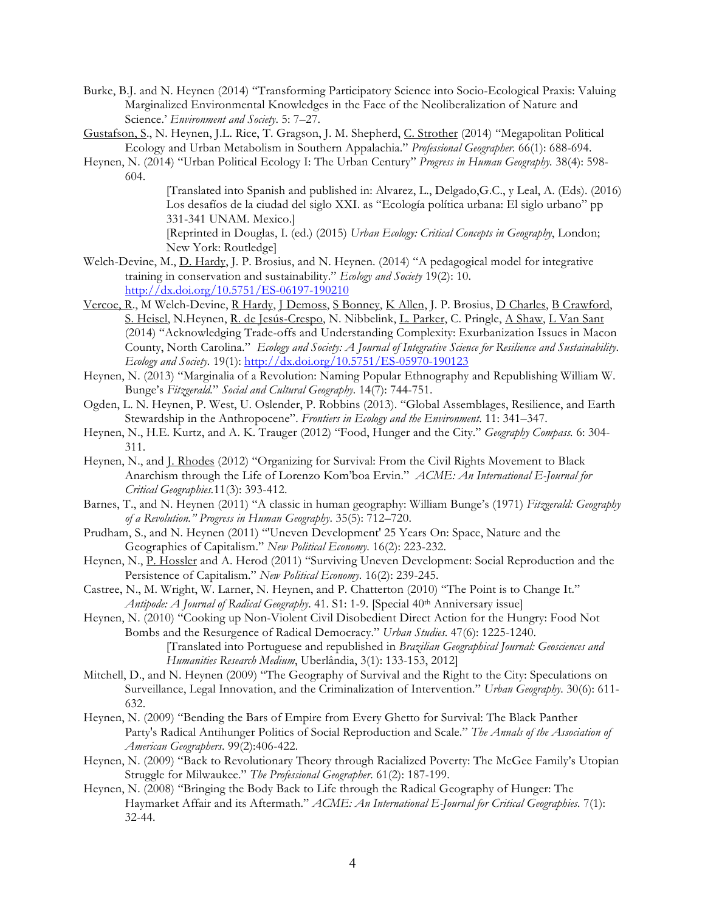Burke, B.J. and N. Heynen (2014) "Transforming Participatory Science into Socio-Ecological Praxis: Valuing Marginalized Environmental Knowledges in the Face of the Neoliberalization of Nature and Science.' *Environment and Society*. 5: 7–27.

Gustafson, S., N. Heynen, J.L. Rice, T. Gragson, J. M. Shepherd, C. Strother (2014) "Megapolitan Political Ecology and Urban Metabolism in Southern Appalachia." *Professional Geographer*. 66(1): 688-694.

Heynen, N. (2014) "Urban Political Ecology I: The Urban Century" *Progress in Human Geography*. 38(4): 598-604.

> [Translated into Spanish and published in: Alvarez, L., Delgado,G.C., y Leal, A. (Eds). (2016) Los desafíos de la ciudad del siglo XXI. as "Ecología política urbana: El siglo urbano" pp 331-341 UNAM. Mexico.]
>
> [Reprinted in Douglas, I. (ed.) (2015) *Urban Ecology: Critical Concepts in Geography*, London; New York: Routledge]

Welch-Devine, M., D. Hardy, J. P. Brosius, and N. Heynen. (2014) "A pedagogical model for integrative training in conservation and sustainability." *Ecology and Society* 19(2): 10. http://dx.doi.org/10.5751/ES-06197-190210

Vercoe, R., M Welch-Devine, R Hardy, J Demoss, S Bonney, K Allen, J. P. Brosius, D Charles, B Crawford, S. Heisel, N.Heynen, R. de Jesús-Crespo, N. Nibbelink, L. Parker, C. Pringle, A Shaw, L Van Sant (2014) "Acknowledging Trade-offs and Understanding Complexity: Exurbanization Issues in Macon County, North Carolina." *Ecology and Society: A Journal of Integrative Science for Resilience and Sustainability*. *Ecology and Society*. 19(1): http://dx.doi.org/10.5751/ES-05970-190123

Heynen, N. (2013) "Marginalia of a Revolution: Naming Popular Ethnography and Republishing William W. Bunge's *Fitzgerald*." *Social and Cultural Geography*. 14(7): 744-751.

Ogden, L. N. Heynen, P. West, U. Oslender, P. Robbins (2013). "Global Assemblages, Resilience, and Earth Stewardship in the Anthropocene". *Frontiers in Ecology and the Environment*. 11: 341–347.

Heynen, N., H.E. Kurtz, and A. K. Trauger (2012) "Food, Hunger and the City." *Geography Compass*. 6: 304-311.

Heynen, N., and J. Rhodes (2012) "Organizing for Survival: From the Civil Rights Movement to Black Anarchism through the Life of Lorenzo Kom'boa Ervin." *ACME: An International E-Journal for Critical Geographies*.11(3): 393-412.

Barnes, T., and N. Heynen (2011) "A classic in human geography: William Bunge's (1971) *Fitzgerald: Geography of a Revolution." Progress in Human Geography*. 35(5): 712–720.

Prudham, S., and N. Heynen (2011) "'Uneven Development' 25 Years On: Space, Nature and the Geographies of Capitalism." *New Political Economy*. 16(2): 223-232.

Heynen, N., P. Hossler and A. Herod (2011) "Surviving Uneven Development: Social Reproduction and the Persistence of Capitalism." *New Political Economy*. 16(2): 239-245.

Castree, N., M. Wright, W. Larner, N. Heynen, and P. Chatterton (2010) "The Point is to Change It." *Antipode: A Journal of Radical Geography*. 41. S1: 1-9. [Special 40th Anniversary issue]

Heynen, N. (2010) "Cooking up Non-Violent Civil Disobedient Direct Action for the Hungry: Food Not Bombs and the Resurgence of Radical Democracy." *Urban Studies*. 47(6): 1225-1240.

> [Translated into Portuguese and republished in *Brazilian Geographical Journal: Geosciences and Humanities Research Medium*, Uberlândia, 3(1): 133-153, 2012]

Mitchell, D., and N. Heynen (2009) "The Geography of Survival and the Right to the City: Speculations on Surveillance, Legal Innovation, and the Criminalization of Intervention." *Urban Geography*. 30(6): 611-632.

Heynen, N. (2009) "Bending the Bars of Empire from Every Ghetto for Survival: The Black Panther Party's Radical Antihunger Politics of Social Reproduction and Scale." *The Annals of the Association of American Geographers*. 99(2):406-422.

Heynen, N. (2009) "Back to Revolutionary Theory through Racialized Poverty: The McGee Family's Utopian Struggle for Milwaukee." *The Professional Geographer*. 61(2): 187-199.

Heynen, N. (2008) "Bringing the Body Back to Life through the Radical Geography of Hunger: The Haymarket Affair and its Aftermath." *ACME: An International E-Journal for Critical Geographies*. 7(1): 32-44.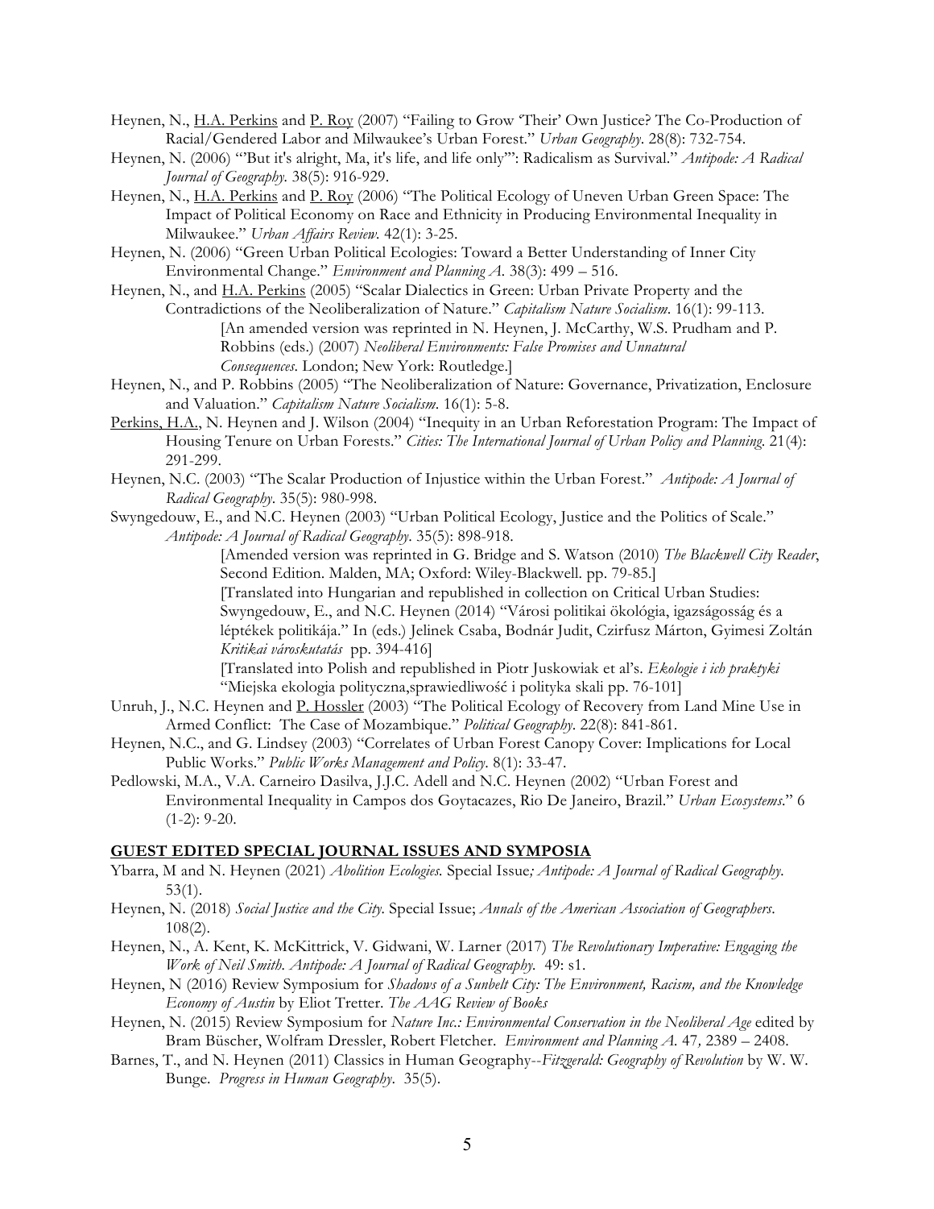Heynen, N., <u>H.A. Perkins</u> and <u>P. Roy</u> (2007) "Failing to Grow 'Their' Own Justice? The Co-Production of Racial/Gendered Labor and Milwaukee's Urban Forest." *Urban Geography*. 28(8): 732-754.

Heynen, N. (2006) "'But it's alright, Ma, it's life, and life only'": Radicalism as Survival." *Antipode: A Radical Journal of Geography.* 38(5): 916-929.

Heynen, N., <u>H.A. Perkins</u> and <u>P. Roy</u> (2006) "The Political Ecology of Uneven Urban Green Space: The Impact of Political Economy on Race and Ethnicity in Producing Environmental Inequality in Milwaukee." *Urban Affairs Review.* 42(1): 3-25.

Heynen, N. (2006) "Green Urban Political Ecologies: Toward a Better Understanding of Inner City Environmental Change." *Environment and Planning A*. 38(3): 499 – 516.

Heynen, N., and <u>H.A. Perkins</u> (2005) "Scalar Dialectics in Green: Urban Private Property and the Contradictions of the Neoliberalization of Nature." *Capitalism Nature Socialism*. 16(1): 99-113.
[An amended version was reprinted in N. Heynen, J. McCarthy, W.S. Prudham and P. Robbins (eds.) (2007) *Neoliberal Environments: False Promises and Unnatural Consequences*. London; New York: Routledge.]

Heynen, N., and P. Robbins (2005) "The Neoliberalization of Nature: Governance, Privatization, Enclosure and Valuation." *Capitalism Nature Socialism*. 16(1): 5-8.

<u>Perkins, H.A.</u>, N. Heynen and J. Wilson (2004) "Inequity in an Urban Reforestation Program: The Impact of Housing Tenure on Urban Forests." *Cities: The International Journal of Urban Policy and Planning*. 21(4): 291-299.

Heynen, N.C. (2003) "The Scalar Production of Injustice within the Urban Forest." *Antipode: A Journal of Radical Geography*. 35(5): 980-998.

Swyngedouw, E., and N.C. Heynen (2003) "Urban Political Ecology, Justice and the Politics of Scale." *Antipode: A Journal of Radical Geography*. 35(5): 898-918.
[Amended version was reprinted in G. Bridge and S. Watson (2010) *The Blackwell City Reader*, Second Edition. Malden, MA; Oxford: Wiley-Blackwell. pp. 79-85.]
[Translated into Hungarian and republished in collection on Critical Urban Studies: Swyngedouw, E., and N.C. Heynen (2014) "Városi politikai ökológia, igazságosság és a léptékek politikája." In (eds.) Jelinek Csaba, Bodnár Judit, Czirfusz Márton, Gyimesi Zoltán *Kritikai városkutatás* pp. 394-416]
[Translated into Polish and republished in Piotr Juskowiak et al's. *Ekologie i ich praktyki* "Miejska ekologia polityczna,sprawiedliwość i polityka skali pp. 76-101]

Unruh, J., N.C. Heynen and <u>P. Hossler</u> (2003) "The Political Ecology of Recovery from Land Mine Use in Armed Conflict: The Case of Mozambique." *Political Geography*. 22(8): 841-861.

Heynen, N.C., and G. Lindsey (2003) "Correlates of Urban Forest Canopy Cover: Implications for Local Public Works." *Public Works Management and Policy*. 8(1): 33-47.

Pedlowski, M.A., V.A. Carneiro Dasilva, J.J.C. Adell and N.C. Heynen (2002) "Urban Forest and Environmental Inequality in Campos dos Goytacazes, Rio De Janeiro, Brazil." *Urban Ecosystems*." 6 (1-2): 9-20.

## <u>GUEST EDITED SPECIAL JOURNAL ISSUES AND SYMPOSIA</u>

Ybarra, M and N. Heynen (2021) *Abolition Ecologies.* Special Issue*; Antipode: A Journal of Radical Geography.* 53(1).

Heynen, N. (2018) *Social Justice and the City*. Special Issue; *Annals of the American Association of Geographers*. 108(2).

Heynen, N., A. Kent, K. McKittrick, V. Gidwani, W. Larner (2017) *The Revolutionary Imperative: Engaging the Work of Neil Smith. Antipode: A Journal of Radical Geography.* 49: s1.

Heynen, N (2016) Review Symposium for *Shadows of a Sunbelt City: The Environment, Racism, and the Knowledge Economy of Austin* by Eliot Tretter. *The AAG Review of Books*

Heynen, N. (2015) Review Symposium for *Nature Inc.: Environmental Conservation in the Neoliberal Age* edited by Bram Büscher, Wolfram Dressler, Robert Fletcher. *Environment and Planning A.* 47*,* 2389 – 2408.

Barnes, T., and N. Heynen (2011) Classics in Human Geography--*Fitzgerald: Geography of Revolution* by W. W. Bunge. *Progress in Human Geography*. 35(5).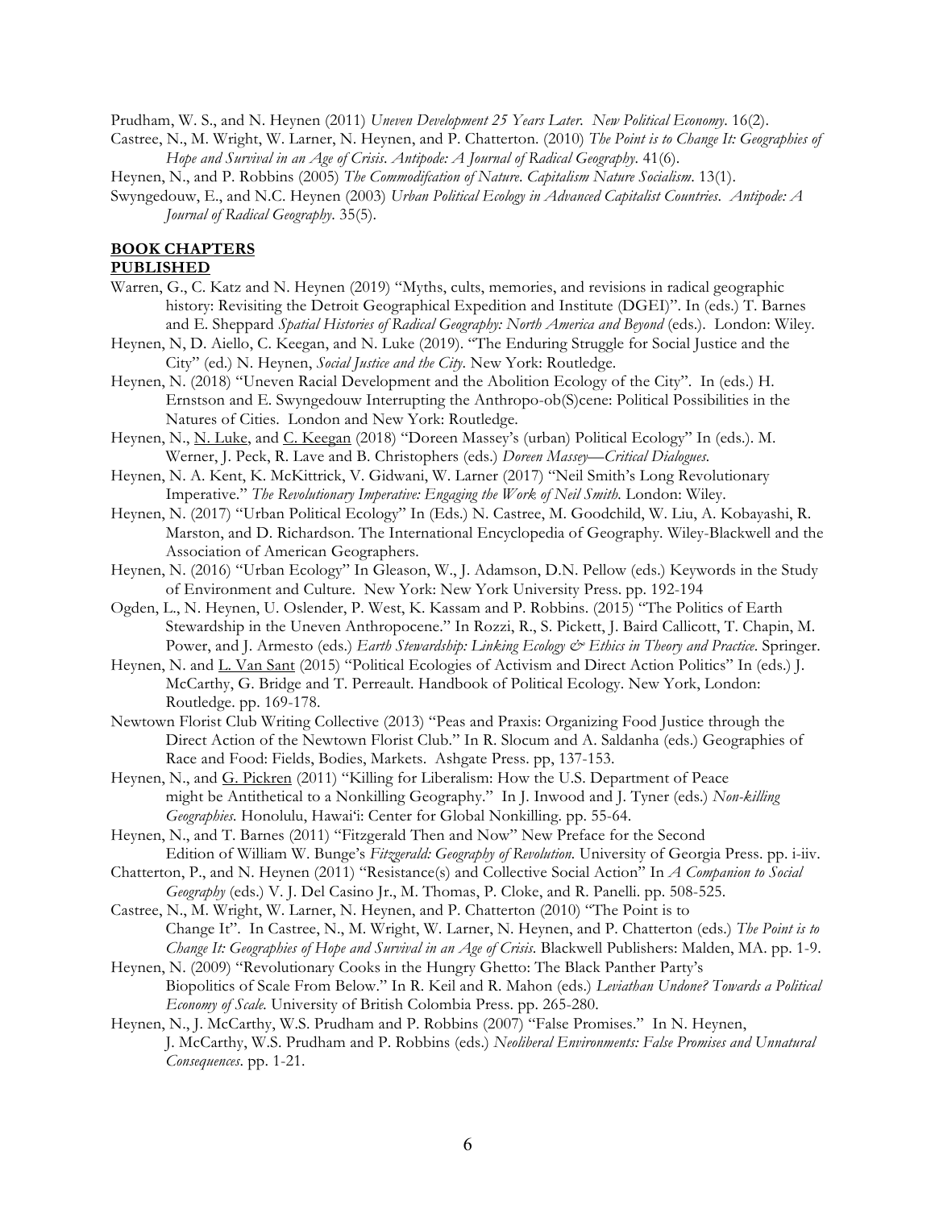Prudham, W. S., and N. Heynen (2011) *Uneven Development 25 Years Later. New Political Economy*. 16(2).

Castree, N., M. Wright, W. Larner, N. Heynen, and P. Chatterton. (2010) *The Point is to Change It: Geographies of Hope and Survival in an Age of Crisis*. *Antipode: A Journal of Radical Geography*. 41(6).

Heynen, N., and P. Robbins (2005) *The Commodifcation of Nature*. *Capitalism Nature Socialism*. 13(1).

Swyngedouw, E., and N.C. Heynen (2003) *Urban Political Ecology in Advanced Capitalist Countries*. *Antipode: A Journal of Radical Geography*. 35(5).

## BOOK CHAPTERS

### PUBLISHED

Warren, G., C. Katz and N. Heynen (2019) "Myths, cults, memories, and revisions in radical geographic history: Revisiting the Detroit Geographical Expedition and Institute (DGEI)". In (eds.) T. Barnes and E. Sheppard *Spatial Histories of Radical Geography: North America and Beyond* (eds.). London: Wiley.

Heynen, N, D. Aiello, C. Keegan, and N. Luke (2019). "The Enduring Struggle for Social Justice and the City" (ed.) N. Heynen, *Social Justice and the City*. New York: Routledge.

Heynen, N. (2018) "Uneven Racial Development and the Abolition Ecology of the City". In (eds.) H. Ernstson and E. Swyngedouw Interrupting the Anthropo-ob(S)cene: Political Possibilities in the Natures of Cities. London and New York: Routledge.

Heynen, N., N. Luke, and C. Keegan (2018) "Doreen Massey's (urban) Political Ecology" In (eds.). M. Werner, J. Peck, R. Lave and B. Christophers (eds.) *Doreen Massey—Critical Dialogues*.

Heynen, N. A. Kent, K. McKittrick, V. Gidwani, W. Larner (2017) "Neil Smith's Long Revolutionary Imperative." *The Revolutionary Imperative: Engaging the Work of Neil Smith*. London: Wiley.

Heynen, N. (2017) "Urban Political Ecology" In (Eds.) N. Castree, M. Goodchild, W. Liu, A. Kobayashi, R. Marston, and D. Richardson. The International Encyclopedia of Geography. Wiley-Blackwell and the Association of American Geographers.

Heynen, N. (2016) "Urban Ecology" In Gleason, W., J. Adamson, D.N. Pellow (eds.) Keywords in the Study of Environment and Culture. New York: New York University Press. pp. 192-194

Ogden, L., N. Heynen, U. Oslender, P. West, K. Kassam and P. Robbins. (2015) "The Politics of Earth Stewardship in the Uneven Anthropocene." In Rozzi, R., S. Pickett, J. Baird Callicott, T. Chapin, M. Power, and J. Armesto (eds.) *Earth Stewardship: Linking Ecology & Ethics in Theory and Practice*. Springer.

Heynen, N. and L. Van Sant (2015) "Political Ecologies of Activism and Direct Action Politics" In (eds.) J. McCarthy, G. Bridge and T. Perreault. Handbook of Political Ecology. New York, London: Routledge. pp. 169-178.

Newtown Florist Club Writing Collective (2013) "Peas and Praxis: Organizing Food Justice through the Direct Action of the Newtown Florist Club." In R. Slocum and A. Saldanha (eds.) Geographies of Race and Food: Fields, Bodies, Markets. Ashgate Press. pp, 137-153.

Heynen, N., and G. Pickren (2011) "Killing for Liberalism: How the U.S. Department of Peace might be Antithetical to a Nonkilling Geography." In J. Inwood and J. Tyner (eds.) *Non-killing Geographies*. Honolulu, Hawai'i: Center for Global Nonkilling. pp. 55-64.

Heynen, N., and T. Barnes (2011) "Fitzgerald Then and Now" New Preface for the Second Edition of William W. Bunge's *Fitzgerald: Geography of Revolution*. University of Georgia Press. pp. i-iiv.

Chatterton, P., and N. Heynen (2011) "Resistance(s) and Collective Social Action" In *A Companion to Social Geography* (eds.) V. J. Del Casino Jr., M. Thomas, P. Cloke, and R. Panelli. pp. 508-525.

Castree, N., M. Wright, W. Larner, N. Heynen, and P. Chatterton (2010) "The Point is to Change It". In Castree, N., M. Wright, W. Larner, N. Heynen, and P. Chatterton (eds.) *The Point is to Change It: Geographies of Hope and Survival in an Age of Crisis*. Blackwell Publishers: Malden, MA. pp. 1-9.

Heynen, N. (2009) "Revolutionary Cooks in the Hungry Ghetto: The Black Panther Party's Biopolitics of Scale From Below." In R. Keil and R. Mahon (eds.) *Leviathan Undone? Towards a Political Economy of Scale*. University of British Colombia Press. pp. 265-280.

Heynen, N., J. McCarthy, W.S. Prudham and P. Robbins (2007) "False Promises." In N. Heynen, J. McCarthy, W.S. Prudham and P. Robbins (eds.) *Neoliberal Environments: False Promises and Unnatural Consequences*. pp. 1-21.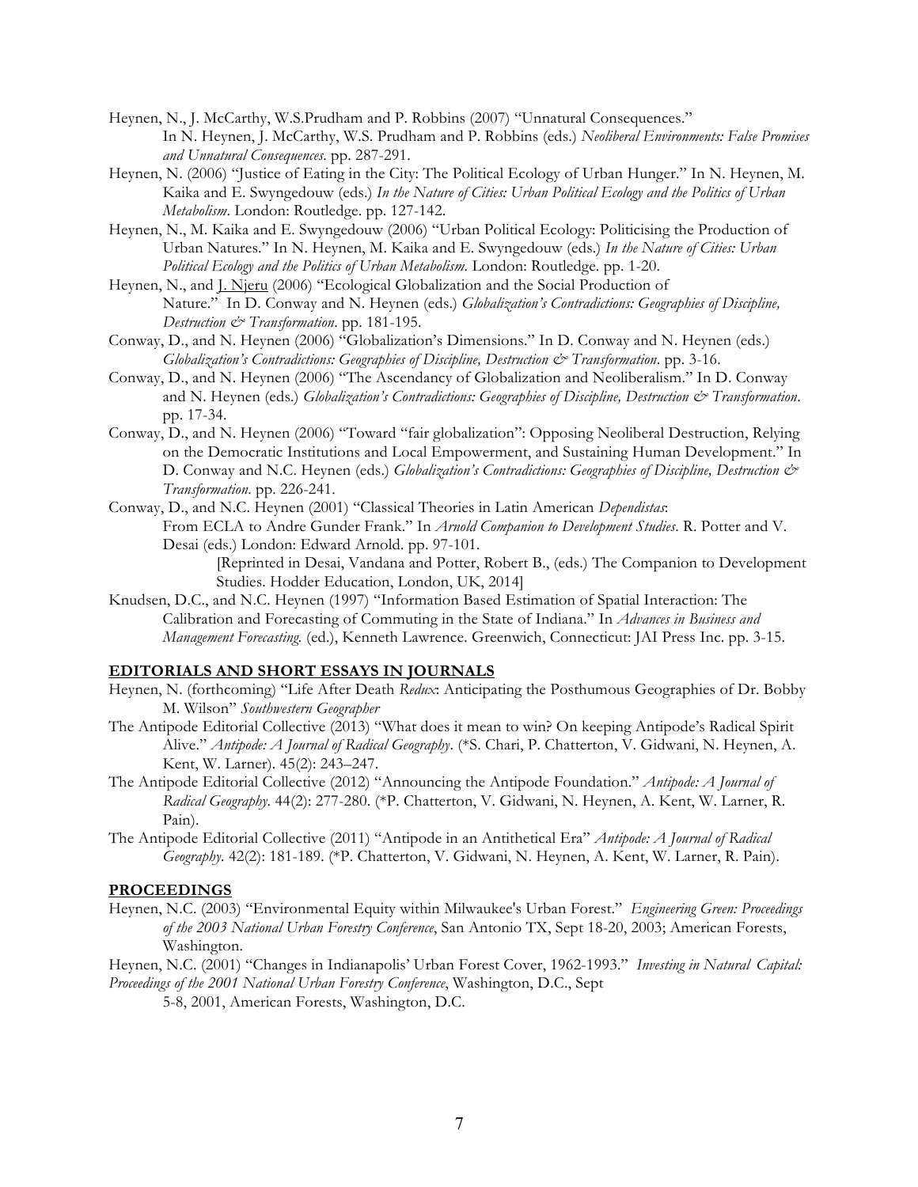Heynen, N., J. McCarthy, W.S.Prudham and P. Robbins (2007) "Unnatural Consequences." In N. Heynen, J. McCarthy, W.S. Prudham and P. Robbins (eds.) *Neoliberal Environments: False Promises and Unnatural Consequences*. pp. 287-291.

Heynen, N. (2006) "Justice of Eating in the City: The Political Ecology of Urban Hunger." In N. Heynen, M. Kaika and E. Swyngedouw (eds.) *In the Nature of Cities: Urban Political Ecology and the Politics of Urban Metabolism*. London: Routledge. pp. 127-142.

Heynen, N., M. Kaika and E. Swyngedouw (2006) "Urban Political Ecology: Politicising the Production of Urban Natures." In N. Heynen, M. Kaika and E. Swyngedouw (eds.) *In the Nature of Cities: Urban Political Ecology and the Politics of Urban Metabolism.* London: Routledge. pp. 1-20.

Heynen, N., and J. Njeru (2006) "Ecological Globalization and the Social Production of Nature." In D. Conway and N. Heynen (eds.) *Globalization's Contradictions: Geographies of Discipline, Destruction & Transformation*. pp. 181-195.

Conway, D., and N. Heynen (2006) "Globalization's Dimensions." In D. Conway and N. Heynen (eds.) *Globalization's Contradictions: Geographies of Discipline, Destruction & Transformation*. pp. 3-16.

Conway, D., and N. Heynen (2006) "The Ascendancy of Globalization and Neoliberalism." In D. Conway and N. Heynen (eds.) *Globalization's Contradictions: Geographies of Discipline, Destruction & Transformation*. pp. 17-34.

Conway, D., and N. Heynen (2006) "Toward "fair globalization": Opposing Neoliberal Destruction, Relying on the Democratic Institutions and Local Empowerment, and Sustaining Human Development." In D. Conway and N.C. Heynen (eds.) *Globalization's Contradictions: Geographies of Discipline, Destruction & Transformation*. pp. 226-241.

Conway, D., and N.C. Heynen (2001) "Classical Theories in Latin American *Dependistas*: From ECLA to Andre Gunder Frank." In *Arnold Companion to Development Studies*. R. Potter and V. Desai (eds.) London: Edward Arnold. pp. 97-101.
[Reprinted in Desai, Vandana and Potter, Robert B., (eds.) The Companion to Development Studies. Hodder Education, London, UK, 2014]

Knudsen, D.C., and N.C. Heynen (1997) "Information Based Estimation of Spatial Interaction: The Calibration and Forecasting of Commuting in the State of Indiana." In *Advances in Business and Management Forecasting.* (ed.), Kenneth Lawrence. Greenwich, Connecticut: JAI Press Inc. pp. 3-15.

## EDITORIALS AND SHORT ESSAYS IN JOURNALS

Heynen, N. (forthcoming) "Life After Death *Redux*: Anticipating the Posthumous Geographies of Dr. Bobby M. Wilson" *Southwestern Geographer*

The Antipode Editorial Collective (2013) "What does it mean to win? On keeping Antipode's Radical Spirit Alive." *Antipode: A Journal of Radical Geography*. (*S. Chari, P. Chatterton, V. Gidwani, N. Heynen, A. Kent, W. Larner). 45(2): 243–247.

The Antipode Editorial Collective (2012) "Announcing the Antipode Foundation." *Antipode: A Journal of Radical Geography.* 44(2): 277-280. (*P. Chatterton, V. Gidwani, N. Heynen, A. Kent, W. Larner, R. Pain).

The Antipode Editorial Collective (2011) "Antipode in an Antithetical Era" *Antipode: A Journal of Radical Geography.* 42(2): 181-189. (*P. Chatterton, V. Gidwani, N. Heynen, A. Kent, W. Larner, R. Pain).

## PROCEEDINGS

Heynen, N.C. (2003) "Environmental Equity within Milwaukee's Urban Forest." *Engineering Green: Proceedings of the 2003 National Urban Forestry Conference*, San Antonio TX, Sept 18-20, 2003; American Forests, Washington.

Heynen, N.C. (2001) "Changes in Indianapolis' Urban Forest Cover, 1962-1993." *Investing in Natural Capital: Proceedings of the 2001 National Urban Forestry Conference*, Washington, D.C., Sept 5-8, 2001, American Forests, Washington, D.C.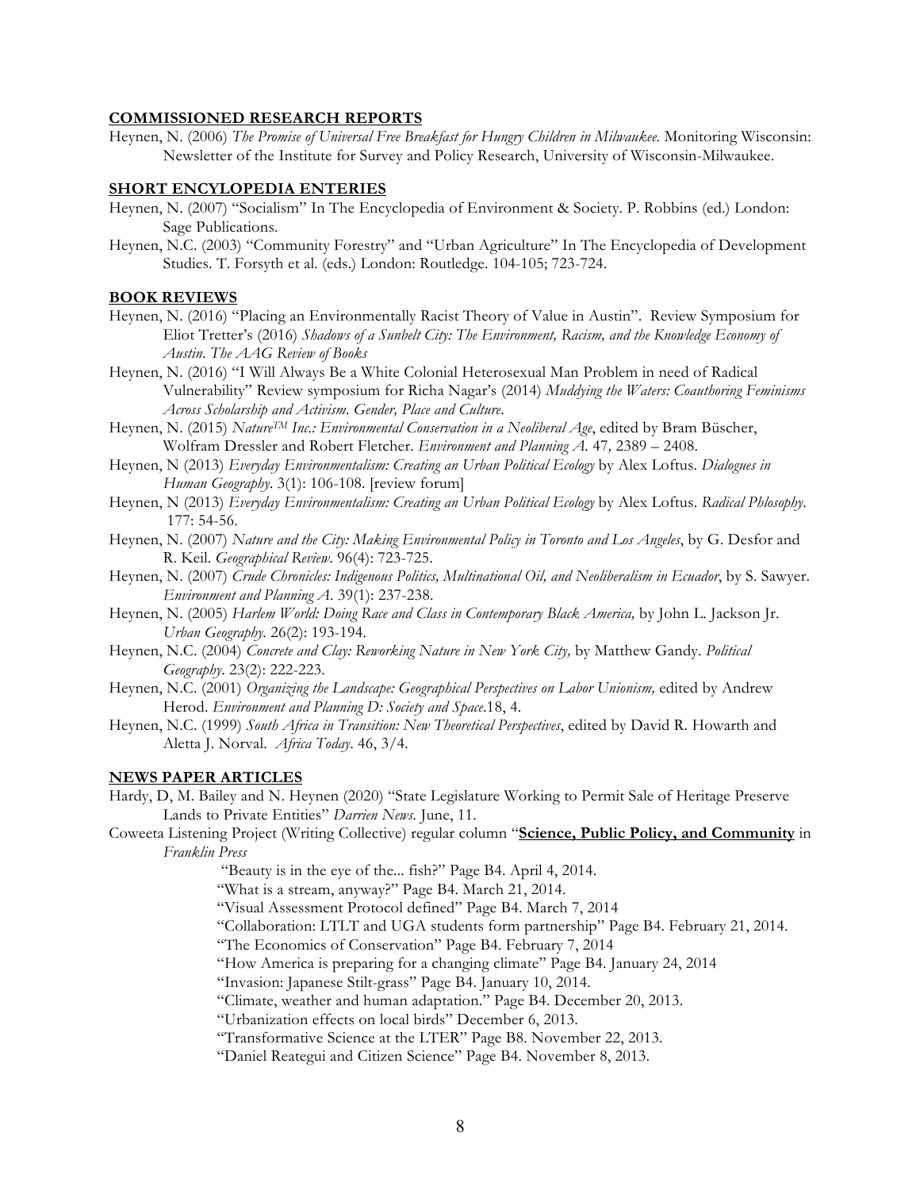## COMMISSIONED RESEARCH REPORTS

Heynen, N. (2006) *The Promise of Universal Free Breakfast for Hungry Children in Milwaukee.* Monitoring Wisconsin: Newsletter of the Institute for Survey and Policy Research, University of Wisconsin-Milwaukee.

## SHORT ENCYLOPEDIA ENTERIES

Heynen, N. (2007) "Socialism" In The Encyclopedia of Environment & Society. P. Robbins (ed.) London: Sage Publications.

Heynen, N.C. (2003) "Community Forestry" and "Urban Agriculture" In The Encyclopedia of Development Studies. T. Forsyth et al. (eds.) London: Routledge. 104-105; 723-724.

## BOOK REVIEWS

Heynen, N. (2016) "Placing an Environmentally Racist Theory of Value in Austin". Review Symposium for Eliot Tretter's (2016) *Shadows of a Sunbelt City: The Environment, Racism, and the Knowledge Economy of Austin. The AAG Review of Books*

Heynen, N. (2016) "I Will Always Be a White Colonial Heterosexual Man Problem in need of Radical Vulnerability" Review symposium for Richa Nagar's (2014) *Muddying the Waters: Coauthoring Feminisms Across Scholarship and Activism. Gender, Place and Culture.*

Heynen, N. (2015) *Nature™ Inc.: Environmental Conservation in a Neoliberal Age*, edited by Bram Büscher, Wolfram Dressler and Robert Fletcher. *Environment and Planning A.* 47*,* 2389 – 2408.

Heynen, N (2013) *Everyday Environmentalism: Creating an Urban Political Ecology* by Alex Loftus. *Dialogues in Human Geography.* 3(1): 106-108. [review forum]

Heynen, N (2013) *Everyday Environmentalism: Creating an Urban Political Ecology* by Alex Loftus. *Radical Phlosophy.* 177: 54-56.

Heynen, N. (2007) *Nature and the City: Making Environmental Policy in Toronto and Los Angeles*, by G. Desfor and R. Keil. *Geographical Review.* 96(4): 723-725.

Heynen, N. (2007) *Crude Chronicles: Indigenous Politics, Multinational Oil, and Neoliberalism in Ecuador*, by S. Sawyer. *Environment and Planning A.* 39(1): 237-238.

Heynen, N. (2005) *Harlem World: Doing Race and Class in Contemporary Black America,* by John L. Jackson Jr. *Urban Geography.* 26(2): 193-194.

Heynen, N.C. (2004) *Concrete and Clay: Reworking Nature in New York City,* by Matthew Gandy. *Political Geography.* 23(2): 222-223.

Heynen, N.C. (2001) *Organizing the Landscape: Geographical Perspectives on Labor Unionism,* edited by Andrew Herod. *Environment and Planning D: Society and Space.*18, 4.

Heynen, N.C. (1999) *South Africa in Transition: New Theoretical Perspectives*, edited by David R. Howarth and Aletta J. Norval. *Africa Today.* 46, 3/4.

## NEWS PAPER ARTICLES

Hardy, D, M. Bailey and N. Heynen (2020) "State Legislature Working to Permit Sale of Heritage Preserve Lands to Private Entities" *Darrien News.* June, 11.

Coweeta Listening Project (Writing Collective) regular column "**Science, Public Policy, and Community** in *Franklin Press*

"Beauty is in the eye of the... fish?" Page B4. April 4, 2014.
"What is a stream, anyway?" Page B4. March 21, 2014.
"Visual Assessment Protocol defined" Page B4. March 7, 2014
"Collaboration: LTLT and UGA students form partnership" Page B4. February 21, 2014.
"The Economics of Conservation" Page B4. February 7, 2014
"How America is preparing for a changing climate" Page B4. January 24, 2014
"Invasion: Japanese Stilt-grass" Page B4. January 10, 2014.
"Climate, weather and human adaptation." Page B4. December 20, 2013.
"Urbanization effects on local birds" December 6, 2013.
"Transformative Science at the LTER" Page B8. November 22, 2013.
"Daniel Reategui and Citizen Science" Page B4. November 8, 2013.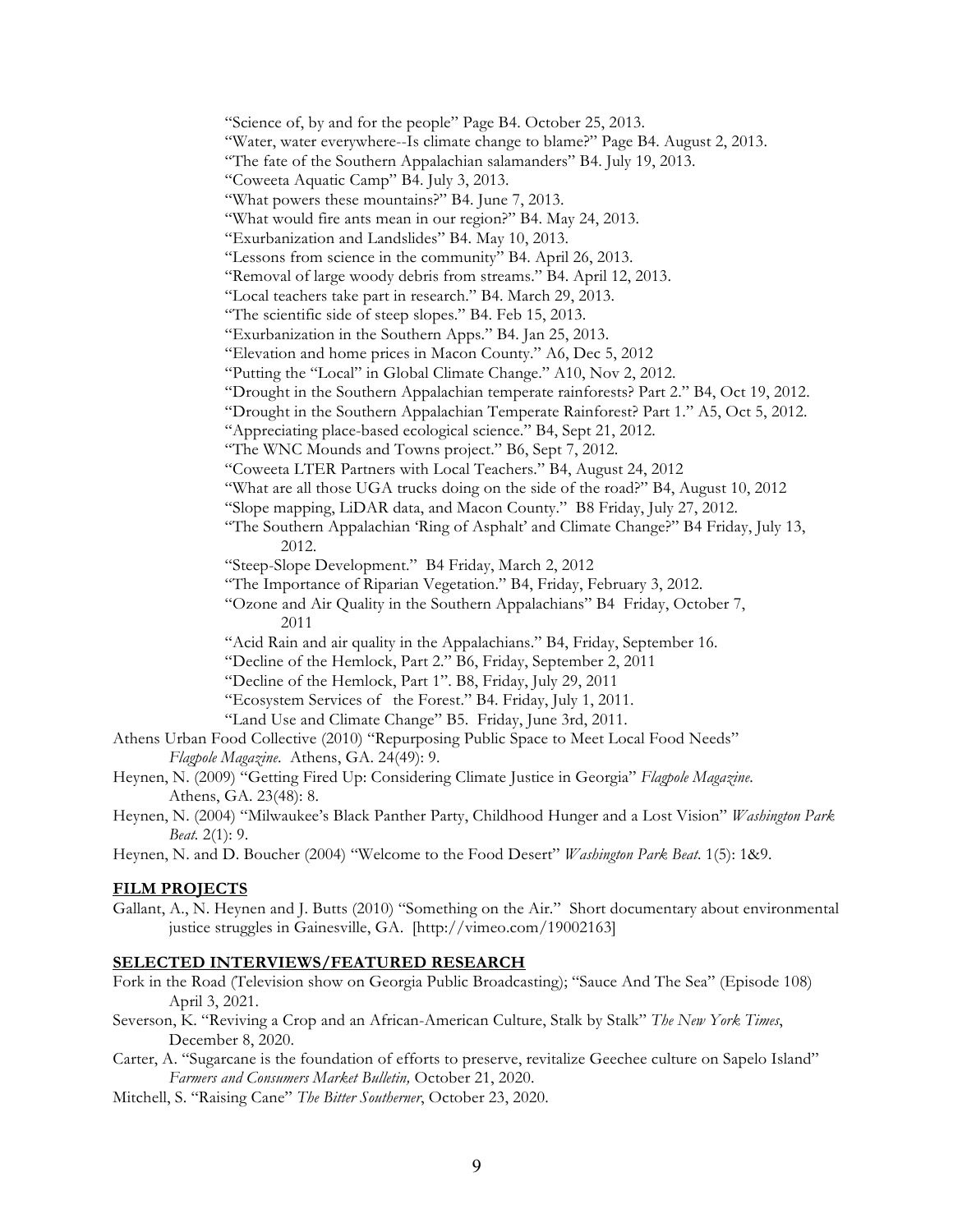"Science of, by and for the people" Page B4. October 25, 2013.
"Water, water everywhere--Is climate change to blame?" Page B4. August 2, 2013.
"The fate of the Southern Appalachian salamanders" B4. July 19, 2013.
"Coweeta Aquatic Camp" B4. July 3, 2013.
"What powers these mountains?" B4. June 7, 2013.
"What would fire ants mean in our region?" B4. May 24, 2013.
"Exurbanization and Landslides" B4. May 10, 2013.
"Lessons from science in the community" B4. April 26, 2013.
"Removal of large woody debris from streams." B4. April 12, 2013.
"Local teachers take part in research." B4. March 29, 2013.
"The scientific side of steep slopes." B4. Feb 15, 2013.
"Exurbanization in the Southern Apps." B4. Jan 25, 2013.
"Elevation and home prices in Macon County." A6, Dec 5, 2012
"Putting the "Local" in Global Climate Change." A10, Nov 2, 2012.
"Drought in the Southern Appalachian temperate rainforests? Part 2." B4, Oct 19, 2012.
"Drought in the Southern Appalachian Temperate Rainforest? Part 1." A5, Oct 5, 2012.
"Appreciating place-based ecological science." B4, Sept 21, 2012.
"The WNC Mounds and Towns project." B6, Sept 7, 2012.
"Coweeta LTER Partners with Local Teachers." B4, August 24, 2012
"What are all those UGA trucks doing on the side of the road?" B4, August 10, 2012
"Slope mapping, LiDAR data, and Macon County." B8 Friday, July 27, 2012.
"The Southern Appalachian 'Ring of Asphalt' and Climate Change?" B4 Friday, July 13, 2012.
"Steep-Slope Development." B4 Friday, March 2, 2012
"The Importance of Riparian Vegetation." B4, Friday, February 3, 2012.
"Ozone and Air Quality in the Southern Appalachians" B4 Friday, October 7, 2011
"Acid Rain and air quality in the Appalachians." B4, Friday, September 16.
"Decline of the Hemlock, Part 2." B6, Friday, September 2, 2011
"Decline of the Hemlock, Part 1". B8, Friday, July 29, 2011
"Ecosystem Services of the Forest." B4. Friday, July 1, 2011.
"Land Use and Climate Change" B5. Friday, June 3rd, 2011.

Athens Urban Food Collective (2010) "Repurposing Public Space to Meet Local Food Needs" *Flagpole Magazine*. Athens, GA. 24(49): 9.

Heynen, N. (2009) "Getting Fired Up: Considering Climate Justice in Georgia" *Flagpole Magazine*. Athens, GA. 23(48): 8.

Heynen, N. (2004) "Milwaukee's Black Panther Party, Childhood Hunger and a Lost Vision" *Washington Park Beat*. 2(1): 9.

Heynen, N. and D. Boucher (2004) "Welcome to the Food Desert" *Washington Park Beat*. 1(5): 1&9.

## FILM PROJECTS

Gallant, A., N. Heynen and J. Butts (2010) "Something on the Air." Short documentary about environmental justice struggles in Gainesville, GA. [http://vimeo.com/19002163]

## SELECTED INTERVIEWS/FEATURED RESEARCH

Fork in the Road (Television show on Georgia Public Broadcasting); "Sauce And The Sea" (Episode 108) April 3, 2021.

Severson, K. "Reviving a Crop and an African-American Culture, Stalk by Stalk" *The New York Times*, December 8, 2020.

Carter, A. "Sugarcane is the foundation of efforts to preserve, revitalize Geechee culture on Sapelo Island" *Farmers and Consumers Market Bulletin,* October 21, 2020.

Mitchell, S. "Raising Cane" *The Bitter Southerner*, October 23, 2020.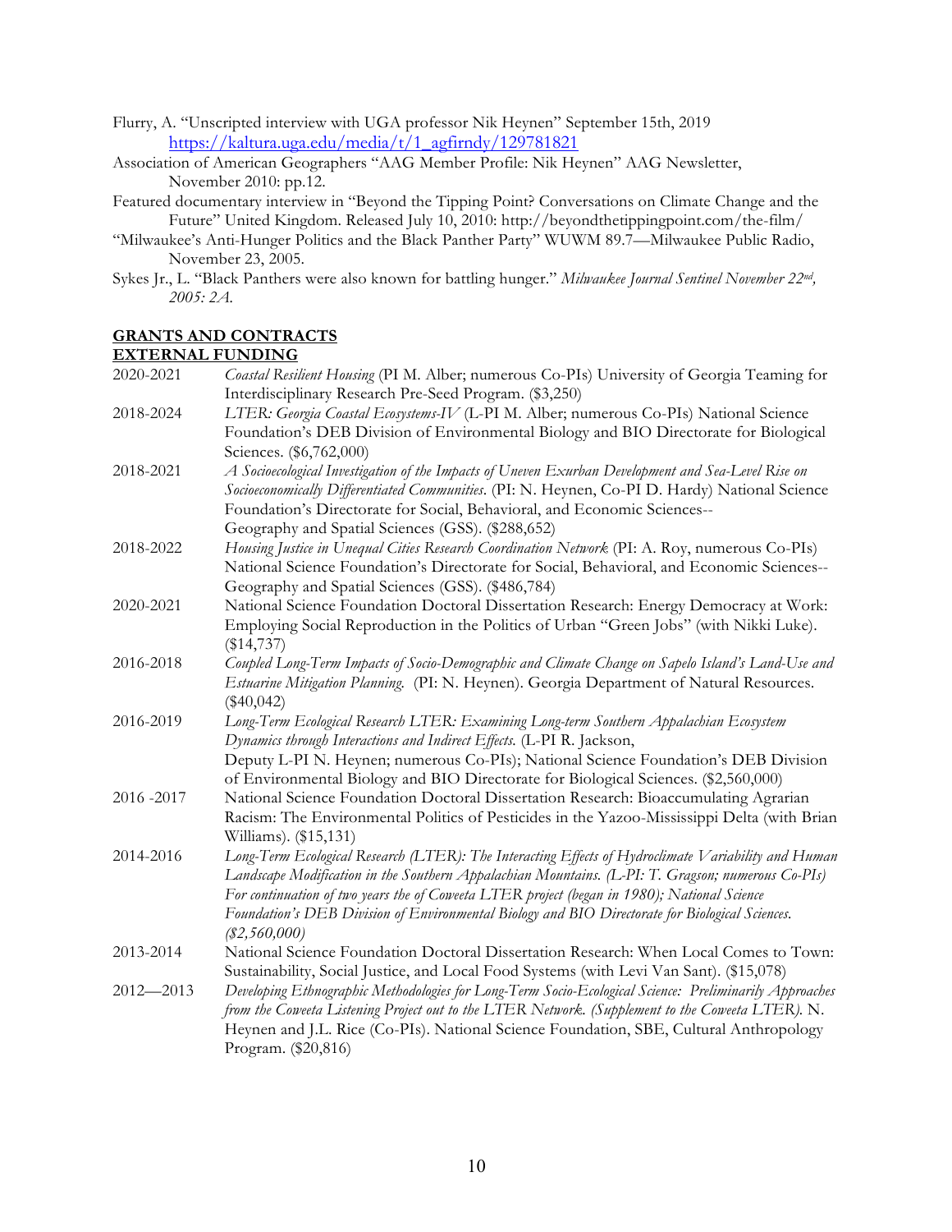Flurry, A. "Unscripted interview with UGA professor Nik Heynen" September 15th, 2019 https://kaltura.uga.edu/media/t/1_agfirndy/129781821

Association of American Geographers "AAG Member Profile: Nik Heynen" AAG Newsletter, November 2010: pp.12.

Featured documentary interview in "Beyond the Tipping Point? Conversations on Climate Change and the Future" United Kingdom. Released July 10, 2010: http://beyondthetippingpoint.com/the-film/

"Milwaukee's Anti-Hunger Politics and the Black Panther Party" WUWM 89.7—Milwaukee Public Radio, November 23, 2005.

Sykes Jr., L. "Black Panthers were also known for battling hunger." *Milwaukee Journal Sentinel November 22nd, 2005: 2A.*

## GRANTS AND CONTRACTS

### EXTERNAL FUNDING

2020-2021 *Coastal Resilient Housing* (PI M. Alber; numerous Co-PIs) University of Georgia Teaming for Interdisciplinary Research Pre-Seed Program. ($3,250)

2018-2024 *LTER: Georgia Coastal Ecosystems-IV* (L-PI M. Alber; numerous Co-PIs) National Science Foundation's DEB Division of Environmental Biology and BIO Directorate for Biological Sciences. ($6,762,000)

2018-2021 *A Socioecological Investigation of the Impacts of Uneven Exurban Development and Sea-Level Rise on Socioeconomically Differentiated Communities.* (PI: N. Heynen, Co-PI D. Hardy) National Science Foundation's Directorate for Social, Behavioral, and Economic Sciences--Geography and Spatial Sciences (GSS). ($288,652)

2018-2022 *Housing Justice in Unequal Cities Research Coordination Network* (PI: A. Roy, numerous Co-PIs) National Science Foundation's Directorate for Social, Behavioral, and Economic Sciences--Geography and Spatial Sciences (GSS). ($486,784)

2020-2021 National Science Foundation Doctoral Dissertation Research: Energy Democracy at Work: Employing Social Reproduction in the Politics of Urban "Green Jobs" (with Nikki Luke). ($14,737)

2016-2018 *Coupled Long-Term Impacts of Socio-Demographic and Climate Change on Sapelo Island's Land-Use and Estuarine Mitigation Planning.* (PI: N. Heynen). Georgia Department of Natural Resources. ($40,042)

2016-2019 *Long-Term Ecological Research LTER: Examining Long-term Southern Appalachian Ecosystem Dynamics through Interactions and Indirect Effects.* (L-PI R. Jackson, Deputy L-PI N. Heynen; numerous Co-PIs); National Science Foundation's DEB Division of Environmental Biology and BIO Directorate for Biological Sciences. ($2,560,000)

2016 -2017 National Science Foundation Doctoral Dissertation Research: Bioaccumulating Agrarian Racism: The Environmental Politics of Pesticides in the Yazoo-Mississippi Delta (with Brian Williams). ($15,131)

2014-2016 *Long-Term Ecological Research (LTER): The Interacting Effects of Hydroclimate Variability and Human Landscape Modification in the Southern Appalachian Mountains. (L-PI: T. Gragson; numerous Co-PIs) For continuation of two years the of Coweeta LTER project (began in 1980); National Science Foundation's DEB Division of Environmental Biology and BIO Directorate for Biological Sciences. ($2,560,000)*

2013-2014 National Science Foundation Doctoral Dissertation Research: When Local Comes to Town: Sustainability, Social Justice, and Local Food Systems (with Levi Van Sant). ($15,078)

2012—2013 *Developing Ethnographic Methodologies for Long-Term Socio-Ecological Science: Preliminarily Approaches from the Coweeta Listening Project out to the LTER Network. (Supplement to the Coweeta LTER).* N. Heynen and J.L. Rice (Co-PIs). National Science Foundation, SBE, Cultural Anthropology Program. ($20,816)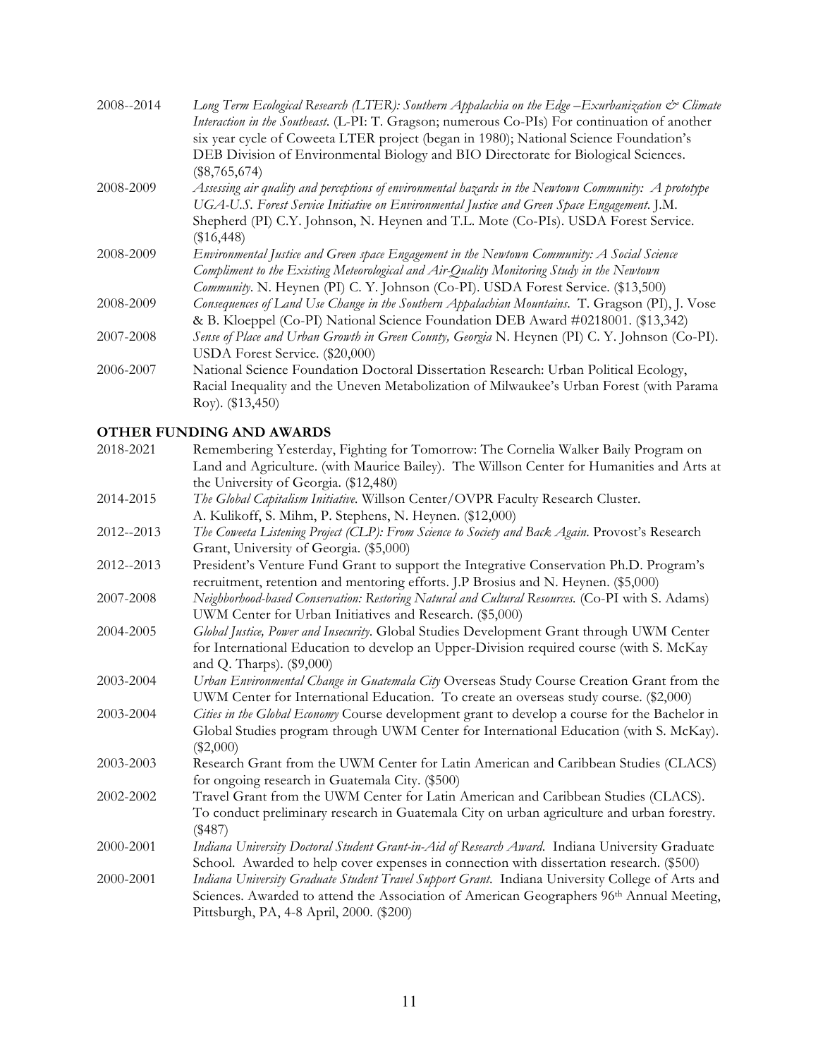2008--2014 *Long Term Ecological Research (LTER): Southern Appalachia on the Edge –Exurbanization & Climate Interaction in the Southeast*. (L-PI: T. Gragson; numerous Co-PIs) For continuation of another six year cycle of Coweeta LTER project (began in 1980); National Science Foundation's DEB Division of Environmental Biology and BIO Directorate for Biological Sciences. ($8,765,674)

2008-2009 *Assessing air quality and perceptions of environmental hazards in the Newtown Community: A prototype UGA-U.S. Forest Service Initiative on Environmental Justice and Green Space Engagement*. J.M. Shepherd (PI) C.Y. Johnson, N. Heynen and T.L. Mote (Co-PIs). USDA Forest Service. ($16,448)

2008-2009 *Environmental Justice and Green space Engagement in the Newtown Community: A Social Science Compliment to the Existing Meteorological and Air-Quality Monitoring Study in the Newtown Community*. N. Heynen (PI) C. Y. Johnson (Co-PI). USDA Forest Service. ($13,500)

2008-2009 *Consequences of Land Use Change in the Southern Appalachian Mountains*. T. Gragson (PI), J. Vose & B. Kloeppel (Co-PI) National Science Foundation DEB Award #0218001. ($13,342)

2007-2008 *Sense of Place and Urban Growth in Green County, Georgia* N. Heynen (PI) C. Y. Johnson (Co-PI). USDA Forest Service. ($20,000)

2006-2007 National Science Foundation Doctoral Dissertation Research: Urban Political Ecology, Racial Inequality and the Uneven Metabolization of Milwaukee's Urban Forest (with Parama Roy). ($13,450)

## OTHER FUNDING AND AWARDS

2018-2021 Remembering Yesterday, Fighting for Tomorrow: The Cornelia Walker Baily Program on Land and Agriculture. (with Maurice Bailey). The Willson Center for Humanities and Arts at the University of Georgia. ($12,480)

2014-2015 *The Global Capitalism Initiative*. Willson Center/OVPR Faculty Research Cluster. A. Kulikoff, S. Mihm, P. Stephens, N. Heynen. ($12,000)

2012--2013 *The Coweeta Listening Project (CLP): From Science to Society and Back Again*. Provost's Research Grant, University of Georgia. ($5,000)

2012--2013 President's Venture Fund Grant to support the Integrative Conservation Ph.D. Program's recruitment, retention and mentoring efforts. J.P Brosius and N. Heynen. ($5,000)

2007-2008 *Neighborhood-based Conservation: Restoring Natural and Cultural Resources.* (Co-PI with S. Adams) UWM Center for Urban Initiatives and Research. ($5,000)

2004-2005 *Global Justice, Power and Insecurity*. Global Studies Development Grant through UWM Center for International Education to develop an Upper-Division required course (with S. McKay and Q. Tharps). ($9,000)

2003-2004 *Urban Environmental Change in Guatemala City* Overseas Study Course Creation Grant from the UWM Center for International Education. To create an overseas study course. ($2,000)

2003-2004 *Cities in the Global Economy* Course development grant to develop a course for the Bachelor in Global Studies program through UWM Center for International Education (with S. McKay). ($2,000)

2003-2003 Research Grant from the UWM Center for Latin American and Caribbean Studies (CLACS) for ongoing research in Guatemala City. ($500)

2002-2002 Travel Grant from the UWM Center for Latin American and Caribbean Studies (CLACS). To conduct preliminary research in Guatemala City on urban agriculture and urban forestry. ($487)

2000-2001 *Indiana University Doctoral Student Grant-in-Aid of Research Award*. Indiana University Graduate School. Awarded to help cover expenses in connection with dissertation research. ($500)

2000-2001 *Indiana University Graduate Student Travel Support Grant*. Indiana University College of Arts and Sciences. Awarded to attend the Association of American Geographers 96th Annual Meeting, Pittsburgh, PA, 4-8 April, 2000. ($200)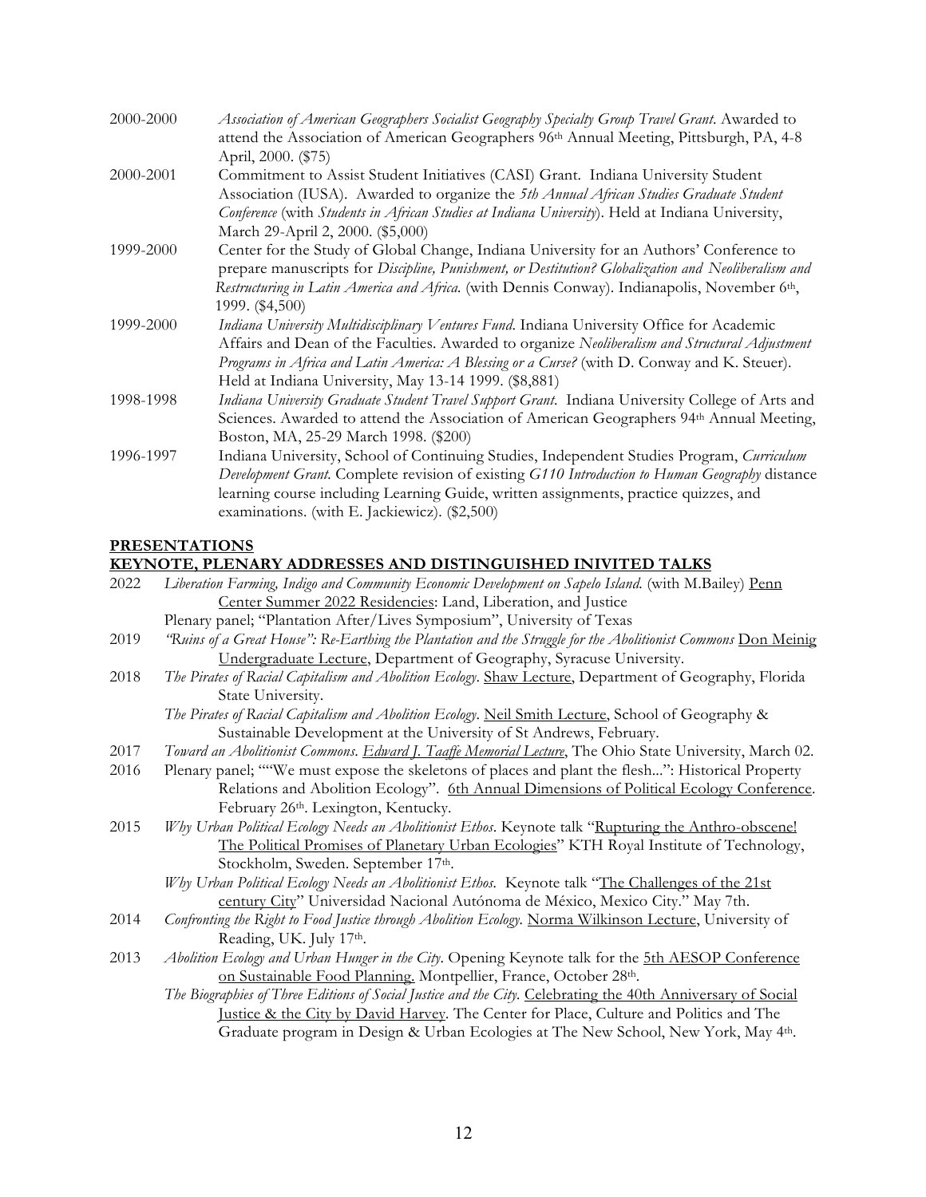2000-2000 *Association of American Geographers Socialist Geography Specialty Group Travel Grant*. Awarded to attend the Association of American Geographers 96th Annual Meeting, Pittsburgh, PA, 4-8 April, 2000. ($75)

2000-2001 Commitment to Assist Student Initiatives (CASI) Grant. Indiana University Student Association (IUSA). Awarded to organize the *5th Annual African Studies Graduate Student Conference* (with *Students in African Studies at Indiana University*). Held at Indiana University, March 29-April 2, 2000. ($5,000)

1999-2000 Center for the Study of Global Change, Indiana University for an Authors' Conference to prepare manuscripts for *Discipline, Punishment, or Destitution? Globalization and Neoliberalism and Restructuring in Latin America and Africa.* (with Dennis Conway). Indianapolis, November 6th, 1999. ($4,500)

1999-2000 *Indiana University Multidisciplinary Ventures Fund*. Indiana University Office for Academic Affairs and Dean of the Faculties. Awarded to organize *Neoliberalism and Structural Adjustment Programs in Africa and Latin America: A Blessing or a Curse?* (with D. Conway and K. Steuer). Held at Indiana University, May 13-14 1999. ($8,881)

1998-1998 *Indiana University Graduate Student Travel Support Grant*. Indiana University College of Arts and Sciences. Awarded to attend the Association of American Geographers 94th Annual Meeting, Boston, MA, 25-29 March 1998. ($200)

1996-1997 Indiana University, School of Continuing Studies, Independent Studies Program, *Curriculum Development Grant.* Complete revision of existing *G110 Introduction to Human Geography* distance learning course including Learning Guide, written assignments, practice quizzes, and examinations. (with E. Jackiewicz). ($2,500)

## PRESENTATIONS

### KEYNOTE, PLENARY ADDRESSES AND DISTINGUISHED INIVITED TALKS

2022 *Liberation Farming, Indigo and Community Economic Development on Sapelo Island.* (with M.Bailey) Penn Center Summer 2022 Residencies: Land, Liberation, and Justice

Plenary panel; "Plantation After/Lives Symposium", University of Texas

2019 *"Ruins of a Great House": Re-Earthing the Plantation and the Struggle for the Abolitionist Commons* Don Meinig Undergraduate Lecture, Department of Geography, Syracuse University.

2018 *The Pirates of Racial Capitalism and Abolition Ecology*. Shaw Lecture, Department of Geography, Florida State University.

*The Pirates of Racial Capitalism and Abolition Ecology*. Neil Smith Lecture, School of Geography & Sustainable Development at the University of St Andrews, February.

2017 *Toward an Abolitionist Commons*. *Edward J. Taaffe Memorial Lecture*, The Ohio State University, March 02.

2016 Plenary panel; ""We must expose the skeletons of places and plant the flesh...": Historical Property Relations and Abolition Ecology". 6th Annual Dimensions of Political Ecology Conference. February 26th. Lexington, Kentucky.

2015 *Why Urban Political Ecology Needs an Abolitionist Ethos*. Keynote talk "Rupturing the Anthro-obscene! The Political Promises of Planetary Urban Ecologies" KTH Royal Institute of Technology, Stockholm, Sweden. September 17th.

*Why Urban Political Ecology Needs an Abolitionist Ethos.* Keynote talk "The Challenges of the 21st century City" Universidad Nacional Autónoma de México, Mexico City." May 7th.

2014 *Confronting the Right to Food Justice through Abolition Ecology.* Norma Wilkinson Lecture, University of Reading, UK. July 17th.

2013 *Abolition Ecology and Urban Hunger in the City*. Opening Keynote talk for the 5th AESOP Conference on Sustainable Food Planning. Montpellier, France, October 28th.

*The Biographies of Three Editions of Social Justice and the City.* Celebrating the 40th Anniversary of Social Justice & the City by David Harvey. The Center for Place, Culture and Politics and The Graduate program in Design & Urban Ecologies at The New School, New York, May 4th.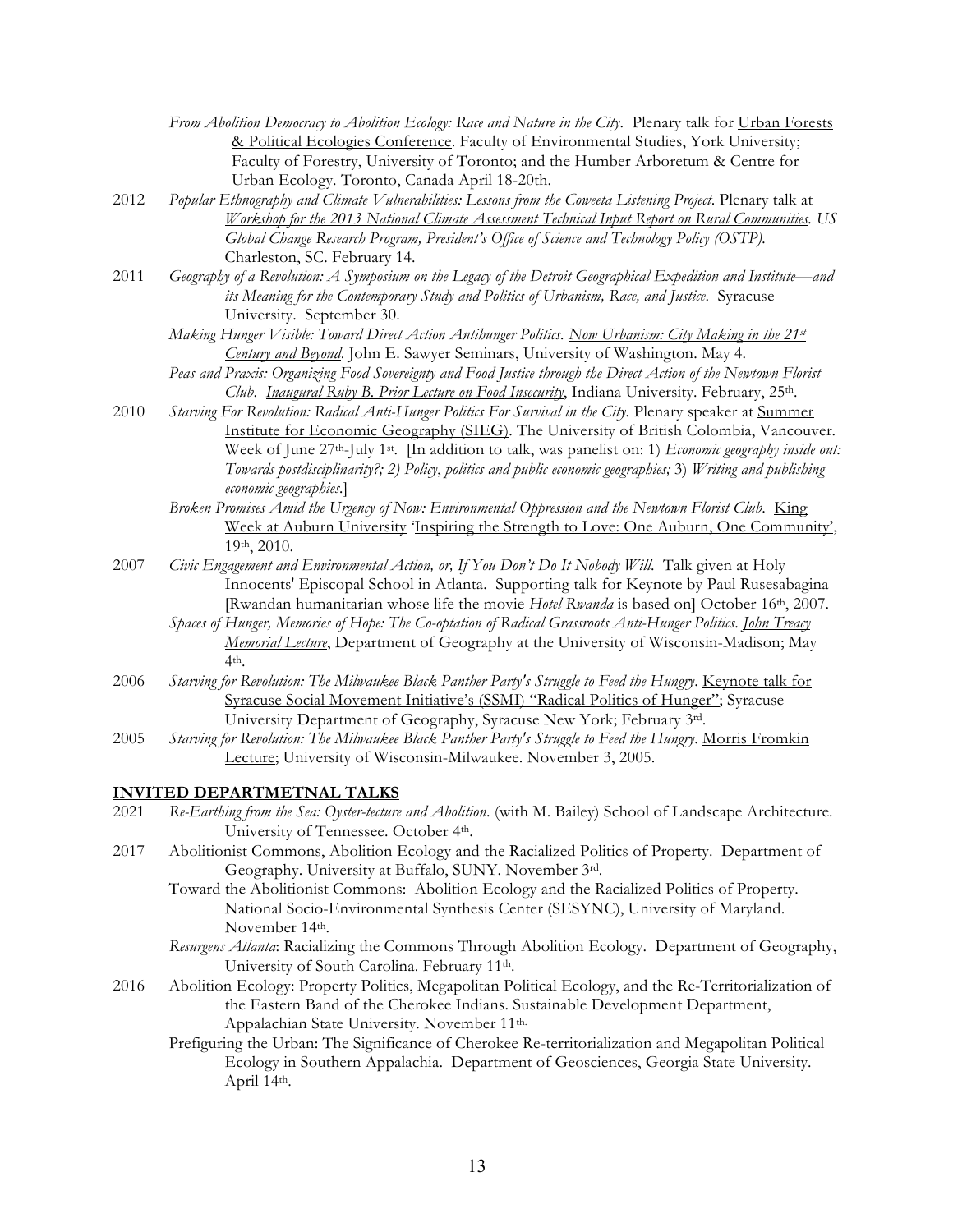*From Abolition Democracy to Abolition Ecology: Race and Nature in the City*. Plenary talk for Urban Forests & Political Ecologies Conference. Faculty of Environmental Studies, York University; Faculty of Forestry, University of Toronto; and the Humber Arboretum & Centre for Urban Ecology. Toronto, Canada April 18-20th.

2012 *Popular Ethnography and Climate Vulnerabilities: Lessons from the Coweeta Listening Project*. Plenary talk at *Workshop for the 2013 National Climate Assessment Technical Input Report on Rural Communities. US Global Change Research Program, President's Office of Science and Technology Policy (OSTP).* Charleston, SC. February 14.

2011 *Geography of a Revolution: A Symposium on the Legacy of the Detroit Geographical Expedition and Institute—and its Meaning for the Contemporary Study and Politics of Urbanism, Race, and Justice*. Syracuse University. September 30.

*Making Hunger Visible: Toward Direct Action Antihunger Politics*. *Now Urbanism: City Making in the 21st Century and Beyond*. John E. Sawyer Seminars, University of Washington. May 4.

*Peas and Praxis: Organizing Food Sovereignty and Food Justice through the Direct Action of the Newtown Florist Club*. *Inaugural Ruby B. Prior Lecture on Food Insecurity*, Indiana University. February, 25th.

2010 *Starving For Revolution: Radical Anti-Hunger Politics For Survival in the City.* Plenary speaker at Summer Institute for Economic Geography (SIEG). The University of British Colombia, Vancouver. Week of June 27th-July 1st. [In addition to talk, was panelist on: 1) *Economic geography inside out: Towards postdisciplinarity?; 2) Policy, politics and public economic geographies;* 3) *Writing and publishing economic geographies.*]

*Broken Promises Amid the Urgency of Now: Environmental Oppression and the Newtown Florist Club*. King Week at Auburn University 'Inspiring the Strength to Love: One Auburn, One Community', 19th, 2010.

2007 *Civic Engagement and Environmental Action, or, If You Don't Do It Nobody Will*. Talk given at Holy Innocents' Episcopal School in Atlanta. Supporting talk for Keynote by Paul Rusesabagina [Rwandan humanitarian whose life the movie *Hotel Rwanda* is based on] October 16th, 2007.

*Spaces of Hunger, Memories of Hope: The Co-optation of Radical Grassroots Anti-Hunger Politics*. *John Treacy Memorial Lecture*, Department of Geography at the University of Wisconsin-Madison; May 4th.

2006 *Starving for Revolution: The Milwaukee Black Panther Party's Struggle to Feed the Hungry*. Keynote talk for Syracuse Social Movement Initiative's (SSMI) "Radical Politics of Hunger"; Syracuse University Department of Geography, Syracuse New York; February 3rd.

2005 *Starving for Revolution: The Milwaukee Black Panther Party's Struggle to Feed the Hungry*. Morris Fromkin Lecture; University of Wisconsin-Milwaukee. November 3, 2005.

## INVITED DEPARTMETNAL TALKS

2021 *Re-Earthing from the Sea: Oyster-tecture and Abolition*. (with M. Bailey) School of Landscape Architecture. University of Tennessee. October 4th.

2017 Abolitionist Commons, Abolition Ecology and the Racialized Politics of Property. Department of Geography. University at Buffalo, SUNY. November 3rd.

Toward the Abolitionist Commons: Abolition Ecology and the Racialized Politics of Property. National Socio-Environmental Synthesis Center (SESYNC), University of Maryland. November 14th.

*Resurgens Atlanta*: Racializing the Commons Through Abolition Ecology. Department of Geography, University of South Carolina. February 11th.

2016 Abolition Ecology: Property Politics, Megapolitan Political Ecology, and the Re-Territorialization of the Eastern Band of the Cherokee Indians. Sustainable Development Department, Appalachian State University. November 11th.

Prefiguring the Urban: The Significance of Cherokee Re-territorialization and Megapolitan Political Ecology in Southern Appalachia. Department of Geosciences, Georgia State University. April 14th.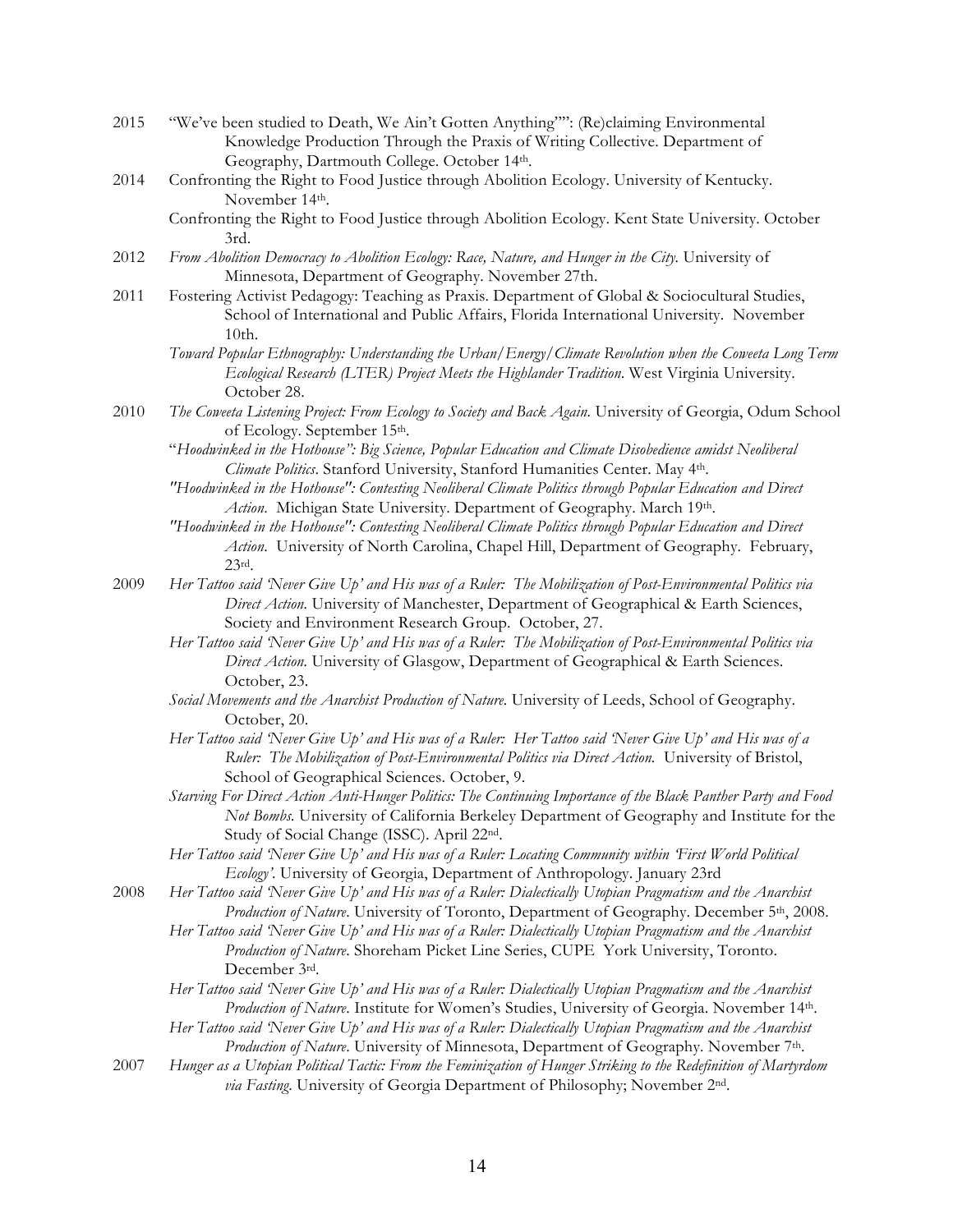2015 "We've been studied to Death, We Ain't Gotten Anything"": (Re)claiming Environmental Knowledge Production Through the Praxis of Writing Collective. Department of Geography, Dartmouth College. October 14th.

2014 Confronting the Right to Food Justice through Abolition Ecology. University of Kentucky. November 14th.

Confronting the Right to Food Justice through Abolition Ecology. Kent State University. October 3rd.

2012 *From Abolition Democracy to Abolition Ecology: Race, Nature, and Hunger in the City.* University of Minnesota, Department of Geography. November 27th.

2011 Fostering Activist Pedagogy: Teaching as Praxis. Department of Global & Sociocultural Studies, School of International and Public Affairs, Florida International University. November 10th.

*Toward Popular Ethnography: Understanding the Urban/Energy/Climate Revolution when the Coweeta Long Term Ecological Research (LTER) Project Meets the Highlander Tradition.* West Virginia University. October 28.

2010 *The Coweeta Listening Project: From Ecology to Society and Back Again.* University of Georgia, Odum School of Ecology. September 15th.

"*Hoodwinked in the Hothouse": Big Science, Popular Education and Climate Disobedience amidst Neoliberal Climate Politics*. Stanford University, Stanford Humanities Center. May 4th.

*"Hoodwinked in the Hothouse": Contesting Neoliberal Climate Politics through Popular Education and Direct Action.* Michigan State University. Department of Geography. March 19th.

*"Hoodwinked in the Hothouse": Contesting Neoliberal Climate Politics through Popular Education and Direct Action.* University of North Carolina, Chapel Hill, Department of Geography. February, 23rd.

2009 *Her Tattoo said 'Never Give Up' and His was of a Ruler: The Mobilization of Post-Environmental Politics via Direct Action.* University of Manchester, Department of Geographical & Earth Sciences, Society and Environment Research Group. October, 27.

*Her Tattoo said 'Never Give Up' and His was of a Ruler: The Mobilization of Post-Environmental Politics via Direct Action.* University of Glasgow, Department of Geographical & Earth Sciences. October, 23.

*Social Movements and the Anarchist Production of Nature.* University of Leeds, School of Geography. October, 20.

*Her Tattoo said 'Never Give Up' and His was of a Ruler: Her Tattoo said 'Never Give Up' and His was of a Ruler: The Mobilization of Post-Environmental Politics via Direct Action.* University of Bristol, School of Geographical Sciences. October, 9.

*Starving For Direct Action Anti-Hunger Politics: The Continuing Importance of the Black Panther Party and Food Not Bombs.* University of California Berkeley Department of Geography and Institute for the Study of Social Change (ISSC). April 22nd.

*Her Tattoo said 'Never Give Up' and His was of a Ruler: Locating Community within 'First World Political Ecology'.* University of Georgia, Department of Anthropology. January 23rd

2008 *Her Tattoo said 'Never Give Up' and His was of a Ruler: Dialectically Utopian Pragmatism and the Anarchist Production of Nature.* University of Toronto, Department of Geography. December 5th, 2008.

*Her Tattoo said 'Never Give Up' and His was of a Ruler: Dialectically Utopian Pragmatism and the Anarchist Production of Nature.* Shoreham Picket Line Series, CUPE York University, Toronto. December 3rd.

*Her Tattoo said 'Never Give Up' and His was of a Ruler: Dialectically Utopian Pragmatism and the Anarchist Production of Nature.* Institute for Women's Studies, University of Georgia. November 14th.

*Her Tattoo said 'Never Give Up' and His was of a Ruler: Dialectically Utopian Pragmatism and the Anarchist Production of Nature.* University of Minnesota, Department of Geography. November 7th.

2007 *Hunger as a Utopian Political Tactic: From the Feminization of Hunger Striking to the Redefinition of Martyrdom via Fasting.* University of Georgia Department of Philosophy; November 2nd.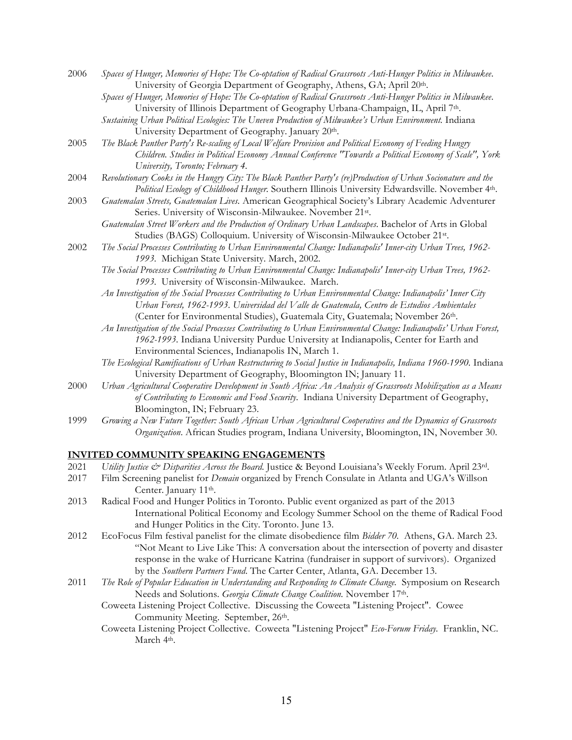2006 *Spaces of Hunger, Memories of Hope: The Co-optation of Radical Grassroots Anti-Hunger Politics in Milwaukee.* University of Georgia Department of Geography, Athens, GA; April 20th.

*Spaces of Hunger, Memories of Hope: The Co-optation of Radical Grassroots Anti-Hunger Politics in Milwaukee.* University of Illinois Department of Geography Urbana-Champaign, IL, April 7th.

*Sustaining Urban Political Ecologies: The Uneven Production of Milwaukee's Urban Environment.* Indiana University Department of Geography. January 20th.

2005 *The Black Panther Party's Re-scaling of Local Welfare Provision and Political Economy of Feeding Hungry Children. Studies in Political Economy Annual Conference "Towards a Political Economy of Scale", York University, Toronto; February 4.*

2004 *Revolutionary Cooks in the Hungry City: The Black Panther Party's (re)Production of Urban Socionature and the Political Ecology of Childhood Hunger.* Southern Illinois University Edwardsville. November 4th.

2003 *Guatemalan Streets, Guatemalan Lives.* American Geographical Society's Library Academic Adventurer Series. University of Wisconsin-Milwaukee. November 21st.

*Guatemalan Street Workers and the Production of Ordinary Urban Landscapes.* Bachelor of Arts in Global Studies (BAGS) Colloquium. University of Wisconsin-Milwaukee October 21st.

2002 *The Social Processes Contributing to Urban Environmental Change: Indianapolis' Inner-city Urban Trees, 1962-1993.* Michigan State University. March, 2002.

*The Social Processes Contributing to Urban Environmental Change: Indianapolis' Inner-city Urban Trees, 1962-1993.* University of Wisconsin-Milwaukee. March.

*An Investigation of the Social Processes Contributing to Urban Environmental Change: Indianapolis' Inner City Urban Forest, 1962-1993. Universidad del Valle de Guatemala, Centro de Estudios Ambientales* (Center for Environmental Studies), Guatemala City, Guatemala; November 26th.

*An Investigation of the Social Processes Contributing to Urban Environmental Change: Indianapolis' Urban Forest, 1962-1993.* Indiana University Purdue University at Indianapolis, Center for Earth and Environmental Sciences, Indianapolis IN, March 1.

*The Ecological Ramifications of Urban Restructuring to Social Justice in Indianapolis, Indiana 1960-1990.* Indiana University Department of Geography, Bloomington IN; January 11.

2000 *Urban Agricultural Cooperative Development in South Africa: An Analysis of Grassroots Mobilization as a Means of Contributing to Economic and Food Security.* Indiana University Department of Geography, Bloomington, IN; February 23.

1999 *Growing a New Future Together: South African Urban Agricultural Cooperatives and the Dynamics of Grassroots Organization.* African Studies program, Indiana University, Bloomington, IN, November 30.

## INVITED COMMUNITY SPEAKING ENGAGEMENTS

2021 *Utility Justice & Disparities Across the Board.* Justice & Beyond Louisiana's Weekly Forum. April 23rd.

2017 Film Screening panelist for *Demain* organized by French Consulate in Atlanta and UGA's Willson Center. January 11th.

2013 Radical Food and Hunger Politics in Toronto. Public event organized as part of the 2013 International Political Economy and Ecology Summer School on the theme of Radical Food and Hunger Politics in the City. Toronto. June 13.

2012 EcoFocus Film festival panelist for the climate disobedience film *Bidder 70*. Athens, GA. March 23.

"Not Meant to Live Like This: A conversation about the intersection of poverty and disaster response in the wake of Hurricane Katrina (fundraiser in support of survivors). Organized by the *Southern Partners Fund*. The Carter Center, Atlanta, GA. December 13.

2011 *The Role of Popular Education in Understanding and Responding to Climate Change.* Symposium on Research Needs and Solutions. *Georgia Climate Change Coalition.* November 17th.

Coweeta Listening Project Collective. Discussing the Coweeta "Listening Project". Cowee Community Meeting. September, 26th.

Coweeta Listening Project Collective. Coweeta "Listening Project" *Eco-Forum Friday.* Franklin, NC. March 4th.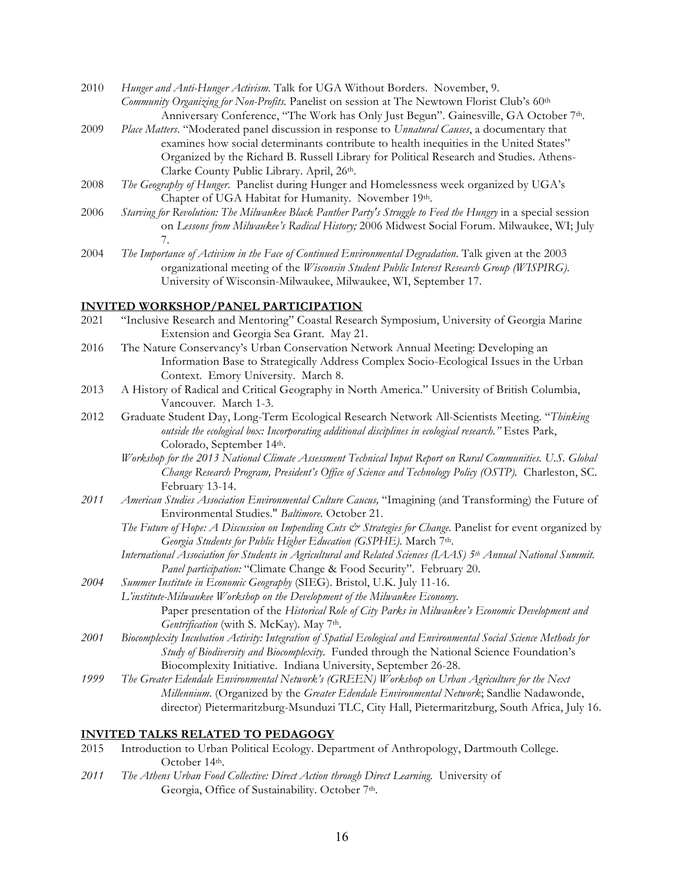2010 *Hunger and Anti-Hunger Activism*. Talk for UGA Without Borders. November, 9.
*Community Organizing for Non-Profits*. Panelist on session at The Newtown Florist Club's 60th Anniversary Conference, "The Work has Only Just Begun". Gainesville, GA October 7th.

2009 *Place Matters*. "Moderated panel discussion in response to *Unnatural Causes*, a documentary that examines how social determinants contribute to health inequities in the United States" Organized by the Richard B. Russell Library for Political Research and Studies. Athens-Clarke County Public Library. April, 26th.

2008 *The Geography of Hunger*. Panelist during Hunger and Homelessness week organized by UGA's Chapter of UGA Habitat for Humanity. November 19th.

2006 *Starving for Revolution: The Milwaukee Black Panther Party's Struggle to Feed the Hungry* in a special session on *Lessons from Milwaukee's Radical History;* 2006 Midwest Social Forum. Milwaukee, WI; July 7.

2004 *The Importance of Activism in the Face of Continued Environmental Degradation*. Talk given at the 2003 organizational meeting of the *Wisconsin Student Public Interest Research Group (WISPIRG)*. University of Wisconsin-Milwaukee, Milwaukee, WI, September 17.

## INVITED WORKSHOP/PANEL PARTICIPATION

2021 "Inclusive Research and Mentoring" Coastal Research Symposium, University of Georgia Marine Extension and Georgia Sea Grant. May 21.

2016 The Nature Conservancy's Urban Conservation Network Annual Meeting: Developing an Information Base to Strategically Address Complex Socio-Ecological Issues in the Urban Context. Emory University. March 8.

2013 A History of Radical and Critical Geography in North America." University of British Columbia, Vancouver. March 1-3.

2012 Graduate Student Day, Long-Term Ecological Research Network All-Scientists Meeting. "*Thinking outside the ecological box: Incorporating additional disciplines in ecological research."* Estes Park, Colorado, September 14th.
*Workshop for the 2013 National Climate Assessment Technical Input Report on Rural Communities. U.S. Global Change Research Program, President's Office of Science and Technology Policy (OSTP).* Charleston, SC. February 13-14.

*2011* *American Studies Association Environmental Culture Caucus,* "Imagining (and Transforming) the Future of Environmental Studies." *Baltimore.* October 21.
*The Future of Hope: A Discussion on Impending Cuts & Strategies for Change.* Panelist for event organized by *Georgia Students for Public Higher Education (GSPHE).* March 7th.
*International Association for Students in Agricultural and Related Sciences (IAAS) 5th Annual National Summit. Panel participation:* "Climate Change & Food Security". February 20.

*2004* *Summer Institute in Economic Geography* (SIEG). Bristol, U.K. July 11-16.
*L'institute-Milwaukee Workshop on the Development of the Milwaukee Economy.*
Paper presentation of the *Historical Role of City Parks in Milwaukee's Economic Development and Gentrification* (with S. McKay). May 7th.

*2001* *Biocomplexity Incubation Activity: Integration of Spatial Ecological and Environmental Social Science Methods for Study of Biodiversity and Biocomplexity.* Funded through the National Science Foundation's Biocomplexity Initiative. Indiana University, September 26-28.

*1999* *The Greater Edendale Environmental Network's (GREEN) Workshop on Urban Agriculture for the Next Millennium*. (Organized by the *Greater Edendale Environmental Network*; Sandlie Nadawonde, director) Pietermaritzburg-Msunduzi TLC, City Hall, Pietermaritzburg, South Africa, July 16.

## INVITED TALKS RELATED TO PEDAGOGY

2015 Introduction to Urban Political Ecology. Department of Anthropology, Dartmouth College. October 14th.

*2011* *The Athens Urban Food Collective: Direct Action through Direct Learning.* University of Georgia, Office of Sustainability. October 7th.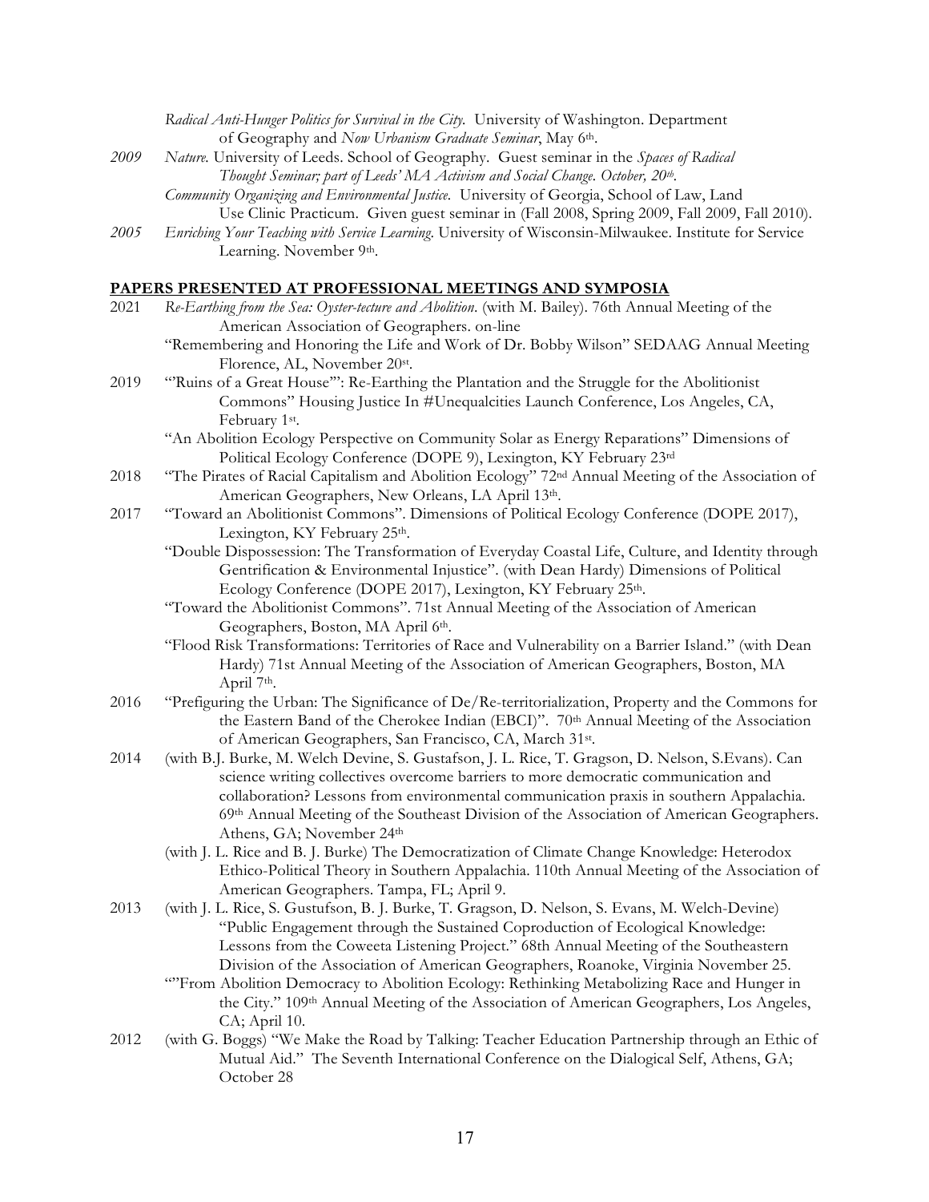*Radical Anti-Hunger Politics for Survival in the City.* University of Washington. Department of Geography and *Now Urbanism Graduate Seminar*, May 6th.

*2009* *Nature.* University of Leeds. School of Geography. Guest seminar in the *Spaces of Radical Thought Seminar; part of Leeds' MA Activism and Social Change. October, 20th.*

*Community Organizing and Environmental Justice.* University of Georgia, School of Law, Land Use Clinic Practicum. Given guest seminar in (Fall 2008, Spring 2009, Fall 2009, Fall 2010).

*2005* *Enriching Your Teaching with Service Learning.* University of Wisconsin-Milwaukee. Institute for Service Learning. November 9th.

## PAPERS PRESENTED AT PROFESSIONAL MEETINGS AND SYMPOSIA

2021 *Re-Earthing from the Sea: Oyster-tecture and Abolition.* (with M. Bailey). 76th Annual Meeting of the American Association of Geographers. on-line

"Remembering and Honoring the Life and Work of Dr. Bobby Wilson" SEDAAG Annual Meeting Florence, AL, November 20st.

2019 "'Ruins of a Great House'": Re-Earthing the Plantation and the Struggle for the Abolitionist Commons" Housing Justice In #Unequalcities Launch Conference, Los Angeles, CA, February 1st.

"An Abolition Ecology Perspective on Community Solar as Energy Reparations" Dimensions of Political Ecology Conference (DOPE 9), Lexington, KY February 23rd

2018 "The Pirates of Racial Capitalism and Abolition Ecology" 72nd Annual Meeting of the Association of American Geographers, New Orleans, LA April 13th.

2017 "Toward an Abolitionist Commons". Dimensions of Political Ecology Conference (DOPE 2017), Lexington, KY February 25th.

"Double Dispossession: The Transformation of Everyday Coastal Life, Culture, and Identity through Gentrification & Environmental Injustice". (with Dean Hardy) Dimensions of Political Ecology Conference (DOPE 2017), Lexington, KY February 25th.

"Toward the Abolitionist Commons". 71st Annual Meeting of the Association of American Geographers, Boston, MA April 6th.

"Flood Risk Transformations: Territories of Race and Vulnerability on a Barrier Island." (with Dean Hardy) 71st Annual Meeting of the Association of American Geographers, Boston, MA April 7th.

2016 "Prefiguring the Urban: The Significance of De/Re-territorialization, Property and the Commons for the Eastern Band of the Cherokee Indian (EBCI)". 70th Annual Meeting of the Association of American Geographers, San Francisco, CA, March 31st.

2014 (with B.J. Burke, M. Welch Devine, S. Gustafson, J. L. Rice, T. Gragson, D. Nelson, S.Evans). Can science writing collectives overcome barriers to more democratic communication and collaboration? Lessons from environmental communication praxis in southern Appalachia. 69th Annual Meeting of the Southeast Division of the Association of American Geographers. Athens, GA; November 24th

(with J. L. Rice and B. J. Burke) The Democratization of Climate Change Knowledge: Heterodox Ethico-Political Theory in Southern Appalachia. 110th Annual Meeting of the Association of American Geographers. Tampa, FL; April 9.

2013 (with J. L. Rice, S. Gustufson, B. J. Burke, T. Gragson, D. Nelson, S. Evans, M. Welch-Devine) "Public Engagement through the Sustained Coproduction of Ecological Knowledge: Lessons from the Coweeta Listening Project." 68th Annual Meeting of the Southeastern Division of the Association of American Geographers, Roanoke, Virginia November 25.

""From Abolition Democracy to Abolition Ecology: Rethinking Metabolizing Race and Hunger in the City." 109th Annual Meeting of the Association of American Geographers, Los Angeles, CA; April 10.

2012 (with G. Boggs) "We Make the Road by Talking: Teacher Education Partnership through an Ethic of Mutual Aid." The Seventh International Conference on the Dialogical Self, Athens, GA; October 28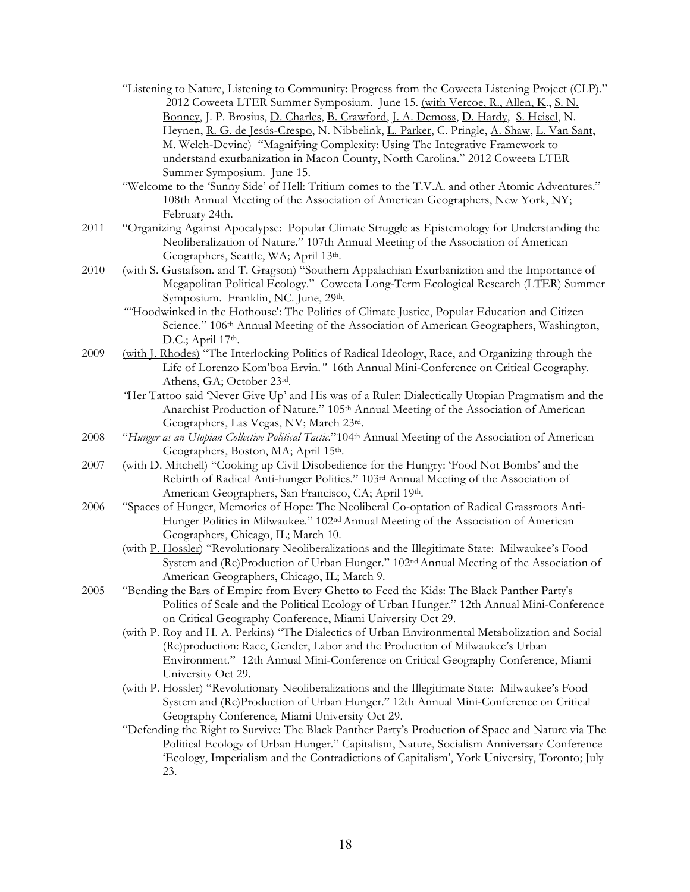"Listening to Nature, Listening to Community: Progress from the Coweeta Listening Project (CLP)." 2012 Coweeta LTER Summer Symposium. June 15. (with Vercoe, R., Allen, K., S. N. Bonney, J. P. Brosius, D. Charles, B. Crawford, J. A. Demoss, D. Hardy, S. Heisel, N. Heynen, R. G. de Jesús-Crespo, N. Nibbelink, L. Parker, C. Pringle, A. Shaw, L. Van Sant, M. Welch-Devine) "Magnifying Complexity: Using The Integrative Framework to understand exurbanization in Macon County, North Carolina." 2012 Coweeta LTER Summer Symposium. June 15.

"Welcome to the 'Sunny Side' of Hell: Tritium comes to the T.V.A. and other Atomic Adventures." 108th Annual Meeting of the Association of American Geographers, New York, NY; February 24th.

2011 "Organizing Against Apocalypse: Popular Climate Struggle as Epistemology for Understanding the Neoliberalization of Nature." 107th Annual Meeting of the Association of American Geographers, Seattle, WA; April 13th.

2010 (with S. Gustafson. and T. Gragson) "Southern Appalachian Exurbaniztion and the Importance of Megapolitan Political Ecology." Coweeta Long-Term Ecological Research (LTER) Summer Symposium. Franklin, NC. June, 29th.

""Hoodwinked in the Hothouse': The Politics of Climate Justice, Popular Education and Citizen Science." 106th Annual Meeting of the Association of American Geographers, Washington, D.C.; April 17th.

2009 (with J. Rhodes) "The Interlocking Politics of Radical Ideology, Race, and Organizing through the Life of Lorenzo Kom'boa Ervin." 16th Annual Mini-Conference on Critical Geography. Athens, GA; October 23rd.

"Her Tattoo said 'Never Give Up' and His was of a Ruler: Dialectically Utopian Pragmatism and the Anarchist Production of Nature." 105th Annual Meeting of the Association of American Geographers, Las Vegas, NV; March 23rd.

2008 "*Hunger as an Utopian Collective Political Tactic*."104th Annual Meeting of the Association of American Geographers, Boston, MA; April 15th.

2007 (with D. Mitchell) "Cooking up Civil Disobedience for the Hungry: 'Food Not Bombs' and the Rebirth of Radical Anti-hunger Politics." 103rd Annual Meeting of the Association of American Geographers, San Francisco, CA; April 19th.

2006 "Spaces of Hunger, Memories of Hope: The Neoliberal Co-optation of Radical Grassroots Anti-Hunger Politics in Milwaukee." 102nd Annual Meeting of the Association of American Geographers, Chicago, IL; March 10.

(with P. Hossler) "Revolutionary Neoliberalizations and the Illegitimate State: Milwaukee's Food System and (Re)Production of Urban Hunger." 102nd Annual Meeting of the Association of American Geographers, Chicago, IL; March 9.

2005 "Bending the Bars of Empire from Every Ghetto to Feed the Kids: The Black Panther Party's Politics of Scale and the Political Ecology of Urban Hunger." 12th Annual Mini-Conference on Critical Geography Conference, Miami University Oct 29.

(with P. Roy and H. A. Perkins) "The Dialectics of Urban Environmental Metabolization and Social (Re)production: Race, Gender, Labor and the Production of Milwaukee's Urban Environment." 12th Annual Mini-Conference on Critical Geography Conference, Miami University Oct 29.

(with P. Hossler) "Revolutionary Neoliberalizations and the Illegitimate State: Milwaukee's Food System and (Re)Production of Urban Hunger." 12th Annual Mini-Conference on Critical Geography Conference, Miami University Oct 29.

"Defending the Right to Survive: The Black Panther Party's Production of Space and Nature via The Political Ecology of Urban Hunger." Capitalism, Nature, Socialism Anniversary Conference 'Ecology, Imperialism and the Contradictions of Capitalism', York University, Toronto; July 23.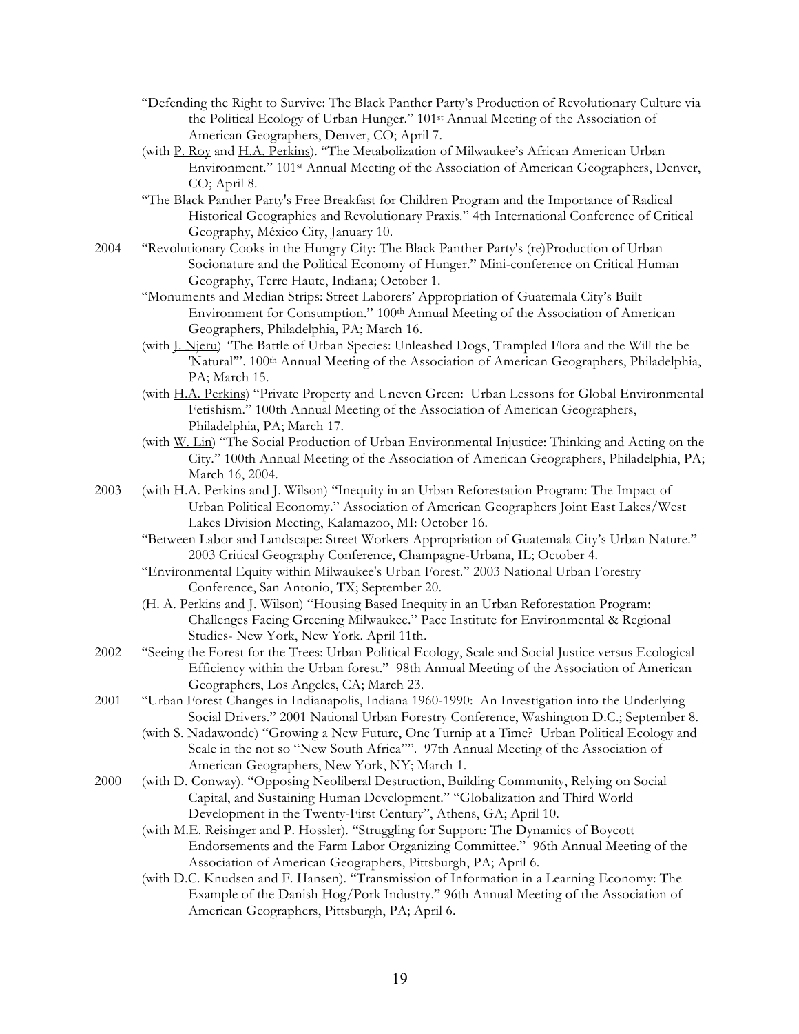"Defending the Right to Survive: The Black Panther Party's Production of Revolutionary Culture via the Political Ecology of Urban Hunger." 101st Annual Meeting of the Association of American Geographers, Denver, CO; April 7.

(with P. Roy and H.A. Perkins). "The Metabolization of Milwaukee's African American Urban Environment." 101st Annual Meeting of the Association of American Geographers, Denver, CO; April 8.

"The Black Panther Party's Free Breakfast for Children Program and the Importance of Radical Historical Geographies and Revolutionary Praxis." 4th International Conference of Critical Geography, México City, January 10.

**2004**

"Revolutionary Cooks in the Hungry City: The Black Panther Party's (re)Production of Urban Socionature and the Political Economy of Hunger." Mini-conference on Critical Human Geography, Terre Haute, Indiana; October 1.

"Monuments and Median Strips: Street Laborers' Appropriation of Guatemala City's Built Environment for Consumption." 100th Annual Meeting of the Association of American Geographers, Philadelphia, PA; March 16.

(with J. Njeru) "The Battle of Urban Species: Unleashed Dogs, Trampled Flora and the Will the be 'Natural'". 100th Annual Meeting of the Association of American Geographers, Philadelphia, PA; March 15.

(with H.A. Perkins) "Private Property and Uneven Green: Urban Lessons for Global Environmental Fetishism." 100th Annual Meeting of the Association of American Geographers, Philadelphia, PA; March 17.

(with W. Lin) "The Social Production of Urban Environmental Injustice: Thinking and Acting on the City." 100th Annual Meeting of the Association of American Geographers, Philadelphia, PA; March 16, 2004.

**2003**

(with H.A. Perkins and J. Wilson) "Inequity in an Urban Reforestation Program: The Impact of Urban Political Economy." Association of American Geographers Joint East Lakes/West Lakes Division Meeting, Kalamazoo, MI: October 16.

"Between Labor and Landscape: Street Workers Appropriation of Guatemala City's Urban Nature." 2003 Critical Geography Conference, Champagne-Urbana, IL; October 4.

"Environmental Equity within Milwaukee's Urban Forest." 2003 National Urban Forestry Conference, San Antonio, TX; September 20.

(H. A. Perkins and J. Wilson) "Housing Based Inequity in an Urban Reforestation Program: Challenges Facing Greening Milwaukee." Pace Institute for Environmental & Regional Studies- New York, New York. April 11th.

**2002**

"Seeing the Forest for the Trees: Urban Political Ecology, Scale and Social Justice versus Ecological Efficiency within the Urban forest." 98th Annual Meeting of the Association of American Geographers, Los Angeles, CA; March 23.

**2001**

"Urban Forest Changes in Indianapolis, Indiana 1960-1990: An Investigation into the Underlying Social Drivers." 2001 National Urban Forestry Conference, Washington D.C.; September 8.

(with S. Nadawonde) "Growing a New Future, One Turnip at a Time? Urban Political Ecology and Scale in the not so "New South Africa"". 97th Annual Meeting of the Association of American Geographers, New York, NY; March 1.

**2000**

(with D. Conway). "Opposing Neoliberal Destruction, Building Community, Relying on Social Capital, and Sustaining Human Development." "Globalization and Third World Development in the Twenty-First Century", Athens, GA; April 10.

(with M.E. Reisinger and P. Hossler). "Struggling for Support: The Dynamics of Boycott Endorsements and the Farm Labor Organizing Committee." 96th Annual Meeting of the Association of American Geographers, Pittsburgh, PA; April 6.

(with D.C. Knudsen and F. Hansen). "Transmission of Information in a Learning Economy: The Example of the Danish Hog/Pork Industry." 96th Annual Meeting of the Association of American Geographers, Pittsburgh, PA; April 6.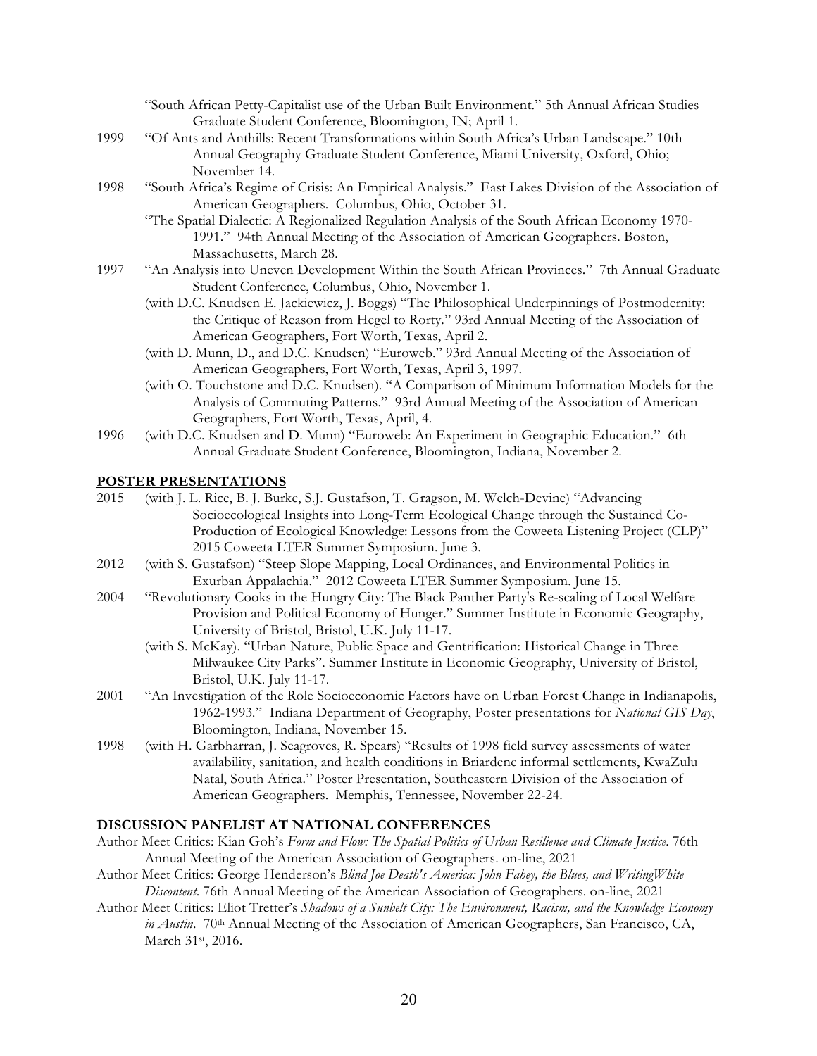"South African Petty-Capitalist use of the Urban Built Environment." 5th Annual African Studies Graduate Student Conference, Bloomington, IN; April 1.

1999 "Of Ants and Anthills: Recent Transformations within South Africa's Urban Landscape." 10th Annual Geography Graduate Student Conference, Miami University, Oxford, Ohio; November 14.

1998 "South Africa's Regime of Crisis: An Empirical Analysis." East Lakes Division of the Association of American Geographers. Columbus, Ohio, October 31.

"The Spatial Dialectic: A Regionalized Regulation Analysis of the South African Economy 1970-1991." 94th Annual Meeting of the Association of American Geographers. Boston, Massachusetts, March 28.

1997 "An Analysis into Uneven Development Within the South African Provinces." 7th Annual Graduate Student Conference, Columbus, Ohio, November 1.

(with D.C. Knudsen E. Jackiewicz, J. Boggs) "The Philosophical Underpinnings of Postmodernity: the Critique of Reason from Hegel to Rorty." 93rd Annual Meeting of the Association of American Geographers, Fort Worth, Texas, April 2.

(with D. Munn, D., and D.C. Knudsen) "Euroweb." 93rd Annual Meeting of the Association of American Geographers, Fort Worth, Texas, April 3, 1997.

(with O. Touchstone and D.C. Knudsen). "A Comparison of Minimum Information Models for the Analysis of Commuting Patterns." 93rd Annual Meeting of the Association of American Geographers, Fort Worth, Texas, April, 4.

1996 (with D.C. Knudsen and D. Munn) "Euroweb: An Experiment in Geographic Education." 6th Annual Graduate Student Conference, Bloomington, Indiana, November 2.

## POSTER PRESENTATIONS

2015 (with J. L. Rice, B. J. Burke, S.J. Gustafson, T. Gragson, M. Welch-Devine) "Advancing Socioecological Insights into Long-Term Ecological Change through the Sustained Co-Production of Ecological Knowledge: Lessons from the Coweeta Listening Project (CLP)" 2015 Coweeta LTER Summer Symposium. June 3.

2012 (with S. Gustafson) "Steep Slope Mapping, Local Ordinances, and Environmental Politics in Exurban Appalachia." 2012 Coweeta LTER Summer Symposium. June 15.

2004 "Revolutionary Cooks in the Hungry City: The Black Panther Party's Re-scaling of Local Welfare Provision and Political Economy of Hunger." Summer Institute in Economic Geography, University of Bristol, Bristol, U.K. July 11-17.

(with S. McKay). "Urban Nature, Public Space and Gentrification: Historical Change in Three Milwaukee City Parks". Summer Institute in Economic Geography, University of Bristol, Bristol, U.K. July 11-17.

2001 "An Investigation of the Role Socioeconomic Factors have on Urban Forest Change in Indianapolis, 1962-1993." Indiana Department of Geography, Poster presentations for *National GIS Day*, Bloomington, Indiana, November 15.

1998 (with H. Garbharran, J. Seagroves, R. Spears) "Results of 1998 field survey assessments of water availability, sanitation, and health conditions in Briardene informal settlements, KwaZulu Natal, South Africa." Poster Presentation, Southeastern Division of the Association of American Geographers. Memphis, Tennessee, November 22-24.

## DISCUSSION PANELIST AT NATIONAL CONFERENCES

Author Meet Critics: Kian Goh's *Form and Flow: The Spatial Politics of Urban Resilience and Climate Justice*. 76th Annual Meeting of the American Association of Geographers. on-line, 2021

Author Meet Critics: George Henderson's *Blind Joe Death's America: John Fahey, the Blues, and WritingWhite Discontent*. 76th Annual Meeting of the American Association of Geographers. on-line, 2021

Author Meet Critics: Eliot Tretter's *Shadows of a Sunbelt City: The Environment, Racism, and the Knowledge Economy in Austin*. 70th Annual Meeting of the Association of American Geographers, San Francisco, CA, March 31st, 2016.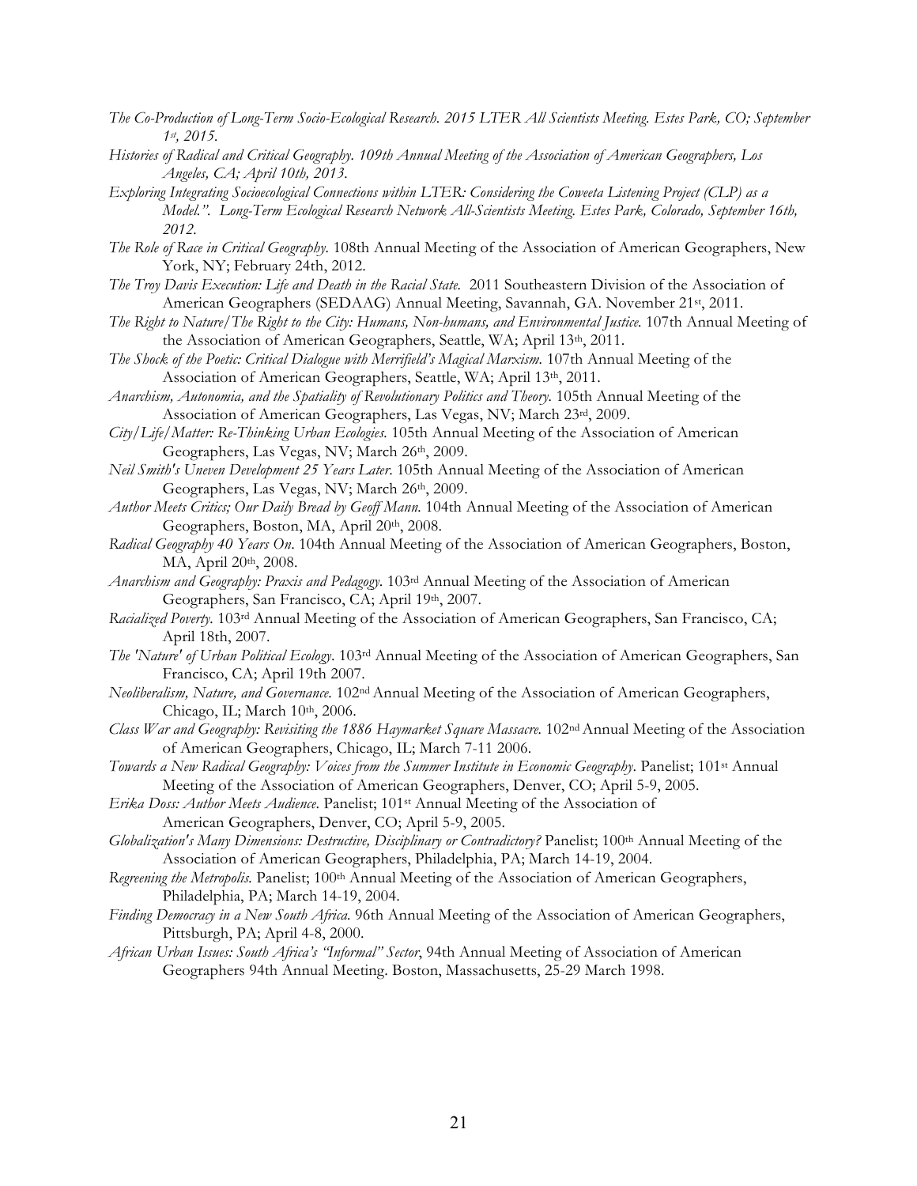*The Co-Production of Long-Term Socio-Ecological Research. 2015 LTER All Scientists Meeting. Estes Park, CO; September 1st, 2015.*

*Histories of Radical and Critical Geography. 109th Annual Meeting of the Association of American Geographers, Los Angeles, CA; April 10th, 2013.*

*Exploring Integrating Socioecological Connections within LTER: Considering the Coweeta Listening Project (CLP) as a Model.". Long-Term Ecological Research Network All-Scientists Meeting. Estes Park, Colorado, September 16th, 2012.*

*The Role of Race in Critical Geography.* 108th Annual Meeting of the Association of American Geographers, New York, NY; February 24th, 2012.

*The Troy Davis Execution: Life and Death in the Racial State.* 2011 Southeastern Division of the Association of American Geographers (SEDAAG) Annual Meeting, Savannah, GA. November 21st, 2011.

*The Right to Nature/The Right to the City: Humans, Non-humans, and Environmental Justice.* 107th Annual Meeting of the Association of American Geographers, Seattle, WA; April 13th, 2011.

*The Shock of the Poetic: Critical Dialogue with Merrifield's Magical Marxism.* 107th Annual Meeting of the Association of American Geographers, Seattle, WA; April 13th, 2011.

*Anarchism, Autonomia, and the Spatiality of Revolutionary Politics and Theory.* 105th Annual Meeting of the Association of American Geographers, Las Vegas, NV; March 23rd, 2009.

*City/Life/Matter: Re-Thinking Urban Ecologies.* 105th Annual Meeting of the Association of American Geographers, Las Vegas, NV; March 26th, 2009.

*Neil Smith's Uneven Development 25 Years Later.* 105th Annual Meeting of the Association of American Geographers, Las Vegas, NV; March 26th, 2009.

*Author Meets Critics; Our Daily Bread by Geoff Mann.* 104th Annual Meeting of the Association of American Geographers, Boston, MA, April 20th, 2008.

*Radical Geography 40 Years On*. 104th Annual Meeting of the Association of American Geographers, Boston, MA, April 20th, 2008.

*Anarchism and Geography: Praxis and Pedagogy.* 103rd Annual Meeting of the Association of American Geographers, San Francisco, CA; April 19th, 2007.

*Racialized Poverty.* 103rd Annual Meeting of the Association of American Geographers, San Francisco, CA; April 18th, 2007.

*The 'Nature' of Urban Political Ecology.* 103rd Annual Meeting of the Association of American Geographers, San Francisco, CA; April 19th 2007.

*Neoliberalism, Nature, and Governance.* 102nd Annual Meeting of the Association of American Geographers, Chicago, IL; March 10th, 2006.

*Class War and Geography: Revisiting the 1886 Haymarket Square Massacre.* 102nd Annual Meeting of the Association of American Geographers, Chicago, IL; March 7-11 2006.

*Towards a New Radical Geography: Voices from the Summer Institute in Economic Geography.* Panelist; 101st Annual Meeting of the Association of American Geographers, Denver, CO; April 5-9, 2005.

*Erika Doss: Author Meets Audience.* Panelist; 101st Annual Meeting of the Association of American Geographers, Denver, CO; April 5-9, 2005.

*Globalization's Many Dimensions: Destructive, Disciplinary or Contradictory?* Panelist; 100th Annual Meeting of the Association of American Geographers, Philadelphia, PA; March 14-19, 2004.

*Regreening the Metropolis.* Panelist; 100th Annual Meeting of the Association of American Geographers, Philadelphia, PA; March 14-19, 2004.

*Finding Democracy in a New South Africa.* 96th Annual Meeting of the Association of American Geographers, Pittsburgh, PA; April 4-8, 2000.

*African Urban Issues: South Africa's "Informal" Sector*, 94th Annual Meeting of Association of American Geographers 94th Annual Meeting. Boston, Massachusetts, 25-29 March 1998.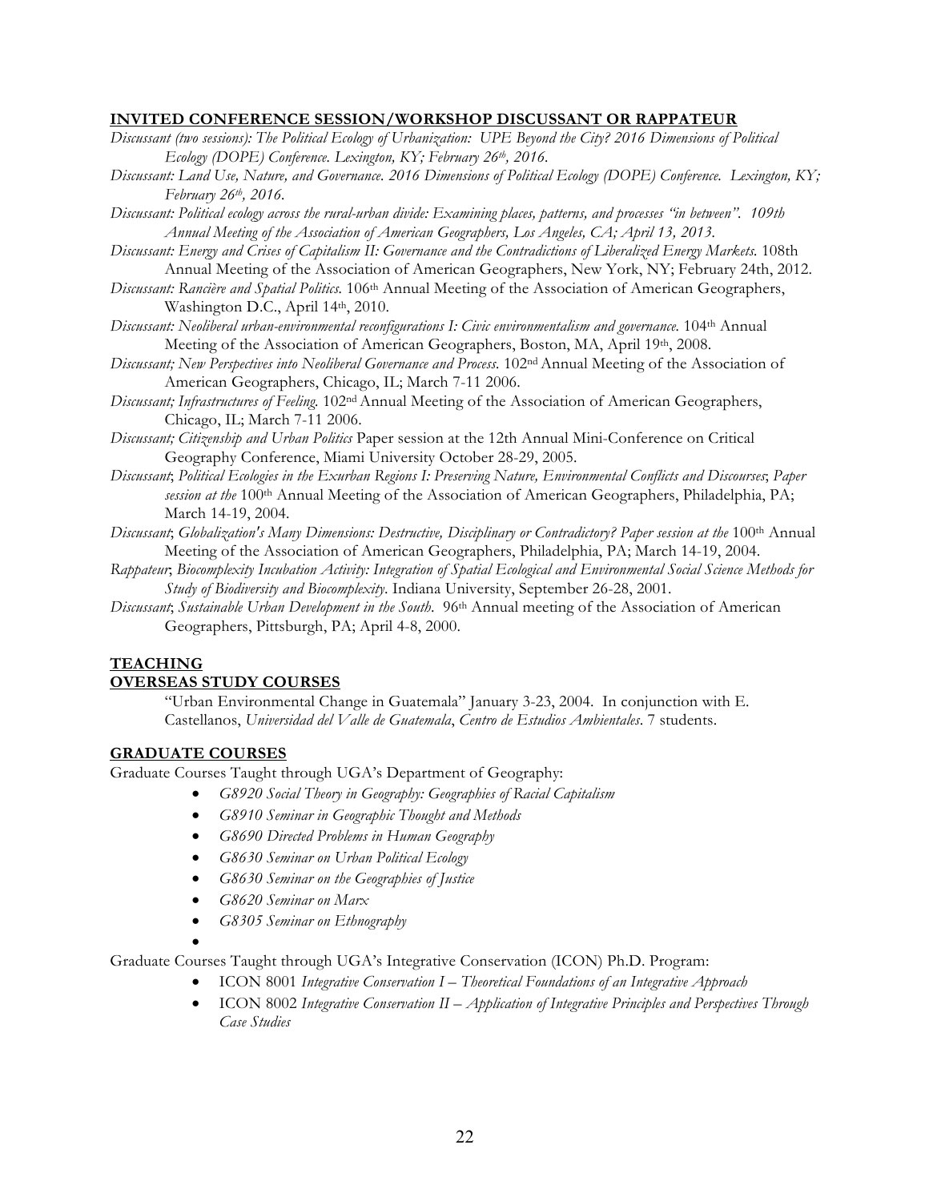## INVITED CONFERENCE SESSION/WORKSHOP DISCUSSANT OR RAPPATEUR

*Discussant (two sessions): The Political Ecology of Urbanization: UPE Beyond the City? 2016 Dimensions of Political Ecology (DOPE) Conference. Lexington, KY; February 26th, 2016.*

*Discussant: Land Use, Nature, and Governance. 2016 Dimensions of Political Ecology (DOPE) Conference. Lexington, KY; February 26th, 2016.*

*Discussant: Political ecology across the rural-urban divide: Examining places, patterns, and processes "in between". 109th Annual Meeting of the Association of American Geographers, Los Angeles, CA; April 13, 2013.*

*Discussant: Energy and Crises of Capitalism II: Governance and the Contradictions of Liberalized Energy Markets.* 108th Annual Meeting of the Association of American Geographers, New York, NY; February 24th, 2012.

*Discussant: Rancière and Spatial Politics.* 106th Annual Meeting of the Association of American Geographers, Washington D.C., April 14th, 2010.

*Discussant: Neoliberal urban-environmental reconfigurations I: Civic environmentalism and governance.* 104th Annual Meeting of the Association of American Geographers, Boston, MA, April 19th, 2008.

*Discussant; New Perspectives into Neoliberal Governance and Process.* 102nd Annual Meeting of the Association of American Geographers, Chicago, IL; March 7-11 2006.

*Discussant; Infrastructures of Feeling.* 102nd Annual Meeting of the Association of American Geographers, Chicago, IL; March 7-11 2006.

*Discussant; Citizenship and Urban Politics* Paper session at the 12th Annual Mini-Conference on Critical Geography Conference, Miami University October 28-29, 2005.

*Discussant*; *Political Ecologies in the Exurban Regions I: Preserving Nature, Environmental Conflicts and Discourses*; *Paper session at the* 100th Annual Meeting of the Association of American Geographers, Philadelphia, PA; March 14-19, 2004.

*Discussant*; *Globalization's Many Dimensions: Destructive, Disciplinary or Contradictory? Paper session at the* 100th Annual Meeting of the Association of American Geographers, Philadelphia, PA; March 14-19, 2004.

*Rappateur*; *Biocomplexity Incubation Activity: Integration of Spatial Ecological and Environmental Social Science Methods for Study of Biodiversity and Biocomplexity.* Indiana University, September 26-28, 2001.

*Discussant*; *Sustainable Urban Development in the South*. 96th Annual meeting of the Association of American Geographers, Pittsburgh, PA; April 4-8, 2000.

## TEACHING

### OVERSEAS STUDY COURSES

"Urban Environmental Change in Guatemala" January 3-23, 2004. In conjunction with E. Castellanos, *Universidad del Valle de Guatemala*, *Centro de Estudios Ambientales*. 7 students.

### GRADUATE COURSES

Graduate Courses Taught through UGA's Department of Geography:

- *G8920 Social Theory in Geography: Geographies of Racial Capitalism*
- *G8910 Seminar in Geographic Thought and Methods*
- *G8690 Directed Problems in Human Geography*
- *G8630 Seminar on Urban Political Ecology*
- *G8630 Seminar on the Geographies of Justice*
- *G8620 Seminar on Marx*
- *G8305 Seminar on Ethnography*

Graduate Courses Taught through UGA's Integrative Conservation (ICON) Ph.D. Program:

- ICON 8001 *Integrative Conservation I – Theoretical Foundations of an Integrative Approach*
- ICON 8002 *Integrative Conservation II – Application of Integrative Principles and Perspectives Through Case Studies*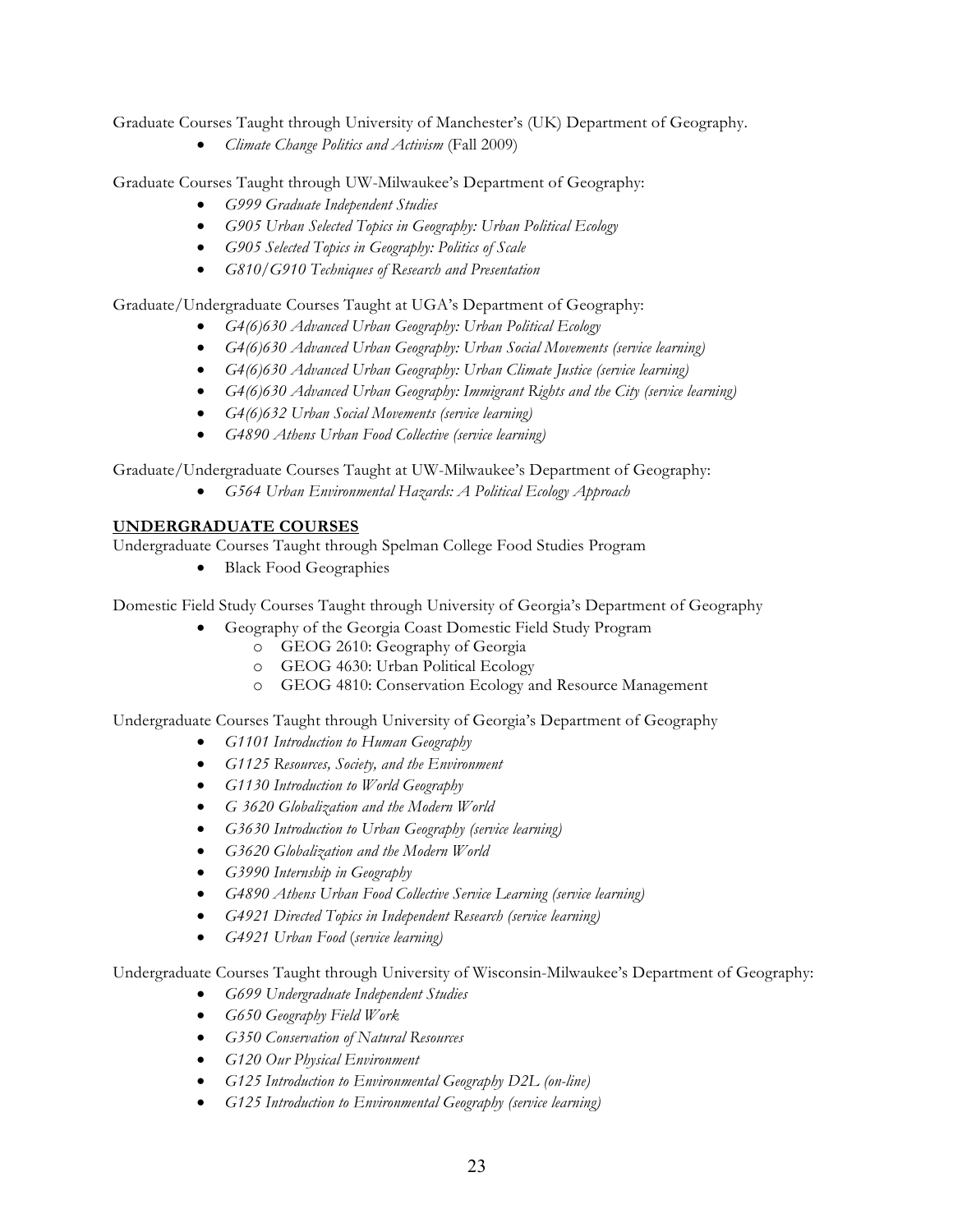Graduate Courses Taught through University of Manchester's (UK) Department of Geography.

- *Climate Change Politics and Activism* (Fall 2009)

Graduate Courses Taught through UW-Milwaukee's Department of Geography:

- *G999 Graduate Independent Studies*
- *G905 Urban Selected Topics in Geography: Urban Political Ecology*
- *G905 Selected Topics in Geography: Politics of Scale*
- *G810/G910 Techniques of Research and Presentation*

Graduate/Undergraduate Courses Taught at UGA's Department of Geography:

- *G4(6)630 Advanced Urban Geography: Urban Political Ecology*
- *G4(6)630 Advanced Urban Geography: Urban Social Movements (service learning)*
- *G4(6)630 Advanced Urban Geography: Urban Climate Justice (service learning)*
- *G4(6)630 Advanced Urban Geography: Immigrant Rights and the City (service learning)*
- *G4(6)632 Urban Social Movements (service learning)*
- *G4890 Athens Urban Food Collective (service learning)*

Graduate/Undergraduate Courses Taught at UW-Milwaukee's Department of Geography:

- *G564 Urban Environmental Hazards: A Political Ecology Approach*

## UNDERGRADUATE COURSES

Undergraduate Courses Taught through Spelman College Food Studies Program

- Black Food Geographies

Domestic Field Study Courses Taught through University of Georgia's Department of Geography

- Geography of the Georgia Coast Domestic Field Study Program
  - GEOG 2610: Geography of Georgia
  - GEOG 4630: Urban Political Ecology
  - GEOG 4810: Conservation Ecology and Resource Management

Undergraduate Courses Taught through University of Georgia's Department of Geography

- *G1101 Introduction to Human Geography*
- *G1125 Resources, Society, and the Environment*
- *G1130 Introduction to World Geography*
- *G 3620 Globalization and the Modern World*
- *G3630 Introduction to Urban Geography (service learning)*
- *G3620 Globalization and the Modern World*
- *G3990 Internship in Geography*
- *G4890 Athens Urban Food Collective Service Learning (service learning)*
- *G4921 Directed Topics in Independent Research (service learning)*
- *G4921 Urban Food (service learning)*

Undergraduate Courses Taught through University of Wisconsin-Milwaukee's Department of Geography:

- *G699 Undergraduate Independent Studies*
- *G650 Geography Field Work*
- *G350 Conservation of Natural Resources*
- *G120 Our Physical Environment*
- *G125 Introduction to Environmental Geography D2L (on-line)*
- *G125 Introduction to Environmental Geography (service learning)*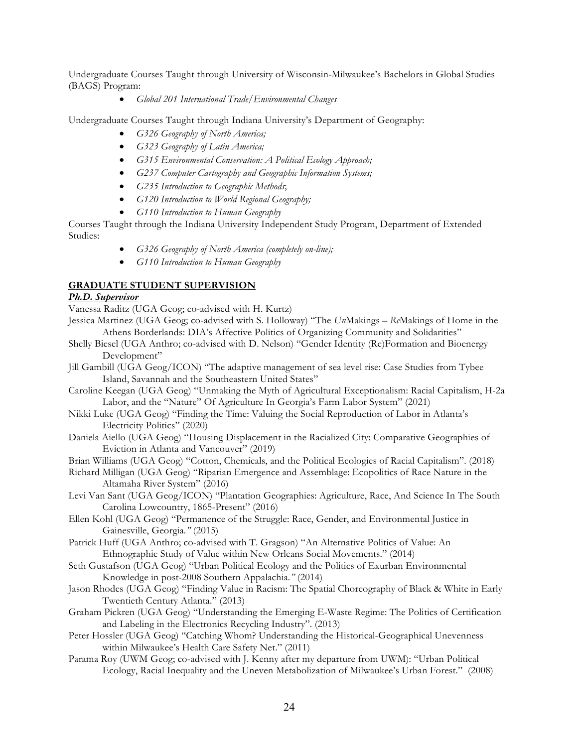Undergraduate Courses Taught through University of Wisconsin-Milwaukee's Bachelors in Global Studies (BAGS) Program:

- *Global 201 International Trade/Environmental Changes*

Undergraduate Courses Taught through Indiana University's Department of Geography:

- *G326 Geography of North America;*
- *G323 Geography of Latin America;*
- *G315 Environmental Conservation: A Political Ecology Approach;*
- *G237 Computer Cartography and Geographic Information Systems;*
- *G235 Introduction to Geographic Methods*;
- *G120 Introduction to World Regional Geography;*
- *G110 Introduction to Human Geography*

Courses Taught through the Indiana University Independent Study Program, Department of Extended Studies:

- *G326 Geography of North America (completely on-line);*
- *G110 Introduction to Human Geography*

## GRADUATE STUDENT SUPERVISION

### *Ph.D. Supervisor*

Vanessa Raditz (UGA Geog; co-advised with H. Kurtz)

Jessica Martinez (UGA Geog; co-advised with S. Holloway) "The *Un*Makings – *Re*Makings of Home in the Athens Borderlands: DIA's Affective Politics of Organizing Community and Solidarities"

Shelly Biesel (UGA Anthro; co-advised with D. Nelson) "Gender Identity (Re)Formation and Bioenergy Development"

Jill Gambill (UGA Geog/ICON) "The adaptive management of sea level rise: Case Studies from Tybee Island, Savannah and the Southeastern United States"

Caroline Keegan (UGA Geog) "Unmaking the Myth of Agricultural Exceptionalism: Racial Capitalism, H-2a Labor, and the "Nature" Of Agriculture In Georgia's Farm Labor System" (2021)

Nikki Luke (UGA Geog) "Finding the Time: Valuing the Social Reproduction of Labor in Atlanta's Electricity Politics" (2020)

Daniela Aiello (UGA Geog) "Housing Displacement in the Racialized City: Comparative Geographies of Eviction in Atlanta and Vancouver" (2019)

Brian Williams (UGA Geog) "Cotton, Chemicals, and the Political Ecologies of Racial Capitalism". (2018)

Richard Milligan (UGA Geog) "Riparian Emergence and Assemblage: Ecopolitics of Race Nature in the Altamaha River System" (2016)

Levi Van Sant (UGA Geog/ICON) "Plantation Geographies: Agriculture, Race, And Science In The South Carolina Lowcountry, 1865-Present" (2016)

Ellen Kohl (UGA Geog) "Permanence of the Struggle: Race, Gender, and Environmental Justice in Gainesville, Georgia*."* (2015)

Patrick Huff (UGA Anthro; co-advised with T. Gragson) "An Alternative Politics of Value: An Ethnographic Study of Value within New Orleans Social Movements." (2014)

Seth Gustafson (UGA Geog) "Urban Political Ecology and the Politics of Exurban Environmental Knowledge in post-2008 Southern Appalachia*."* (2014)

Jason Rhodes (UGA Geog) "Finding Value in Racism: The Spatial Choreography of Black & White in Early Twentieth Century Atlanta." (2013)

Graham Pickren (UGA Geog) "Understanding the Emerging E-Waste Regime: The Politics of Certification and Labeling in the Electronics Recycling Industry". (2013)

Peter Hossler (UGA Geog) "Catching Whom? Understanding the Historical-Geographical Unevenness within Milwaukee's Health Care Safety Net." (2011)

Parama Roy (UWM Geog; co-advised with J. Kenny after my departure from UWM): "Urban Political Ecology, Racial Inequality and the Uneven Metabolization of Milwaukee's Urban Forest." (2008)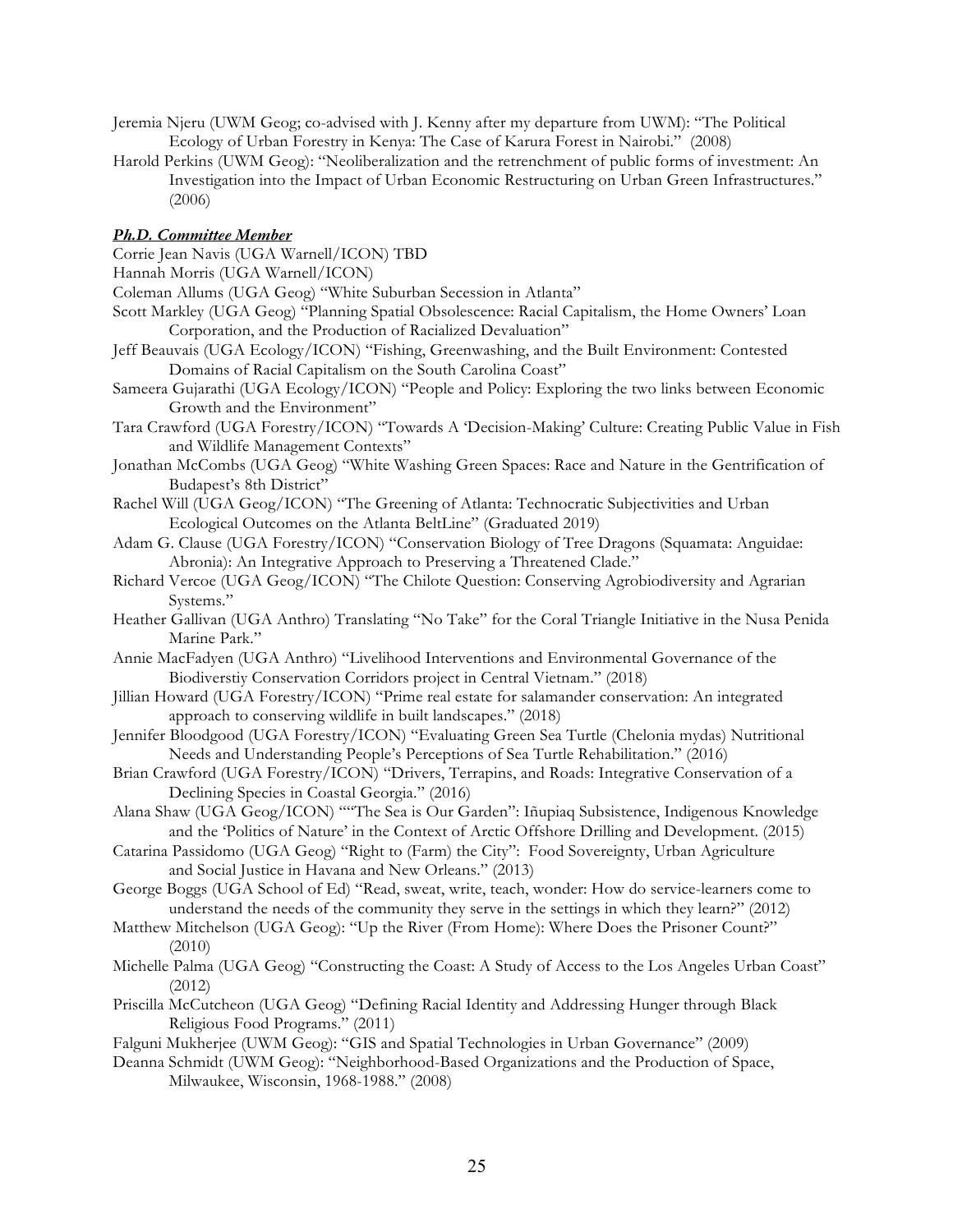Jeremia Njeru (UWM Geog; co-advised with J. Kenny after my departure from UWM): "The Political Ecology of Urban Forestry in Kenya: The Case of Karura Forest in Nairobi." (2008)

Harold Perkins (UWM Geog): "Neoliberalization and the retrenchment of public forms of investment: An Investigation into the Impact of Urban Economic Restructuring on Urban Green Infrastructures." (2006)

***Ph.D. Committee Member***

Corrie Jean Navis (UGA Warnell/ICON) TBD

Hannah Morris (UGA Warnell/ICON)

Coleman Allums (UGA Geog) "White Suburban Secession in Atlanta"

Scott Markley (UGA Geog) "Planning Spatial Obsolescence: Racial Capitalism, the Home Owners' Loan Corporation, and the Production of Racialized Devaluation"

Jeff Beauvais (UGA Ecology/ICON) "Fishing, Greenwashing, and the Built Environment: Contested Domains of Racial Capitalism on the South Carolina Coast"

Sameera Gujarathi (UGA Ecology/ICON) "People and Policy: Exploring the two links between Economic Growth and the Environment"

Tara Crawford (UGA Forestry/ICON) "Towards A 'Decision-Making' Culture: Creating Public Value in Fish and Wildlife Management Contexts"

Jonathan McCombs (UGA Geog) "White Washing Green Spaces: Race and Nature in the Gentrification of Budapest's 8th District"

Rachel Will (UGA Geog/ICON) "The Greening of Atlanta: Technocratic Subjectivities and Urban Ecological Outcomes on the Atlanta BeltLine" (Graduated 2019)

Adam G. Clause (UGA Forestry/ICON) "Conservation Biology of Tree Dragons (Squamata: Anguidae: Abronia): An Integrative Approach to Preserving a Threatened Clade."

Richard Vercoe (UGA Geog/ICON) "The Chilote Question: Conserving Agrobiodiversity and Agrarian Systems."

Heather Gallivan (UGA Anthro) Translating "No Take" for the Coral Triangle Initiative in the Nusa Penida Marine Park."

Annie MacFadyen (UGA Anthro) "Livelihood Interventions and Environmental Governance of the Biodiverstiy Conservation Corridors project in Central Vietnam." (2018)

Jillian Howard (UGA Forestry/ICON) "Prime real estate for salamander conservation: An integrated approach to conserving wildlife in built landscapes." (2018)

Jennifer Bloodgood (UGA Forestry/ICON) "Evaluating Green Sea Turtle (Chelonia mydas) Nutritional Needs and Understanding People's Perceptions of Sea Turtle Rehabilitation." (2016)

Brian Crawford (UGA Forestry/ICON) "Drivers, Terrapins, and Roads: Integrative Conservation of a Declining Species in Coastal Georgia." (2016)

Alana Shaw (UGA Geog/ICON) ""The Sea is Our Garden": Iñupiaq Subsistence, Indigenous Knowledge and the 'Politics of Nature' in the Context of Arctic Offshore Drilling and Development. (2015)

Catarina Passidomo (UGA Geog) "Right to (Farm) the City": Food Sovereignty, Urban Agriculture and Social Justice in Havana and New Orleans." (2013)

George Boggs (UGA School of Ed) "Read, sweat, write, teach, wonder: How do service-learners come to understand the needs of the community they serve in the settings in which they learn?" (2012)

Matthew Mitchelson (UGA Geog): "Up the River (From Home): Where Does the Prisoner Count?" (2010)

Michelle Palma (UGA Geog) "Constructing the Coast: A Study of Access to the Los Angeles Urban Coast" (2012)

Priscilla McCutcheon (UGA Geog) "Defining Racial Identity and Addressing Hunger through Black Religious Food Programs." (2011)

Falguni Mukherjee (UWM Geog): "GIS and Spatial Technologies in Urban Governance" (2009)

Deanna Schmidt (UWM Geog): "Neighborhood-Based Organizations and the Production of Space, Milwaukee, Wisconsin, 1968-1988." (2008)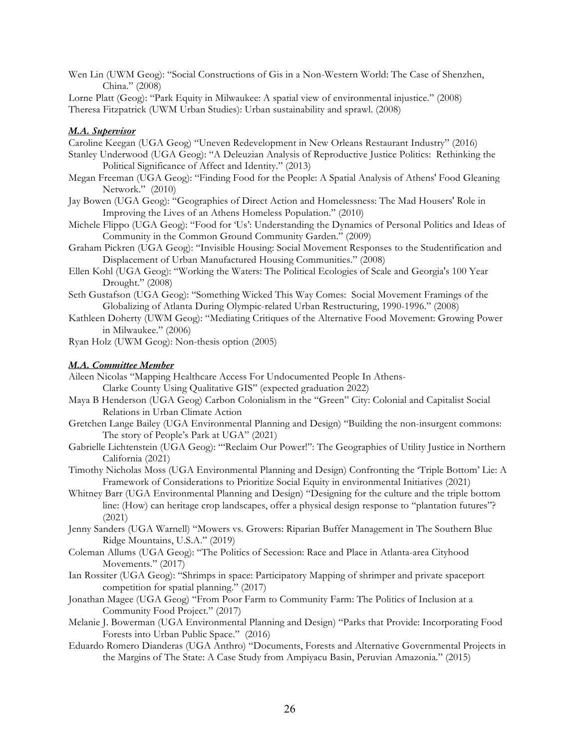Wen Lin (UWM Geog): "Social Constructions of Gis in a Non-Western World: The Case of Shenzhen, China." (2008)

Lorne Platt (Geog): "Park Equity in Milwaukee: A spatial view of environmental injustice." (2008)

Theresa Fitzpatrick (UWM Urban Studies): Urban sustainability and sprawl. (2008)

***M.A. Supervisor***

Caroline Keegan (UGA Geog) "Uneven Redevelopment in New Orleans Restaurant Industry" (2016)

Stanley Underwood (UGA Geog): "A Deleuzian Analysis of Reproductive Justice Politics: Rethinking the Political Significance of Affect and Identity." (2013)

Megan Freeman (UGA Geog): "Finding Food for the People: A Spatial Analysis of Athens' Food Gleaning Network." (2010)

Jay Bowen (UGA Geog): "Geographies of Direct Action and Homelessness: The Mad Housers' Role in Improving the Lives of an Athens Homeless Population." (2010)

Michele Flippo (UGA Geog): "Food for 'Us': Understanding the Dynamics of Personal Politics and Ideas of Community in the Common Ground Community Garden." (2009)

Graham Pickren (UGA Geog): "Invisible Housing: Social Movement Responses to the Studentification and Displacement of Urban Manufactured Housing Communities." (2008)

Ellen Kohl (UGA Geog): "Working the Waters: The Political Ecologies of Scale and Georgia's 100 Year Drought." (2008)

Seth Gustafson (UGA Geog): "Something Wicked This Way Comes: Social Movement Framings of the Globalizing of Atlanta During Olympic-related Urban Restructuring, 1990-1996." (2008)

Kathleen Doherty (UWM Geog): "Mediating Critiques of the Alternative Food Movement: Growing Power in Milwaukee." (2006)

Ryan Holz (UWM Geog): Non-thesis option (2005)

***M.A. Committee Member***

Aileen Nicolas "Mapping Healthcare Access For Undocumented People In Athens-Clarke County Using Qualitative GIS" (expected graduation 2022)

Maya B Henderson (UGA Geog) Carbon Colonialism in the "Green" City: Colonial and Capitalist Social Relations in Urban Climate Action

Gretchen Lange Bailey (UGA Environmental Planning and Design) "Building the non-insurgent commons: The story of People's Park at UGA" (2021)

Gabrielle Lichtenstein (UGA Geog): "'Reclaim Our Power!": The Geographies of Utility Justice in Northern California (2021)

Timothy Nicholas Moss (UGA Environmental Planning and Design) Confronting the 'Triple Bottom' Lie: A Framework of Considerations to Prioritize Social Equity in environmental Initiatives (2021)

Whitney Barr (UGA Environmental Planning and Design) "Designing for the culture and the triple bottom line: (How) can heritage crop landscapes, offer a physical design response to "plantation futures"? (2021)

Jenny Sanders (UGA Warnell) "Mowers vs. Growers: Riparian Buffer Management in The Southern Blue Ridge Mountains, U.S.A." (2019)

Coleman Allums (UGA Geog): "The Politics of Secession: Race and Place in Atlanta-area Cityhood Movements." (2017)

Ian Rossiter (UGA Geog): "Shrimps in space: Participatory Mapping of shrimper and private spaceport competition for spatial planning." (2017)

Jonathan Magee (UGA Geog) "From Poor Farm to Community Farm: The Politics of Inclusion at a Community Food Project." (2017)

Melanie J. Bowerman (UGA Environmental Planning and Design) "Parks that Provide: Incorporating Food Forests into Urban Public Space." (2016)

Eduardo Romero Dianderas (UGA Anthro) "Documents, Forests and Alternative Governmental Projects in the Margins of The State: A Case Study from Ampiyacu Basin, Peruvian Amazonia." (2015)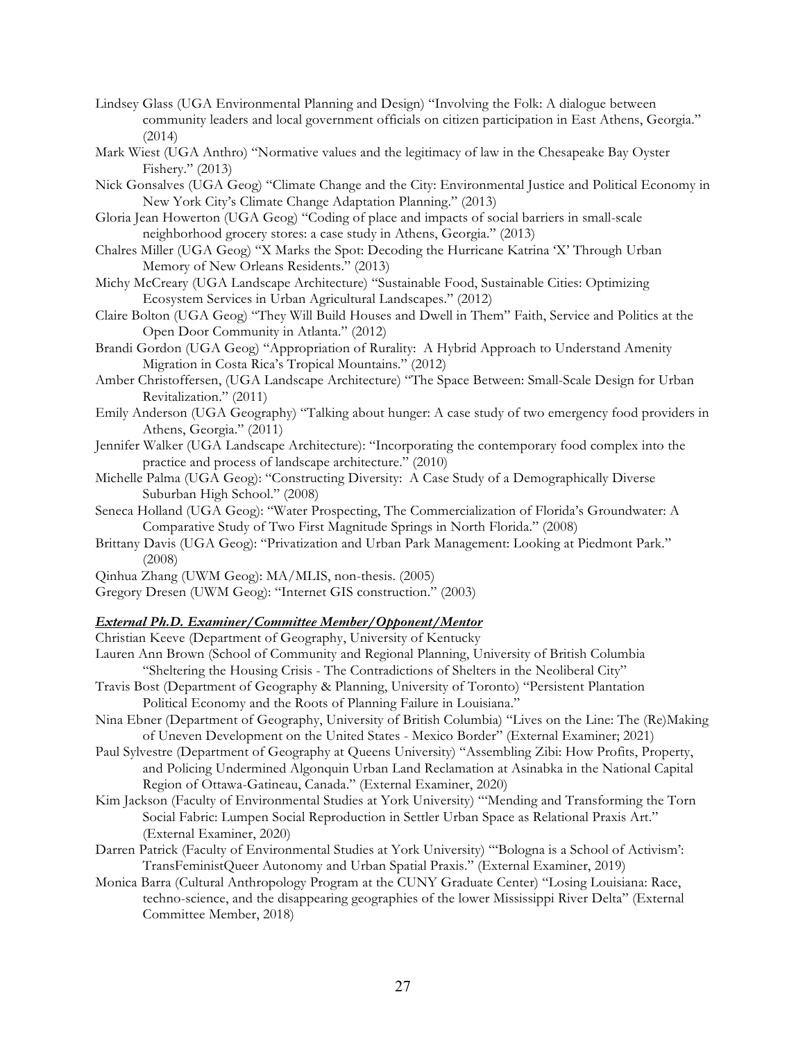Lindsey Glass (UGA Environmental Planning and Design) "Involving the Folk: A dialogue between community leaders and local government officials on citizen participation in East Athens, Georgia." (2014)

Mark Wiest (UGA Anthro) "Normative values and the legitimacy of law in the Chesapeake Bay Oyster Fishery." (2013)

Nick Gonsalves (UGA Geog) "Climate Change and the City: Environmental Justice and Political Economy in New York City's Climate Change Adaptation Planning." (2013)

Gloria Jean Howerton (UGA Geog) "Coding of place and impacts of social barriers in small-scale neighborhood grocery stores: a case study in Athens, Georgia." (2013)

Chalres Miller (UGA Geog) "X Marks the Spot: Decoding the Hurricane Katrina 'X' Through Urban Memory of New Orleans Residents." (2013)

Michy McCreary (UGA Landscape Architecture) "Sustainable Food, Sustainable Cities: Optimizing Ecosystem Services in Urban Agricultural Landscapes." (2012)

Claire Bolton (UGA Geog) "They Will Build Houses and Dwell in Them" Faith, Service and Politics at the Open Door Community in Atlanta." (2012)

Brandi Gordon (UGA Geog) "Appropriation of Rurality: A Hybrid Approach to Understand Amenity Migration in Costa Rica's Tropical Mountains." (2012)

Amber Christoffersen, (UGA Landscape Architecture) "The Space Between: Small-Scale Design for Urban Revitalization." (2011)

Emily Anderson (UGA Geography) "Talking about hunger: A case study of two emergency food providers in Athens, Georgia." (2011)

Jennifer Walker (UGA Landscape Architecture): "Incorporating the contemporary food complex into the practice and process of landscape architecture." (2010)

Michelle Palma (UGA Geog): "Constructing Diversity: A Case Study of a Demographically Diverse Suburban High School." (2008)

Seneca Holland (UGA Geog): "Water Prospecting, The Commercialization of Florida's Groundwater: A Comparative Study of Two First Magnitude Springs in North Florida." (2008)

Brittany Davis (UGA Geog): "Privatization and Urban Park Management: Looking at Piedmont Park." (2008)

Qinhua Zhang (UWM Geog): MA/MLIS, non-thesis. (2005)

Gregory Dresen (UWM Geog): "Internet GIS construction." (2003)

***External Ph.D. Examiner/Committee Member/Opponent/Mentor***

Christian Keeve (Department of Geography, University of Kentucky

Lauren Ann Brown (School of Community and Regional Planning, University of British Columbia "Sheltering the Housing Crisis - The Contradictions of Shelters in the Neoliberal City"

Travis Bost (Department of Geography & Planning, University of Toronto) "Persistent Plantation Political Economy and the Roots of Planning Failure in Louisiana."

Nina Ebner (Department of Geography, University of British Columbia) "Lives on the Line: The (Re)Making of Uneven Development on the United States - Mexico Border" (External Examiner; 2021)

Paul Sylvestre (Department of Geography at Queens University) "Assembling Zibi: How Profits, Property, and Policing Undermined Algonquin Urban Land Reclamation at Asinabka in the National Capital Region of Ottawa-Gatineau, Canada." (External Examiner, 2020)

Kim Jackson (Faculty of Environmental Studies at York University) "'Mending and Transforming the Torn Social Fabric: Lumpen Social Reproduction in Settler Urban Space as Relational Praxis Art." (External Examiner, 2020)

Darren Patrick (Faculty of Environmental Studies at York University) "'Bologna is a School of Activism': TransFeministQueer Autonomy and Urban Spatial Praxis." (External Examiner, 2019)

Monica Barra (Cultural Anthropology Program at the CUNY Graduate Center) "Losing Louisiana: Race, techno-science, and the disappearing geographies of the lower Mississippi River Delta" (External Committee Member, 2018)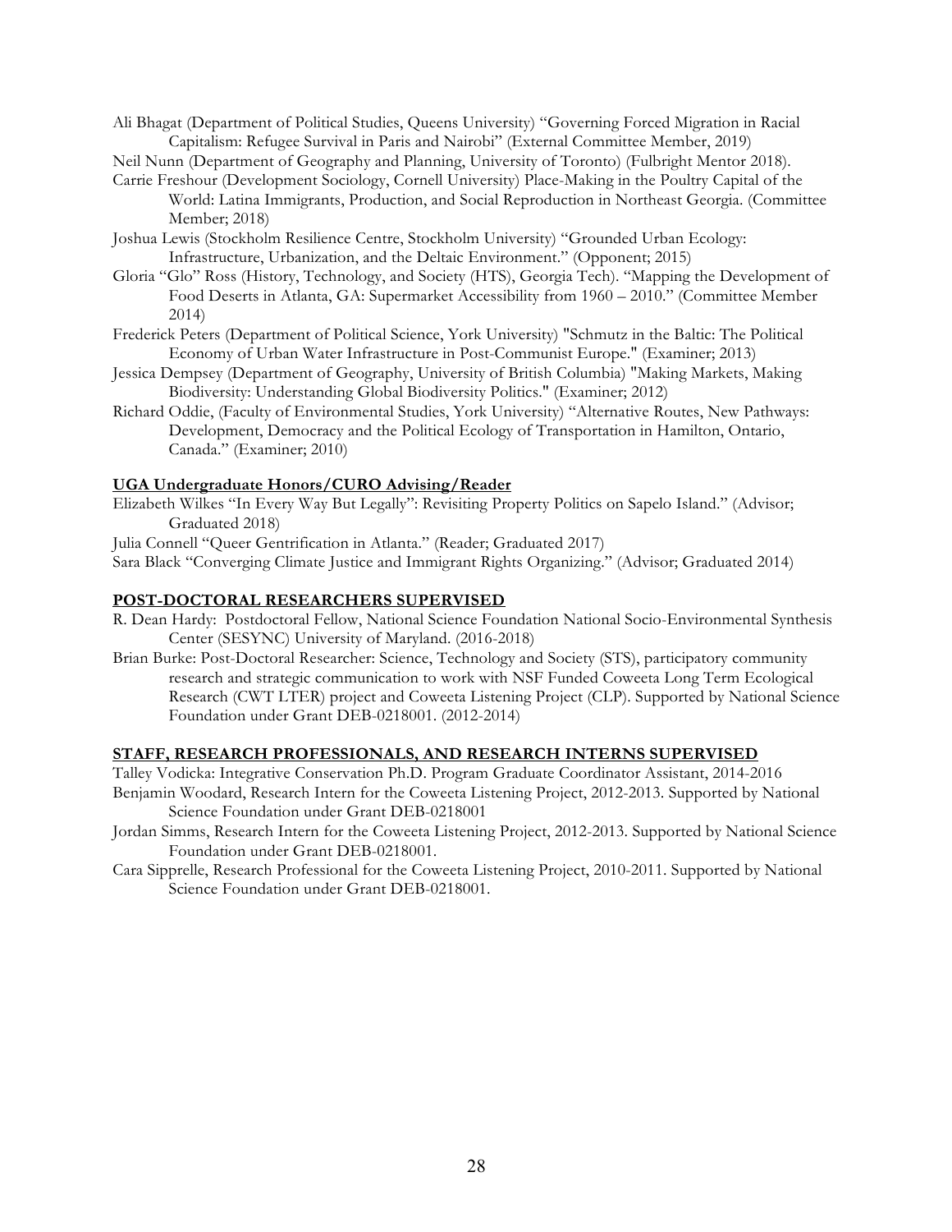Ali Bhagat (Department of Political Studies, Queens University) "Governing Forced Migration in Racial Capitalism: Refugee Survival in Paris and Nairobi" (External Committee Member, 2019)

Neil Nunn (Department of Geography and Planning, University of Toronto) (Fulbright Mentor 2018).

Carrie Freshour (Development Sociology, Cornell University) Place-Making in the Poultry Capital of the World: Latina Immigrants, Production, and Social Reproduction in Northeast Georgia. (Committee Member; 2018)

Joshua Lewis (Stockholm Resilience Centre, Stockholm University) "Grounded Urban Ecology: Infrastructure, Urbanization, and the Deltaic Environment." (Opponent; 2015)

Gloria "Glo" Ross (History, Technology, and Society (HTS), Georgia Tech). "Mapping the Development of Food Deserts in Atlanta, GA: Supermarket Accessibility from 1960 – 2010." (Committee Member 2014)

Frederick Peters (Department of Political Science, York University) "Schmutz in the Baltic: The Political Economy of Urban Water Infrastructure in Post-Communist Europe." (Examiner; 2013)

Jessica Dempsey (Department of Geography, University of British Columbia) "Making Markets, Making Biodiversity: Understanding Global Biodiversity Politics." (Examiner; 2012)

Richard Oddie, (Faculty of Environmental Studies, York University) "Alternative Routes, New Pathways: Development, Democracy and the Political Ecology of Transportation in Hamilton, Ontario, Canada." (Examiner; 2010)

**UGA Undergraduate Honors/CURO Advising/Reader**

Elizabeth Wilkes "In Every Way But Legally": Revisiting Property Politics on Sapelo Island." (Advisor; Graduated 2018)

Julia Connell "Queer Gentrification in Atlanta." (Reader; Graduated 2017)

Sara Black "Converging Climate Justice and Immigrant Rights Organizing." (Advisor; Graduated 2014)

## POST-DOCTORAL RESEARCHERS SUPERVISED

R. Dean Hardy: Postdoctoral Fellow, National Science Foundation National Socio-Environmental Synthesis Center (SESYNC) University of Maryland. (2016-2018)

Brian Burke: Post-Doctoral Researcher: Science, Technology and Society (STS), participatory community research and strategic communication to work with NSF Funded Coweeta Long Term Ecological Research (CWT LTER) project and Coweeta Listening Project (CLP). Supported by National Science Foundation under Grant DEB-0218001. (2012-2014)

## STAFF, RESEARCH PROFESSIONALS, AND RESEARCH INTERNS SUPERVISED

Talley Vodicka: Integrative Conservation Ph.D. Program Graduate Coordinator Assistant, 2014-2016

Benjamin Woodard, Research Intern for the Coweeta Listening Project, 2012-2013. Supported by National Science Foundation under Grant DEB-0218001

Jordan Simms, Research Intern for the Coweeta Listening Project, 2012-2013. Supported by National Science Foundation under Grant DEB-0218001.

Cara Sipprelle, Research Professional for the Coweeta Listening Project, 2010-2011. Supported by National Science Foundation under Grant DEB-0218001.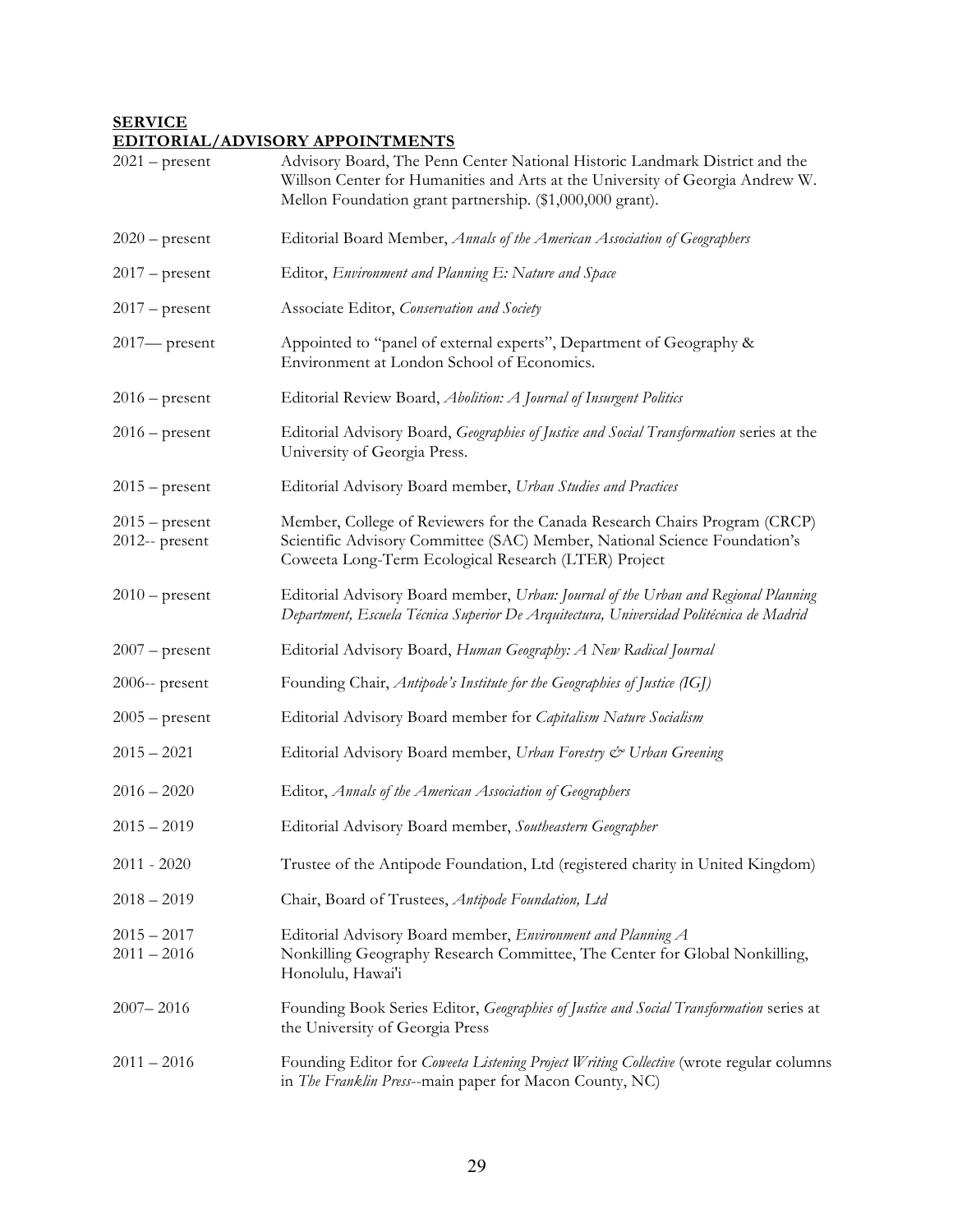**SERVICE**

**EDITORIAL/ADVISORY APPOINTMENTS**

| | |
|---|---|
| 2021 – present | Advisory Board, The Penn Center National Historic Landmark District and the Willson Center for Humanities and Arts at the University of Georgia Andrew W. Mellon Foundation grant partnership. ($1,000,000 grant). |
| 2020 – present | Editorial Board Member, *Annals of the American Association of Geographers* |
| 2017 – present | Editor, *Environment and Planning E: Nature and Space* |
| 2017 – present | Associate Editor, *Conservation and Society* |
| 2017— present | Appointed to "panel of external experts", Department of Geography & Environment at London School of Economics. |
| 2016 – present | Editorial Review Board, *Abolition: A Journal of Insurgent Politics* |
| 2016 – present | Editorial Advisory Board, *Geographies of Justice and Social Transformation* series at the University of Georgia Press. |
| 2015 – present | Editorial Advisory Board member, *Urban Studies and Practices* |
| 2015 – present | Member, College of Reviewers for the Canada Research Chairs Program (CRCP) |
| 2012-- present | Scientific Advisory Committee (SAC) Member, National Science Foundation's Coweeta Long-Term Ecological Research (LTER) Project |
| 2010 – present | Editorial Advisory Board member, *Urban: Journal of the Urban and Regional Planning Department, Escuela Técnica Superior De Arquitectura, Universidad Politécnica de Madrid* |
| 2007 – present | Editorial Advisory Board, *Human Geography: A New Radical Journal* |
| 2006-- present | Founding Chair, *Antipode's Institute for the Geographies of Justice (IGJ)* |
| 2005 – present | Editorial Advisory Board member for *Capitalism Nature Socialism* |
| 2015 – 2021 | Editorial Advisory Board member, *Urban Forestry & Urban Greening* |
| 2016 – 2020 | Editor, *Annals of the American Association of Geographers* |
| 2015 – 2019 | Editorial Advisory Board member, *Southeastern Geographer* |
| 2011 - 2020 | Trustee of the Antipode Foundation, Ltd (registered charity in United Kingdom) |
| 2018 – 2019 | Chair, Board of Trustees, *Antipode Foundation, Ltd* |
| 2015 – 2017 | Editorial Advisory Board member, *Environment and Planning A* |
| 2011 – 2016 | Nonkilling Geography Research Committee, The Center for Global Nonkilling, Honolulu, Hawai'i |
| 2007– 2016 | Founding Book Series Editor, *Geographies of Justice and Social Transformation* series at the University of Georgia Press |
| 2011 – 2016 | Founding Editor for *Coweeta Listening Project Writing Collective* (wrote regular columns in *The Franklin Press*--main paper for Macon County, NC) |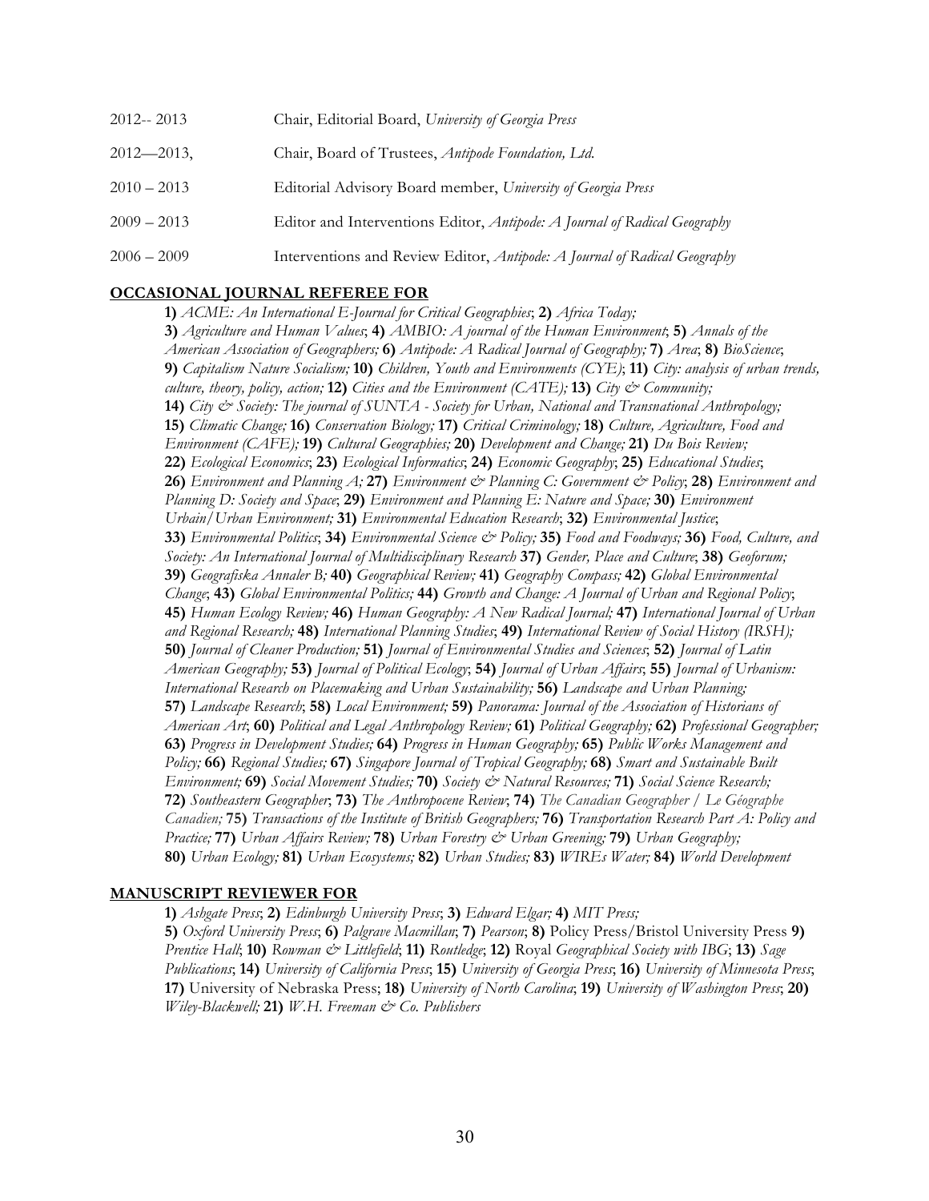| | |
|---|---|
| 2012-- 2013 | Chair, Editorial Board, *University of Georgia Press* |
| 2012—2013, | Chair, Board of Trustees, *Antipode Foundation, Ltd.* |
| 2010 – 2013 | Editorial Advisory Board member, *University of Georgia Press* |
| 2009 – 2013 | Editor and Interventions Editor, *Antipode: A Journal of Radical Geography* |
| 2006 – 2009 | Interventions and Review Editor, *Antipode: A Journal of Radical Geography* |

## OCCASIONAL JOURNAL REFEREE FOR

**1)** *ACME: An International E-Journal for Critical Geographies*; **2)** *Africa Today;* **3)** *Agriculture and Human Values*; **4)** *AMBIO: A journal of the Human Environment*; **5)** *Annals of the American Association of Geographers;* **6)** *Antipode: A Radical Journal of Geography;* **7)** *Area*; **8)** *BioScience*; **9)** *Capitalism Nature Socialism;* **10)** *Children, Youth and Environments (CYE)*; **11)** *City: analysis of urban trends, culture, theory, policy, action;* **12)** *Cities and the Environment (CATE);* **13)** *City & Community;* **14)** *City & Society: The journal of SUNTA - Society for Urban, National and Transnational Anthropology;* **15)** *Climatic Change;* **16)** *Conservation Biology;* **17)** *Critical Criminology;* **18)** *Culture, Agriculture, Food and Environment (CAFE);* **19)** *Cultural Geographies;* **20)** *Development and Change;* **21)** *Du Bois Review;* **22)** *Ecological Economics*; **23)** *Ecological Informatics*; **24)** *Economic Geography*; **25)** *Educational Studies*; **26)** *Environment and Planning A;* **27)** *Environment & Planning C: Government & Policy*; **28)** *Environment and Planning D: Society and Space*; **29)** *Environment and Planning E: Nature and Space;* **30)** *Environment Urbain/Urban Environment;* **31)** *Environmental Education Research*; **32)** *Environmental Justice*; **33)** *Environmental Politics*; **34)** *Environmental Science & Policy;* **35)** *Food and Foodways;* **36)** *Food, Culture, and Society: An International Journal of Multidisciplinary Research* **37)** *Gender, Place and Culture*; **38)** *Geoforum;* **39)** *Geografiska Annaler B;* **40)** *Geographical Review;* **41)** *Geography Compass;* **42)** *Global Environmental Change*; **43)** *Global Environmental Politics;* **44)** *Growth and Change: A Journal of Urban and Regional Policy*; **45)** *Human Ecology Review;* **46)** *Human Geography: A New Radical Journal;* **47)** *International Journal of Urban and Regional Research;* **48)** *International Planning Studies*; **49)** *International Review of Social History (IRSH);* **50)** *Journal of Cleaner Production;* **51)** *Journal of Environmental Studies and Sciences*; **52)** *Journal of Latin American Geography;* **53)** *Journal of Political Ecology*; **54)** *Journal of Urban Affairs*; **55)** *Journal of Urbanism: International Research on Placemaking and Urban Sustainability;* **56)** *Landscape and Urban Planning;* **57)** *Landscape Research*; **58)** *Local Environment;* **59)** *Panorama: Journal of the Association of Historians of American Art*; **60)** *Political and Legal Anthropology Review;* **61)** *Political Geography;* **62)** *Professional Geographer;* **63)** *Progress in Development Studies;* **64)** *Progress in Human Geography;* **65)** *Public Works Management and Policy;* **66)** *Regional Studies;* **67)** *Singapore Journal of Tropical Geography;* **68)** *Smart and Sustainable Built Environment;* **69)** *Social Movement Studies;* **70)** *Society & Natural Resources;* **71)** *Social Science Research;* **72)** *Southeastern Geographer*; **73)** *The Anthropocene Review*; **74)** *The Canadian Geographer / Le Géographe Canadien;* **75)** *Transactions of the Institute of British Geographers;* **76)** *Transportation Research Part A: Policy and Practice;* **77)** *Urban Affairs Review;* **78)** *Urban Forestry & Urban Greening;* **79)** *Urban Geography;* **80)** *Urban Ecology;* **81)** *Urban Ecosystems;* **82)** *Urban Studies;* **83)** *WIREs Water;* **84)** *World Development*

## MANUSCRIPT REVIEWER FOR

**1)** *Ashgate Press*; **2)** *Edinburgh University Press*; **3)** *Edward Elgar;* **4)** *MIT Press;* **5)** *Oxford University Press*; **6)** *Palgrave Macmillan*; **7)** *Pearson*; **8)** Policy Press/Bristol University Press **9)** *Prentice Hall*; **10)** *Rowman & Littlefield*; **11)** *Routledge*; **12)** Royal *Geographical Society with IBG*; **13)** *Sage Publications*; **14)** *University of California Press*; **15)** *University of Georgia Press*; **16)** *University of Minnesota Press*; **17)** University of Nebraska Press; **18)** *University of North Carolina*; **19)** *University of Washington Press*; **20)** *Wiley-Blackwell;* **21)** *W.H. Freeman & Co. Publishers*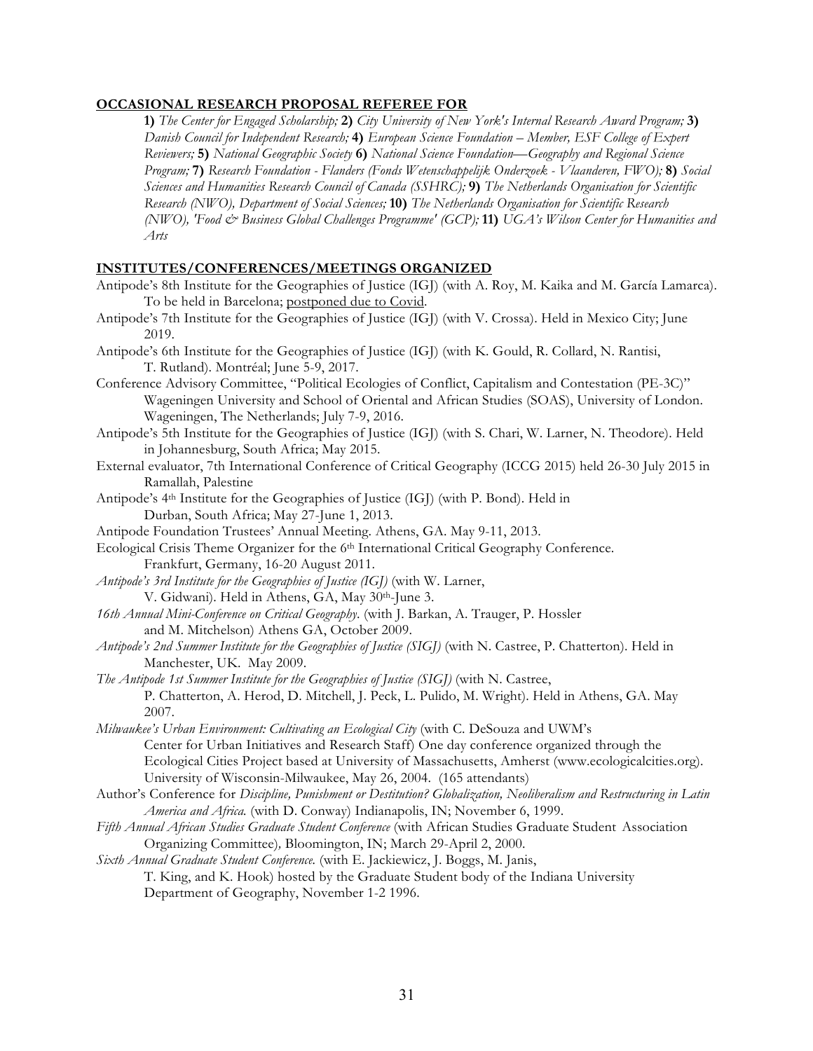## OCCASIONAL RESEARCH PROPOSAL REFEREE FOR

**1)** *The Center for Engaged Scholarship;* **2)** *City University of New York's Internal Research Award Program;* **3)** *Danish Council for Independent Research;* **4)** *European Science Foundation – Member, ESF College of Expert Reviewers;* **5)** *National Geographic Society* **6)** *National Science Foundation—Geography and Regional Science Program;* **7)** *Research Foundation - Flanders (Fonds Wetenschappelijk Onderzoek - Vlaanderen, FWO);* **8)** *Social Sciences and Humanities Research Council of Canada (SSHRC);* **9)** *The Netherlands Organisation for Scientific Research (NWO), Department of Social Sciences;* **10)** *The Netherlands Organisation for Scientific Research (NWO), 'Food & Business Global Challenges Programme' (GCP);* **11)** *UGA's Wilson Center for Humanities and Arts*

## INSTITUTES/CONFERENCES/MEETINGS ORGANIZED

Antipode's 8th Institute for the Geographies of Justice (IGJ) (with A. Roy, M. Kaika and M. García Lamarca). To be held in Barcelona; postponed due to Covid.

Antipode's 7th Institute for the Geographies of Justice (IGJ) (with V. Crossa). Held in Mexico City; June 2019.

Antipode's 6th Institute for the Geographies of Justice (IGJ) (with K. Gould, R. Collard, N. Rantisi, T. Rutland). Montréal; June 5-9, 2017.

Conference Advisory Committee, "Political Ecologies of Conflict, Capitalism and Contestation (PE-3C)" Wageningen University and School of Oriental and African Studies (SOAS), University of London. Wageningen, The Netherlands; July 7-9, 2016.

Antipode's 5th Institute for the Geographies of Justice (IGJ) (with S. Chari, W. Larner, N. Theodore). Held in Johannesburg, South Africa; May 2015.

External evaluator, 7th International Conference of Critical Geography (ICCG 2015) held 26-30 July 2015 in Ramallah, Palestine

Antipode's 4th Institute for the Geographies of Justice (IGJ) (with P. Bond). Held in Durban, South Africa; May 27-June 1, 2013.

Antipode Foundation Trustees' Annual Meeting. Athens, GA. May 9-11, 2013.

Ecological Crisis Theme Organizer for the 6th International Critical Geography Conference. Frankfurt, Germany, 16-20 August 2011.

*Antipode's 3rd Institute for the Geographies of Justice (IGJ)* (with W. Larner, V. Gidwani). Held in Athens, GA, May 30th-June 3.

*16th Annual Mini-Conference on Critical Geography.* (with J. Barkan, A. Trauger, P. Hossler and M. Mitchelson) Athens GA, October 2009.

*Antipode's 2nd Summer Institute for the Geographies of Justice (SIGJ)* (with N. Castree, P. Chatterton). Held in Manchester, UK. May 2009.

*The Antipode 1st Summer Institute for the Geographies of Justice (SIGJ)* (with N. Castree, P. Chatterton, A. Herod, D. Mitchell, J. Peck, L. Pulido, M. Wright). Held in Athens, GA. May 2007.

*Milwaukee's Urban Environment: Cultivating an Ecological City* (with C. DeSouza and UWM's Center for Urban Initiatives and Research Staff) One day conference organized through the Ecological Cities Project based at University of Massachusetts, Amherst (www.ecologicalcities.org). University of Wisconsin-Milwaukee, May 26, 2004. (165 attendants)

Author's Conference for *Discipline, Punishment or Destitution? Globalization, Neoliberalism and Restructuring in Latin America and Africa.* (with D. Conway) Indianapolis, IN; November 6, 1999.

*Fifth Annual African Studies Graduate Student Conference* (with African Studies Graduate Student Association Organizing Committee)*,* Bloomington, IN; March 29-April 2, 2000.

*Sixth Annual Graduate Student Conference.* (with E. Jackiewicz, J. Boggs, M. Janis, T. King, and K. Hook) hosted by the Graduate Student body of the Indiana University Department of Geography, November 1-2 1996.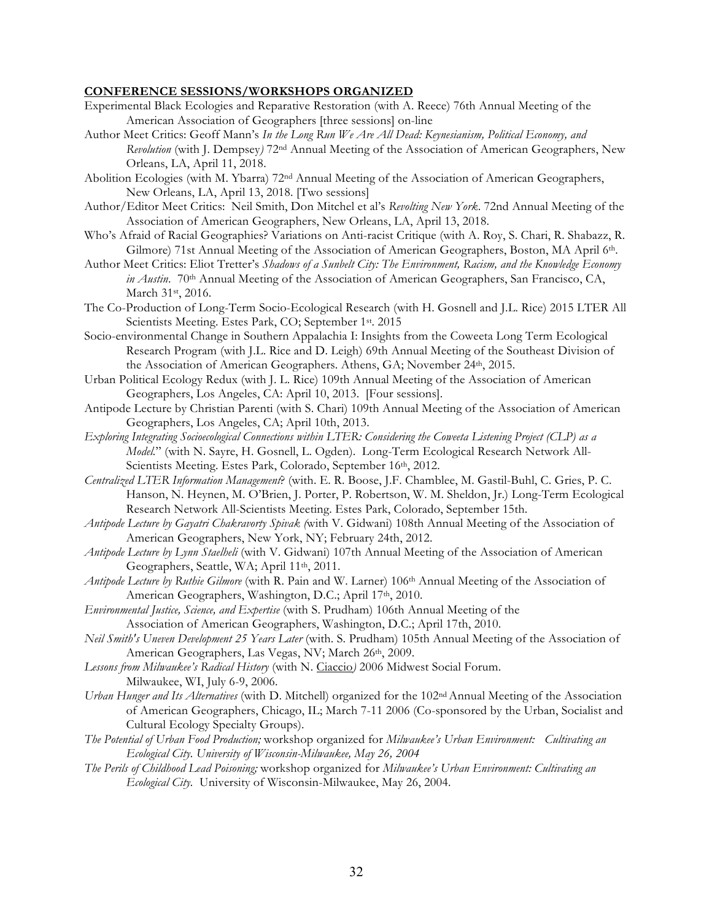**CONFERENCE SESSIONS/WORKSHOPS ORGANIZED**

Experimental Black Ecologies and Reparative Restoration (with A. Reece) 76th Annual Meeting of the American Association of Geographers [three sessions] on-line

Author Meet Critics: Geoff Mann's *In the Long Run We Are All Dead: Keynesianism, Political Economy, and Revolution* (with J. Dempsey*)* 72nd Annual Meeting of the Association of American Geographers, New Orleans, LA, April 11, 2018.

Abolition Ecologies (with M. Ybarra) 72nd Annual Meeting of the Association of American Geographers, New Orleans, LA, April 13, 2018. [Two sessions]

Author/Editor Meet Critics: Neil Smith, Don Mitchel et al's *Revolting New York*. 72nd Annual Meeting of the Association of American Geographers, New Orleans, LA, April 13, 2018.

Who's Afraid of Racial Geographies? Variations on Anti-racist Critique (with A. Roy, S. Chari, R. Shabazz, R. Gilmore) 71st Annual Meeting of the Association of American Geographers, Boston, MA April 6th.

Author Meet Critics: Eliot Tretter's *Shadows of a Sunbelt City: The Environment, Racism, and the Knowledge Economy in Austin*. 70th Annual Meeting of the Association of American Geographers, San Francisco, CA, March 31st, 2016.

The Co-Production of Long-Term Socio-Ecological Research (with H. Gosnell and J.L. Rice) 2015 LTER All Scientists Meeting. Estes Park, CO; September 1st. 2015

Socio-environmental Change in Southern Appalachia I: Insights from the Coweeta Long Term Ecological Research Program (with J.L. Rice and D. Leigh) 69th Annual Meeting of the Southeast Division of the Association of American Geographers. Athens, GA; November 24th, 2015.

Urban Political Ecology Redux (with J. L. Rice) 109th Annual Meeting of the Association of American Geographers, Los Angeles, CA: April 10, 2013. [Four sessions].

Antipode Lecture by Christian Parenti (with S. Chari) 109th Annual Meeting of the Association of American Geographers, Los Angeles, CA; April 10th, 2013.

*Exploring Integrating Socioecological Connections within LTER: Considering the Coweeta Listening Project (CLP) as a Model*." (with N. Sayre, H. Gosnell, L. Ogden). Long-Term Ecological Research Network All-Scientists Meeting. Estes Park, Colorado, September 16th, 2012.

*Centralized LTER Information Management*? (with. E. R. Boose, J.F. Chamblee, M. Gastil-Buhl, C. Gries, P. C. Hanson, N. Heynen, M. O'Brien, J. Porter, P. Robertson, W. M. Sheldon, Jr.) Long-Term Ecological Research Network All-Scientists Meeting. Estes Park, Colorado, September 15th.

*Antipode Lecture by Gayatri Chakravorty Spivak (*with V. Gidwani) 108th Annual Meeting of the Association of American Geographers, New York, NY; February 24th, 2012.

*Antipode Lecture by Lynn Staelheli* (with V. Gidwani) 107th Annual Meeting of the Association of American Geographers, Seattle, WA; April 11th, 2011.

*Antipode Lecture by Ruthie Gilmore* (with R. Pain and W. Larner) 106th Annual Meeting of the Association of American Geographers, Washington, D.C.; April 17th, 2010.

*Environmental Justice, Science, and Expertise* (with S. Prudham) 106th Annual Meeting of the Association of American Geographers, Washington, D.C.; April 17th, 2010.

*Neil Smith's Uneven Development 25 Years Later* (with. S. Prudham) 105th Annual Meeting of the Association of American Geographers, Las Vegas, NV; March 26th, 2009.

*Lessons from Milwaukee's Radical History* (with N. Ciaccio*)* 2006 Midwest Social Forum. Milwaukee, WI, July 6-9, 2006.

*Urban Hunger and Its Alternatives* (with D. Mitchell) organized for the 102nd Annual Meeting of the Association of American Geographers, Chicago, IL; March 7-11 2006 (Co-sponsored by the Urban, Socialist and Cultural Ecology Specialty Groups).

*The Potential of Urban Food Production;* workshop organized for *Milwaukee's Urban Environment: Cultivating an Ecological City. University of Wisconsin-Milwaukee, May 26, 2004*

*The Perils of Childhood Lead Poisoning;* workshop organized for *Milwaukee's Urban Environment: Cultivating an Ecological City*. University of Wisconsin-Milwaukee, May 26, 2004.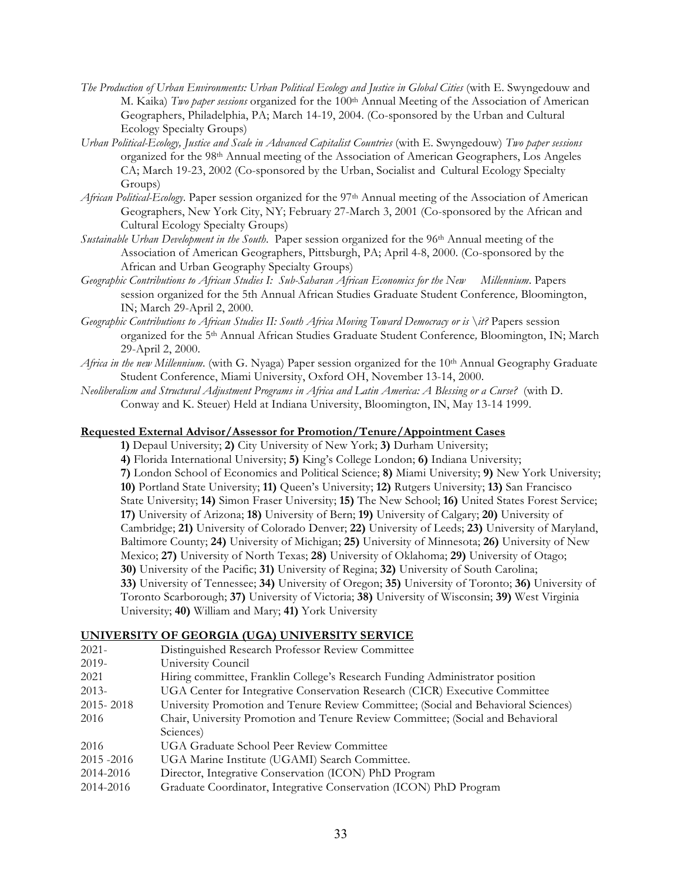*The Production of Urban Environments: Urban Political Ecology and Justice in Global Cities* (with E. Swyngedouw and M. Kaika) *Two paper sessions* organized for the 100th Annual Meeting of the Association of American Geographers, Philadelphia, PA; March 14-19, 2004. (Co-sponsored by the Urban and Cultural Ecology Specialty Groups)

*Urban Political-Ecology, Justice and Scale in Advanced Capitalist Countries* (with E. Swyngedouw) *Two paper sessions* organized for the 98th Annual meeting of the Association of American Geographers, Los Angeles CA; March 19-23, 2002 (Co-sponsored by the Urban, Socialist and Cultural Ecology Specialty Groups)

*African Political-Ecology*. Paper session organized for the 97th Annual meeting of the Association of American Geographers, New York City, NY; February 27-March 3, 2001 (Co-sponsored by the African and Cultural Ecology Specialty Groups)

*Sustainable Urban Development in the South*. Paper session organized for the 96th Annual meeting of the Association of American Geographers, Pittsburgh, PA; April 4-8, 2000. (Co-sponsored by the African and Urban Geography Specialty Groups)

*Geographic Contributions to African Studies I: Sub-Saharan African Economics for the New Millennium*. Papers session organized for the 5th Annual African Studies Graduate Student Conference*,* Bloomington, IN; March 29-April 2, 2000.

*Geographic Contributions to African Studies II: South Africa Moving Toward Democracy or is \it?* Papers session organized for the 5th Annual African Studies Graduate Student Conference*,* Bloomington, IN; March 29-April 2, 2000.

*Africa in the new Millennium*. (with G. Nyaga) Paper session organized for the 10th Annual Geography Graduate Student Conference, Miami University, Oxford OH, November 13-14, 2000.

*Neoliberalism and Structural Adjustment Programs in Africa and Latin America: A Blessing or a Curse?* (with D. Conway and K. Steuer) Held at Indiana University, Bloomington, IN, May 13-14 1999.

## Requested External Advisor/Assessor for Promotion/Tenure/Appointment Cases

**1)** Depaul University; **2)** City University of New York; **3)** Durham University; **4)** Florida International University; **5)** King's College London; **6)** Indiana University; **7)** London School of Economics and Political Science; **8)** Miami University; **9)** New York University; **10)** Portland State University; **11)** Queen's University; **12)** Rutgers University; **13)** San Francisco State University; **14)** Simon Fraser University; **15)** The New School; **16)** United States Forest Service; **17)** University of Arizona; **18)** University of Bern; **19)** University of Calgary; **20)** University of Cambridge; **21)** University of Colorado Denver; **22)** University of Leeds; **23)** University of Maryland, Baltimore County; **24)** University of Michigan; **25)** University of Minnesota; **26)** University of New Mexico; **27)** University of North Texas; **28)** University of Oklahoma; **29)** University of Otago; **30)** University of the Pacific; **31)** University of Regina; **32)** University of South Carolina; **33)** University of Tennessee; **34)** University of Oregon; **35)** University of Toronto; **36)** University of Toronto Scarborough; **37)** University of Victoria; **38)** University of Wisconsin; **39)** West Virginia University; **40)** William and Mary; **41)** York University

## UNIVERSITY OF GEORGIA (UGA) UNIVERSITY SERVICE

| | |
|---|---|
| 2021- | Distinguished Research Professor Review Committee |
| 2019- | University Council |
| 2021 | Hiring committee, Franklin College's Research Funding Administrator position |
| 2013- | UGA Center for Integrative Conservation Research (CICR) Executive Committee |
| 2015- 2018 | University Promotion and Tenure Review Committee; (Social and Behavioral Sciences) |
| 2016 | Chair, University Promotion and Tenure Review Committee; (Social and Behavioral Sciences) |
| 2016 | UGA Graduate School Peer Review Committee |
| 2015 -2016 | UGA Marine Institute (UGAMI) Search Committee. |
| 2014-2016 | Director, Integrative Conservation (ICON) PhD Program |
| 2014-2016 | Graduate Coordinator, Integrative Conservation (ICON) PhD Program |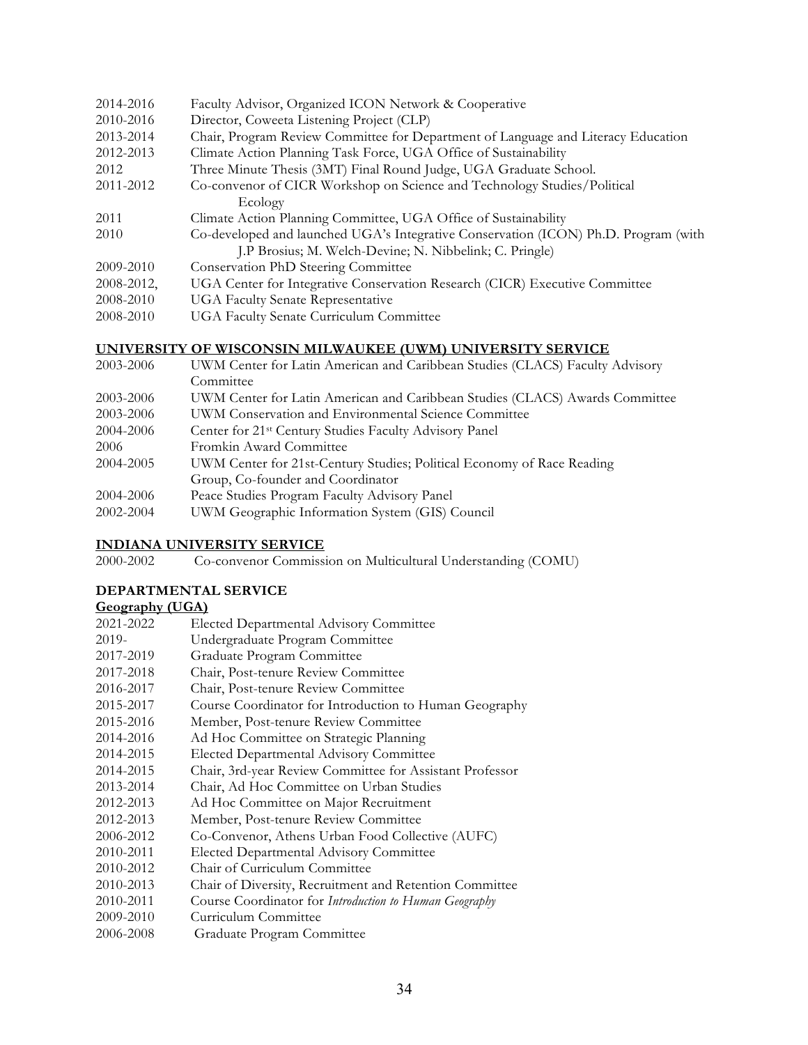2014-2016 Faculty Advisor, Organized ICON Network & Cooperative
2010-2016 Director, Coweeta Listening Project (CLP)
2013-2014 Chair, Program Review Committee for Department of Language and Literacy Education
2012-2013 Climate Action Planning Task Force, UGA Office of Sustainability
2012 Three Minute Thesis (3MT) Final Round Judge, UGA Graduate School.
2011-2012 Co-convenor of CICR Workshop on Science and Technology Studies/Political Ecology
2011 Climate Action Planning Committee, UGA Office of Sustainability
2010 Co-developed and launched UGA's Integrative Conservation (ICON) Ph.D. Program (with J.P Brosius; M. Welch-Devine; N. Nibbelink; C. Pringle)
2009-2010 Conservation PhD Steering Committee
2008-2012, UGA Center for Integrative Conservation Research (CICR) Executive Committee
2008-2010 UGA Faculty Senate Representative
2008-2010 UGA Faculty Senate Curriculum Committee

**UNIVERSITY OF WISCONSIN MILWAUKEE (UWM) UNIVERSITY SERVICE**

2003-2006 UWM Center for Latin American and Caribbean Studies (CLACS) Faculty Advisory Committee
2003-2006 UWM Center for Latin American and Caribbean Studies (CLACS) Awards Committee
2003-2006 UWM Conservation and Environmental Science Committee
2004-2006 Center for 21st Century Studies Faculty Advisory Panel
2006 Fromkin Award Committee
2004-2005 UWM Center for 21st-Century Studies; Political Economy of Race Reading Group, Co-founder and Coordinator
2004-2006 Peace Studies Program Faculty Advisory Panel
2002-2004 UWM Geographic Information System (GIS) Council

**INDIANA UNIVERSITY SERVICE**

2000-2002 Co-convenor Commission on Multicultural Understanding (COMU)

**DEPARTMENTAL SERVICE**

**Geography (UGA)**

2021-2022 Elected Departmental Advisory Committee
2019- Undergraduate Program Committee
2017-2019 Graduate Program Committee
2017-2018 Chair, Post-tenure Review Committee
2016-2017 Chair, Post-tenure Review Committee
2015-2017 Course Coordinator for Introduction to Human Geography
2015-2016 Member, Post-tenure Review Committee
2014-2016 Ad Hoc Committee on Strategic Planning
2014-2015 Elected Departmental Advisory Committee
2014-2015 Chair, 3rd-year Review Committee for Assistant Professor
2013-2014 Chair, Ad Hoc Committee on Urban Studies
2012-2013 Ad Hoc Committee on Major Recruitment
2012-2013 Member, Post-tenure Review Committee
2006-2012 Co-Convenor, Athens Urban Food Collective (AUFC)
2010-2011 Elected Departmental Advisory Committee
2010-2012 Chair of Curriculum Committee
2010-2013 Chair of Diversity, Recruitment and Retention Committee
2010-2011 Course Coordinator for *Introduction to Human Geography*
2009-2010 Curriculum Committee
2006-2008 Graduate Program Committee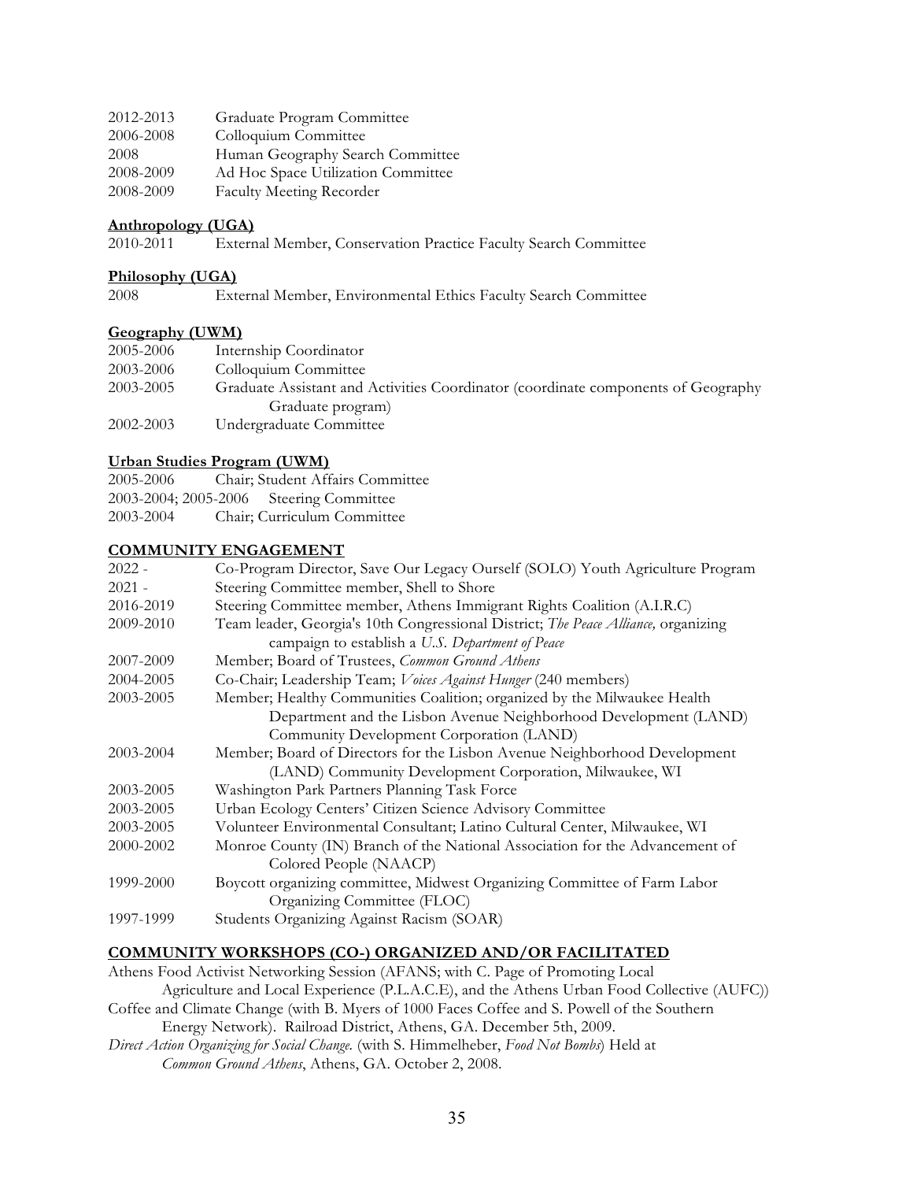| | |
|---|---|
| 2012-2013 | Graduate Program Committee |
| 2006-2008 | Colloquium Committee |
| 2008 | Human Geography Search Committee |
| 2008-2009 | Ad Hoc Space Utilization Committee |
| 2008-2009 | Faculty Meeting Recorder |

**Anthropology (UGA)**

| | |
|---|---|
| 2010-2011 | External Member, Conservation Practice Faculty Search Committee |

**Philosophy (UGA)**

| | |
|---|---|
| 2008 | External Member, Environmental Ethics Faculty Search Committee |

**Geography (UWM)**

| | |
|---|---|
| 2005-2006 | Internship Coordinator |
| 2003-2006 | Colloquium Committee |
| 2003-2005 | Graduate Assistant and Activities Coordinator (coordinate components of Geography Graduate program) |
| 2002-2003 | Undergraduate Committee |

**Urban Studies Program (UWM)**

| | |
|---|---|
| 2005-2006 | Chair; Student Affairs Committee |
| 2003-2004; 2005-2006 | Steering Committee |
| 2003-2004 | Chair; Curriculum Committee |

## COMMUNITY ENGAGEMENT

| | |
|---|---|
| 2022 - | Co-Program Director, Save Our Legacy Ourself (SOLO) Youth Agriculture Program |
| 2021 - | Steering Committee member, Shell to Shore |
| 2016-2019 | Steering Committee member, Athens Immigrant Rights Coalition (A.I.R.C) |
| 2009-2010 | Team leader, Georgia's 10th Congressional District; *The Peace Alliance,* organizing campaign to establish a *U.S. Department of Peace* |
| 2007-2009 | Member; Board of Trustees, *Common Ground Athens* |
| 2004-2005 | Co-Chair; Leadership Team; *Voices Against Hunger* (240 members) |
| 2003-2005 | Member; Healthy Communities Coalition; organized by the Milwaukee Health Department and the Lisbon Avenue Neighborhood Development (LAND) Community Development Corporation (LAND) |
| 2003-2004 | Member; Board of Directors for the Lisbon Avenue Neighborhood Development (LAND) Community Development Corporation, Milwaukee, WI |
| 2003-2005 | Washington Park Partners Planning Task Force |
| 2003-2005 | Urban Ecology Centers' Citizen Science Advisory Committee |
| 2003-2005 | Volunteer Environmental Consultant; Latino Cultural Center, Milwaukee, WI |
| 2000-2002 | Monroe County (IN) Branch of the National Association for the Advancement of Colored People (NAACP) |
| 1999-2000 | Boycott organizing committee, Midwest Organizing Committee of Farm Labor Organizing Committee (FLOC) |
| 1997-1999 | Students Organizing Against Racism (SOAR) |

## COMMUNITY WORKSHOPS (CO-) ORGANIZED AND/OR FACILITATED

Athens Food Activist Networking Session (AFANS; with C. Page of Promoting Local Agriculture and Local Experience (P.L.A.C.E), and the Athens Urban Food Collective (AUFC))

Coffee and Climate Change (with B. Myers of 1000 Faces Coffee and S. Powell of the Southern Energy Network). Railroad District, Athens, GA. December 5th, 2009.

*Direct Action Organizing for Social Change.* (with S. Himmelheber, *Food Not Bombs*) Held at *Common Ground Athens*, Athens, GA. October 2, 2008.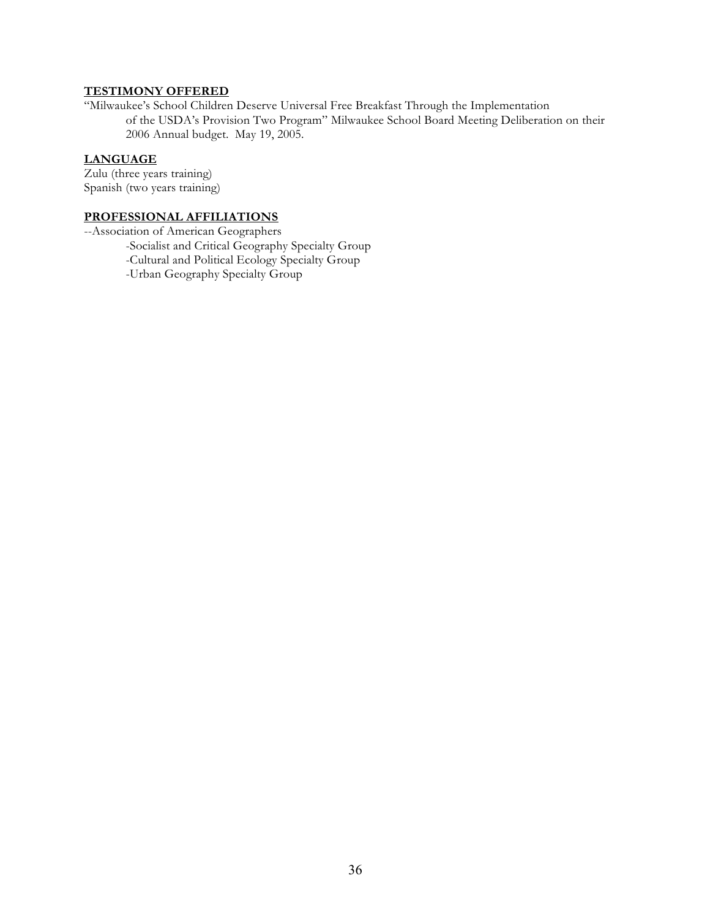## TESTIMONY OFFERED

"Milwaukee's School Children Deserve Universal Free Breakfast Through the Implementation of the USDA's Provision Two Program" Milwaukee School Board Meeting Deliberation on their 2006 Annual budget. May 19, 2005.

## LANGUAGE

Zulu (three years training)
Spanish (two years training)

## PROFESSIONAL AFFILIATIONS

--Association of American Geographers
- -Socialist and Critical Geography Specialty Group
- -Cultural and Political Ecology Specialty Group
- -Urban Geography Specialty Group